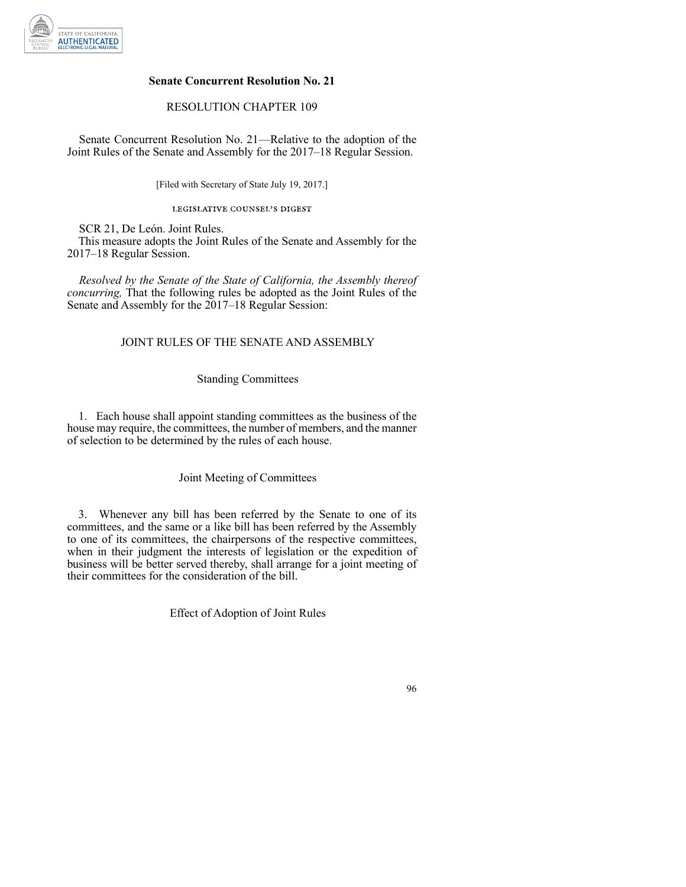# Senate Concurrent Resolution No. 21

RESOLUTION CHAPTER 109

Senate Concurrent Resolution No. 21—Relative to the adoption of the Joint Rules of the Senate and Assembly for the 2017–18 Regular Session.

[Filed with Secretary of State July 19, 2017.]

LEGISLATIVE COUNSEL'S DIGEST

SCR 21, De León. Joint Rules.

This measure adopts the Joint Rules of the Senate and Assembly for the 2017–18 Regular Session.

*Resolved by the Senate of the State of California, the Assembly thereof concurring,* That the following rules be adopted as the Joint Rules of the Senate and Assembly for the 2017–18 Regular Session:

## JOINT RULES OF THE SENATE AND ASSEMBLY

### Standing Committees

1. Each house shall appoint standing committees as the business of the house may require, the committees, the number of members, and the manner of selection to be determined by the rules of each house.

### Joint Meeting of Committees

3. Whenever any bill has been referred by the Senate to one of its committees, and the same or a like bill has been referred by the Assembly to one of its committees, the chairpersons of the respective committees, when in their judgment the interests of legislation or the expedition of business will be better served thereby, shall arrange for a joint meeting of their committees for the consideration of the bill.

### Effect of Adoption of Joint Rules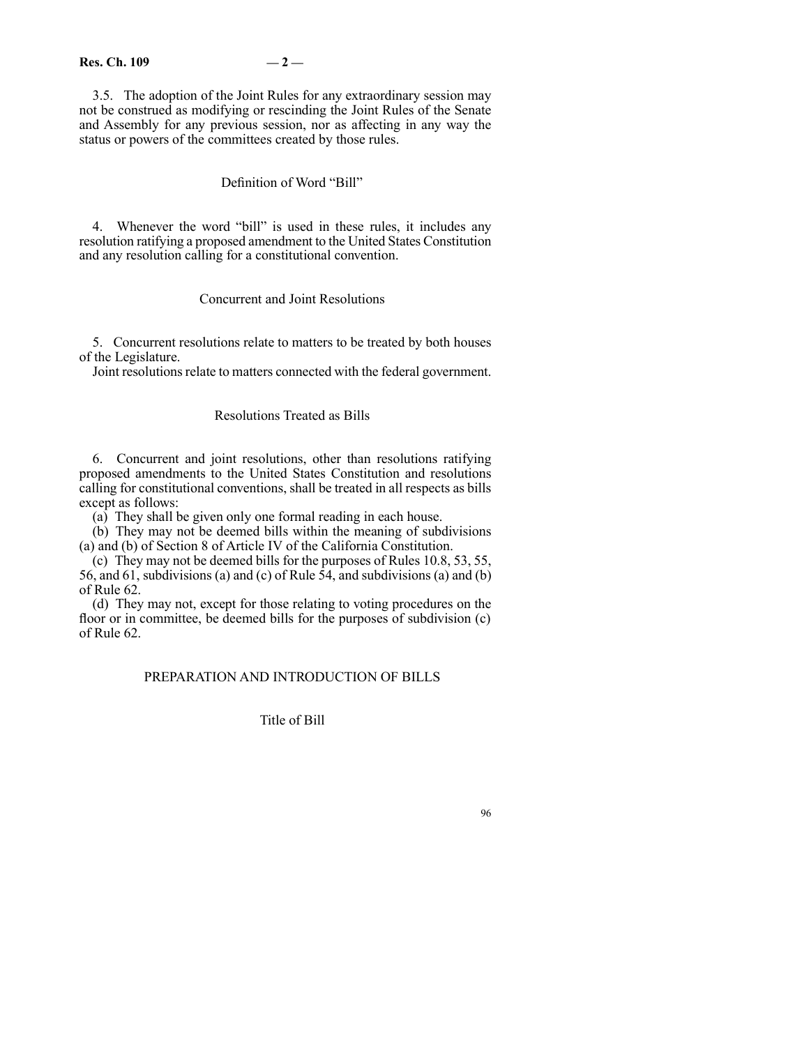3.5. The adoption of the Joint Rules for any extraordinary session may not be construed as modifying or rescinding the Joint Rules of the Senate and Assembly for any previous session, nor as affecting in any way the status or powers of the committees created by those rules.

### Definition of Word "Bill"

4. Whenever the word "bill" is used in these rules, it includes any resolution ratifying a proposed amendment to the United States Constitution and any resolution calling for a constitutional convention.

### Concurrent and Joint Resolutions

5. Concurrent resolutions relate to matters to be treated by both houses of the Legislature.

Joint resolutions relate to matters connected with the federal government.

### Resolutions Treated as Bills

6. Concurrent and joint resolutions, other than resolutions ratifying proposed amendments to the United States Constitution and resolutions calling for constitutional conventions, shall be treated in all respects as bills except as follows:

(a) They shall be given only one formal reading in each house.

(b) They may not be deemed bills within the meaning of subdivisions (a) and (b) of Section 8 of Article IV of the California Constitution.

(c) They may not be deemed bills for the purposes of Rules 10.8, 53, 55, 56, and 61, subdivisions (a) and (c) of Rule 54, and subdivisions (a) and (b) of Rule 62.

(d) They may not, except for those relating to voting procedures on the floor or in committee, be deemed bills for the purposes of subdivision (c) of Rule 62.

## PREPARATION AND INTRODUCTION OF BILLS

### Title of Bill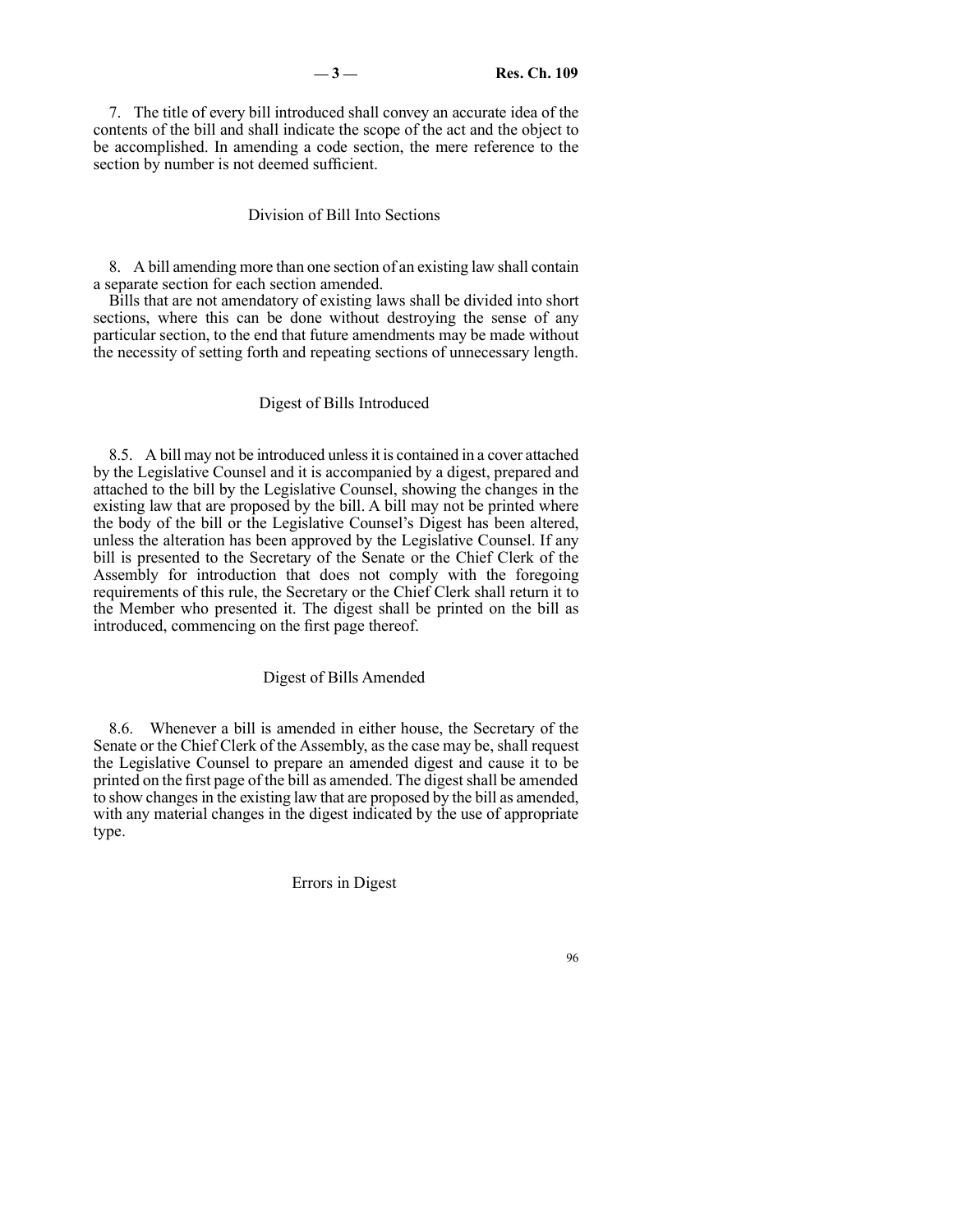7. The title of every bill introduced shall convey an accurate idea of the contents of the bill and shall indicate the scope of the act and the object to be accomplished. In amending a code section, the mere reference to the section by number is not deemed sufficient.

### Division of Bill Into Sections

8. A bill amending more than one section of an existing law shall contain a separate section for each section amended.

Bills that are not amendatory of existing laws shall be divided into short sections, where this can be done without destroying the sense of any particular section, to the end that future amendments may be made without the necessity of setting forth and repeating sections of unnecessary length.

### Digest of Bills Introduced

8.5. A bill may not be introduced unless it is contained in a cover attached by the Legislative Counsel and it is accompanied by a digest, prepared and attached to the bill by the Legislative Counsel, showing the changes in the existing law that are proposed by the bill. A bill may not be printed where the body of the bill or the Legislative Counsel's Digest has been altered, unless the alteration has been approved by the Legislative Counsel. If any bill is presented to the Secretary of the Senate or the Chief Clerk of the Assembly for introduction that does not comply with the foregoing requirements of this rule, the Secretary or the Chief Clerk shall return it to the Member who presented it. The digest shall be printed on the bill as introduced, commencing on the first page thereof.

### Digest of Bills Amended

8.6. Whenever a bill is amended in either house, the Secretary of the Senate or the Chief Clerk of the Assembly, as the case may be, shall request the Legislative Counsel to prepare an amended digest and cause it to be printed on the first page of the bill as amended. The digest shall be amended to show changes in the existing law that are proposed by the bill as amended, with any material changes in the digest indicated by the use of appropriate type.

### Errors in Digest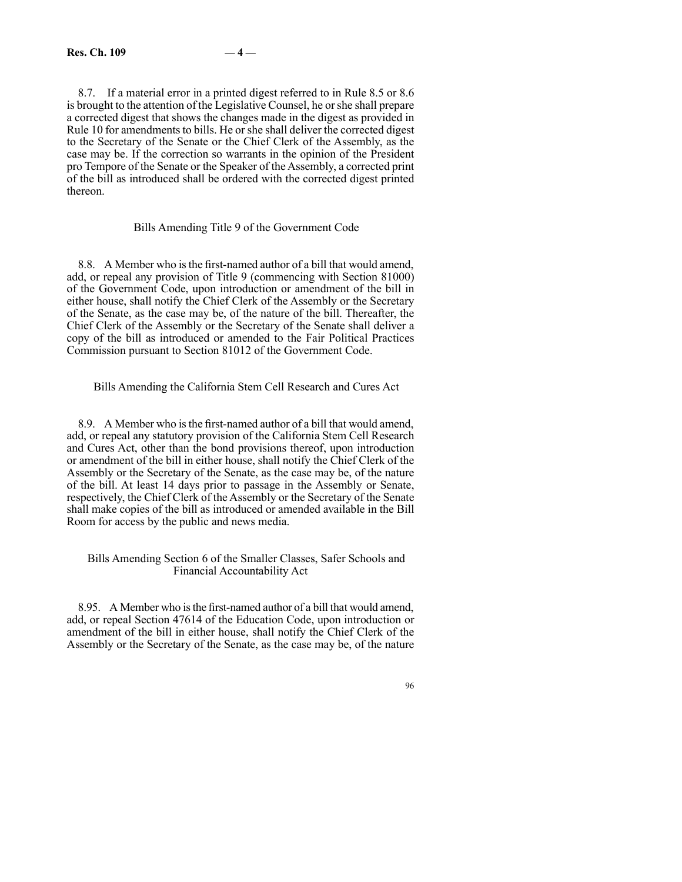8.7. If a material error in a printed digest referred to in Rule 8.5 or 8.6 is brought to the attention of the Legislative Counsel, he or she shall prepare a corrected digest that shows the changes made in the digest as provided in Rule 10 for amendments to bills. He or she shall deliver the corrected digest to the Secretary of the Senate or the Chief Clerk of the Assembly, as the case may be. If the correction so warrants in the opinion of the President pro Tempore of the Senate or the Speaker of the Assembly, a corrected print of the bill as introduced shall be ordered with the corrected digest printed thereon.

### Bills Amending Title 9 of the Government Code

8.8. A Member who is the first-named author of a bill that would amend, add, or repeal any provision of Title 9 (commencing with Section 81000) of the Government Code, upon introduction or amendment of the bill in either house, shall notify the Chief Clerk of the Assembly or the Secretary of the Senate, as the case may be, of the nature of the bill. Thereafter, the Chief Clerk of the Assembly or the Secretary of the Senate shall deliver a copy of the bill as introduced or amended to the Fair Political Practices Commission pursuant to Section 81012 of the Government Code.

### Bills Amending the California Stem Cell Research and Cures Act

8.9. A Member who is the first-named author of a bill that would amend, add, or repeal any statutory provision of the California Stem Cell Research and Cures Act, other than the bond provisions thereof, upon introduction or amendment of the bill in either house, shall notify the Chief Clerk of the Assembly or the Secretary of the Senate, as the case may be, of the nature of the bill. At least 14 days prior to passage in the Assembly or Senate, respectively, the Chief Clerk of the Assembly or the Secretary of the Senate shall make copies of the bill as introduced or amended available in the Bill Room for access by the public and news media.

### Bills Amending Section 6 of the Smaller Classes, Safer Schools and Financial Accountability Act

8.95. A Member who is the first-named author of a bill that would amend, add, or repeal Section 47614 of the Education Code, upon introduction or amendment of the bill in either house, shall notify the Chief Clerk of the Assembly or the Secretary of the Senate, as the case may be, of the nature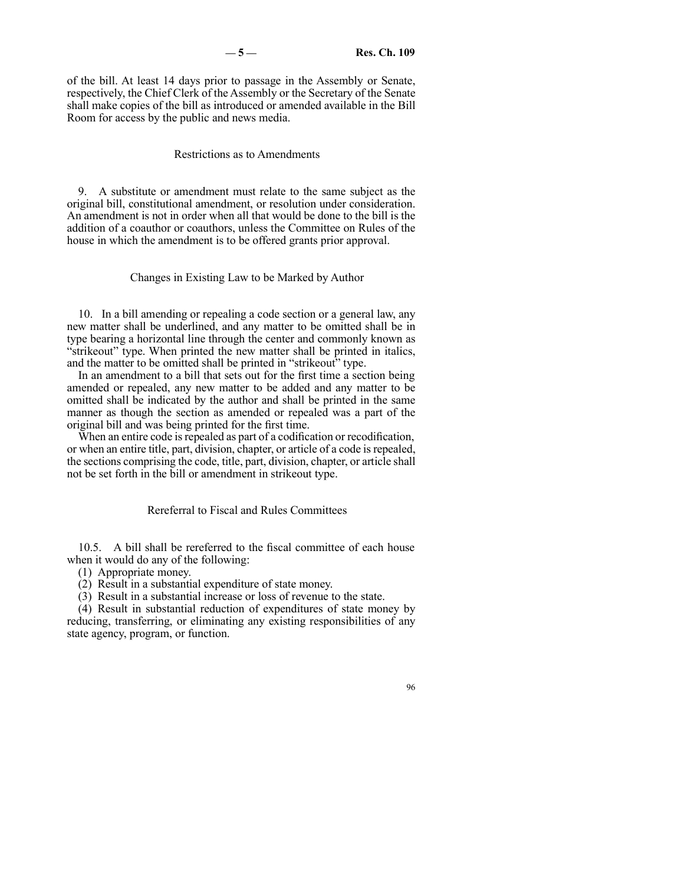of the bill. At least 14 days prior to passage in the Assembly or Senate, respectively, the Chief Clerk of the Assembly or the Secretary of the Senate shall make copies of the bill as introduced or amended available in the Bill Room for access by the public and news media.

### Restrictions as to Amendments

9. A substitute or amendment must relate to the same subject as the original bill, constitutional amendment, or resolution under consideration. An amendment is not in order when all that would be done to the bill is the addition of a coauthor or coauthors, unless the Committee on Rules of the house in which the amendment is to be offered grants prior approval.

### Changes in Existing Law to be Marked by Author

10. In a bill amending or repealing a code section or a general law, any new matter shall be underlined, and any matter to be omitted shall be in type bearing a horizontal line through the center and commonly known as "strikeout" type. When printed the new matter shall be printed in italics, and the matter to be omitted shall be printed in "strikeout" type.

In an amendment to a bill that sets out for the first time a section being amended or repealed, any new matter to be added and any matter to be omitted shall be indicated by the author and shall be printed in the same manner as though the section as amended or repealed was a part of the original bill and was being printed for the first time.

When an entire code is repealed as part of a codification or recodification, or when an entire title, part, division, chapter, or article of a code is repealed, the sections comprising the code, title, part, division, chapter, or article shall not be set forth in the bill or amendment in strikeout type.

### Rereferral to Fiscal and Rules Committees

10.5. A bill shall be rereferred to the fiscal committee of each house when it would do any of the following:

(1) Appropriate money.

(2) Result in a substantial expenditure of state money.

(3) Result in a substantial increase or loss of revenue to the state.

(4) Result in substantial reduction of expenditures of state money by reducing, transferring, or eliminating any existing responsibilities of any state agency, program, or function.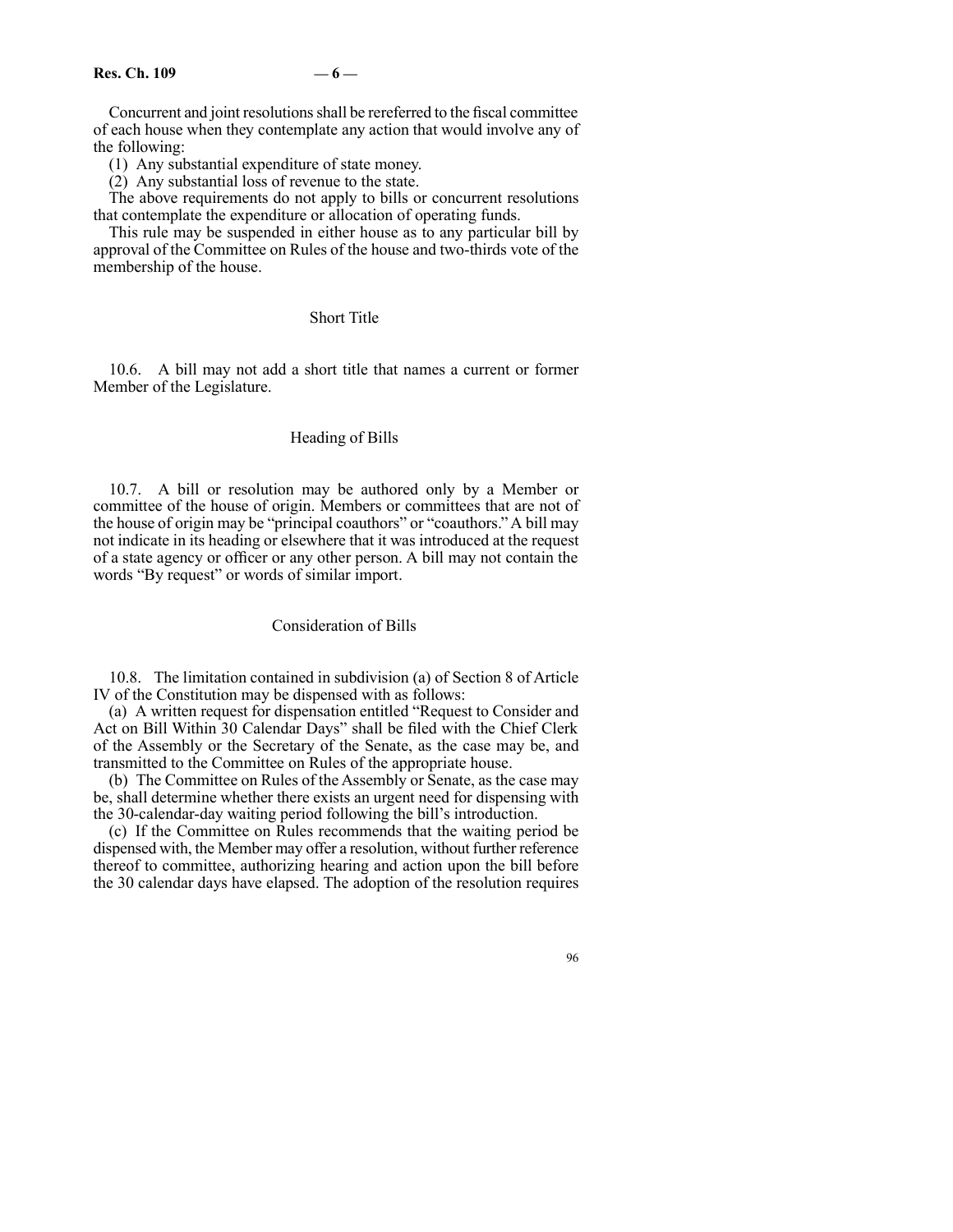Concurrent and joint resolutions shall be rereferred to the fiscal committee of each house when they contemplate any action that would involve any of the following:

(1) Any substantial expenditure of state money.

(2) Any substantial loss of revenue to the state.

The above requirements do not apply to bills or concurrent resolutions that contemplate the expenditure or allocation of operating funds.

This rule may be suspended in either house as to any particular bill by approval of the Committee on Rules of the house and two-thirds vote of the membership of the house.

### Short Title

10.6. A bill may not add a short title that names a current or former Member of the Legislature.

### Heading of Bills

10.7. A bill or resolution may be authored only by a Member or committee of the house of origin. Members or committees that are not of the house of origin may be "principal coauthors" or "coauthors." A bill may not indicate in its heading or elsewhere that it was introduced at the request of a state agency or officer or any other person. A bill may not contain the words "By request" or words of similar import.

### Consideration of Bills

10.8. The limitation contained in subdivision (a) of Section 8 of Article IV of the Constitution may be dispensed with as follows:

(a) A written request for dispensation entitled "Request to Consider and Act on Bill Within 30 Calendar Days" shall be filed with the Chief Clerk of the Assembly or the Secretary of the Senate, as the case may be, and transmitted to the Committee on Rules of the appropriate house.

(b) The Committee on Rules of the Assembly or Senate, as the case may be, shall determine whether there exists an urgent need for dispensing with the 30-calendar-day waiting period following the bill's introduction.

(c) If the Committee on Rules recommends that the waiting period be dispensed with, the Member may offer a resolution, without further reference thereof to committee, authorizing hearing and action upon the bill before the 30 calendar days have elapsed. The adoption of the resolution requires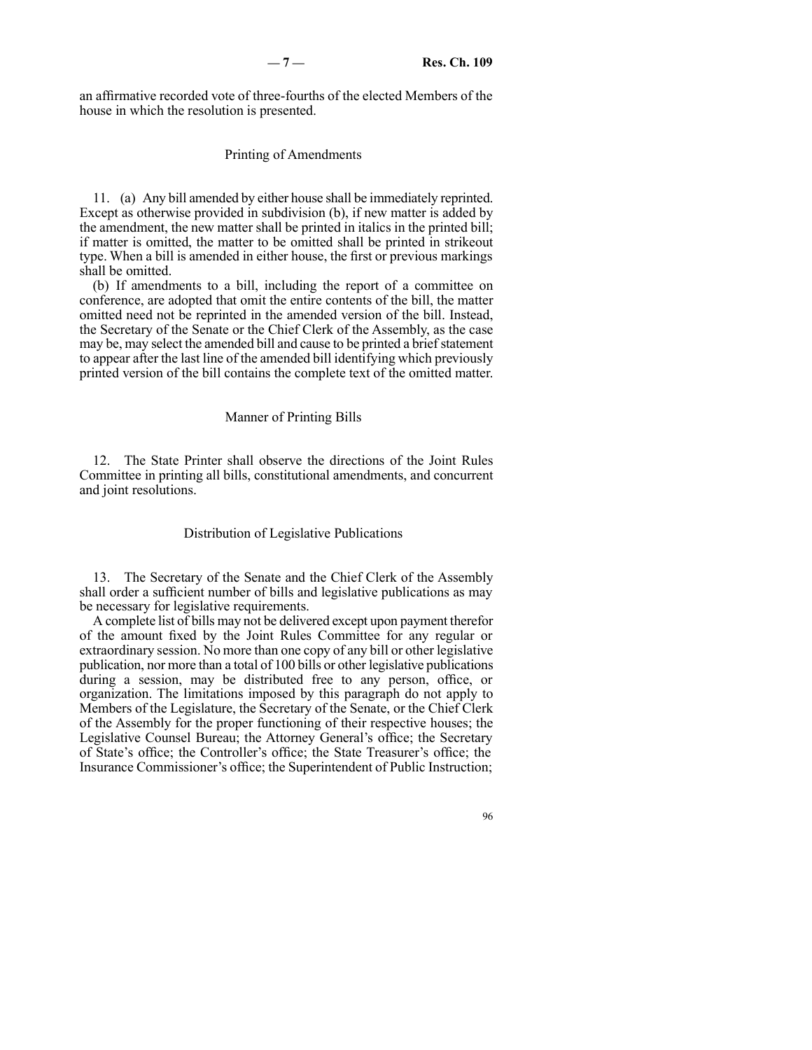an affirmative recorded vote of three-fourths of the elected Members of the house in which the resolution is presented.

### Printing of Amendments

11. (a) Any bill amended by either house shall be immediately reprinted. Except as otherwise provided in subdivision (b), if new matter is added by the amendment, the new matter shall be printed in italics in the printed bill; if matter is omitted, the matter to be omitted shall be printed in strikeout type. When a bill is amended in either house, the first or previous markings shall be omitted.

(b) If amendments to a bill, including the report of a committee on conference, are adopted that omit the entire contents of the bill, the matter omitted need not be reprinted in the amended version of the bill. Instead, the Secretary of the Senate or the Chief Clerk of the Assembly, as the case may be, may select the amended bill and cause to be printed a brief statement to appear after the last line of the amended bill identifying which previously printed version of the bill contains the complete text of the omitted matter.

### Manner of Printing Bills

12. The State Printer shall observe the directions of the Joint Rules Committee in printing all bills, constitutional amendments, and concurrent and joint resolutions.

### Distribution of Legislative Publications

13. The Secretary of the Senate and the Chief Clerk of the Assembly shall order a sufficient number of bills and legislative publications as may be necessary for legislative requirements.

A complete list of bills may not be delivered except upon payment therefor of the amount fixed by the Joint Rules Committee for any regular or extraordinary session. No more than one copy of any bill or other legislative publication, nor more than a total of 100 bills or other legislative publications during a session, may be distributed free to any person, office, or organization. The limitations imposed by this paragraph do not apply to Members of the Legislature, the Secretary of the Senate, or the Chief Clerk of the Assembly for the proper functioning of their respective houses; the Legislative Counsel Bureau; the Attorney General's office; the Secretary of State's office; the Controller's office; the State Treasurer's office; the Insurance Commissioner's office; the Superintendent of Public Instruction;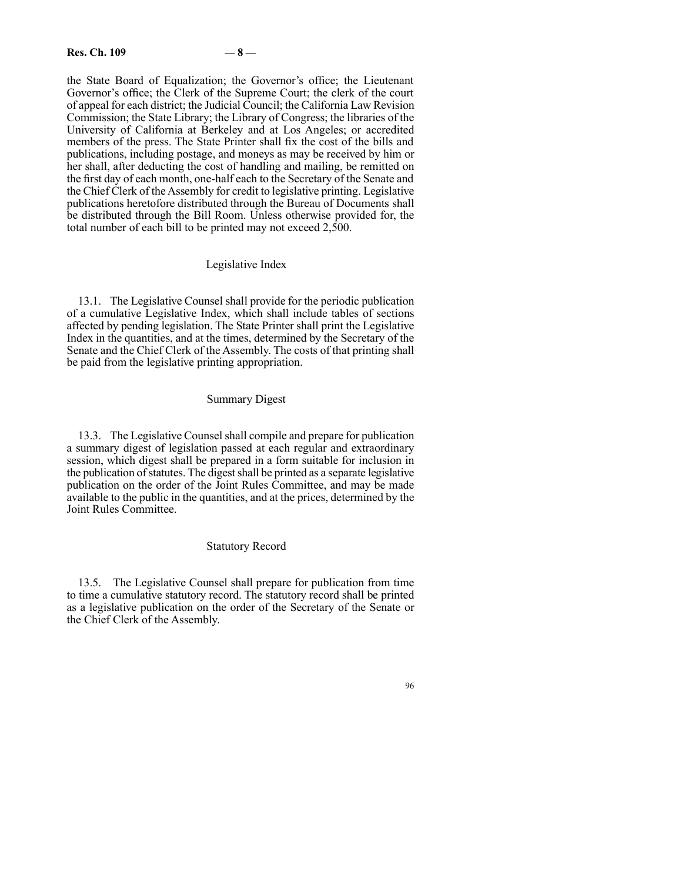the State Board of Equalization; the Governor's office; the Lieutenant Governor's office; the Clerk of the Supreme Court; the clerk of the court of appeal for each district; the Judicial Council; the California Law Revision Commission; the State Library; the Library of Congress; the libraries of the University of California at Berkeley and at Los Angeles; or accredited members of the press. The State Printer shall fix the cost of the bills and publications, including postage, and moneys as may be received by him or her shall, after deducting the cost of handling and mailing, be remitted on the first day of each month, one-half each to the Secretary of the Senate and the Chief Clerk of the Assembly for credit to legislative printing. Legislative publications heretofore distributed through the Bureau of Documents shall be distributed through the Bill Room. Unless otherwise provided for, the total number of each bill to be printed may not exceed 2,500.

### Legislative Index

13.1. The Legislative Counsel shall provide for the periodic publication of a cumulative Legislative Index, which shall include tables of sections affected by pending legislation. The State Printer shall print the Legislative Index in the quantities, and at the times, determined by the Secretary of the Senate and the Chief Clerk of the Assembly. The costs of that printing shall be paid from the legislative printing appropriation.

### Summary Digest

13.3. The Legislative Counsel shall compile and prepare for publication a summary digest of legislation passed at each regular and extraordinary session, which digest shall be prepared in a form suitable for inclusion in the publication of statutes. The digest shall be printed as a separate legislative publication on the order of the Joint Rules Committee, and may be made available to the public in the quantities, and at the prices, determined by the Joint Rules Committee.

### Statutory Record

13.5. The Legislative Counsel shall prepare for publication from time to time a cumulative statutory record. The statutory record shall be printed as a legislative publication on the order of the Secretary of the Senate or the Chief Clerk of the Assembly.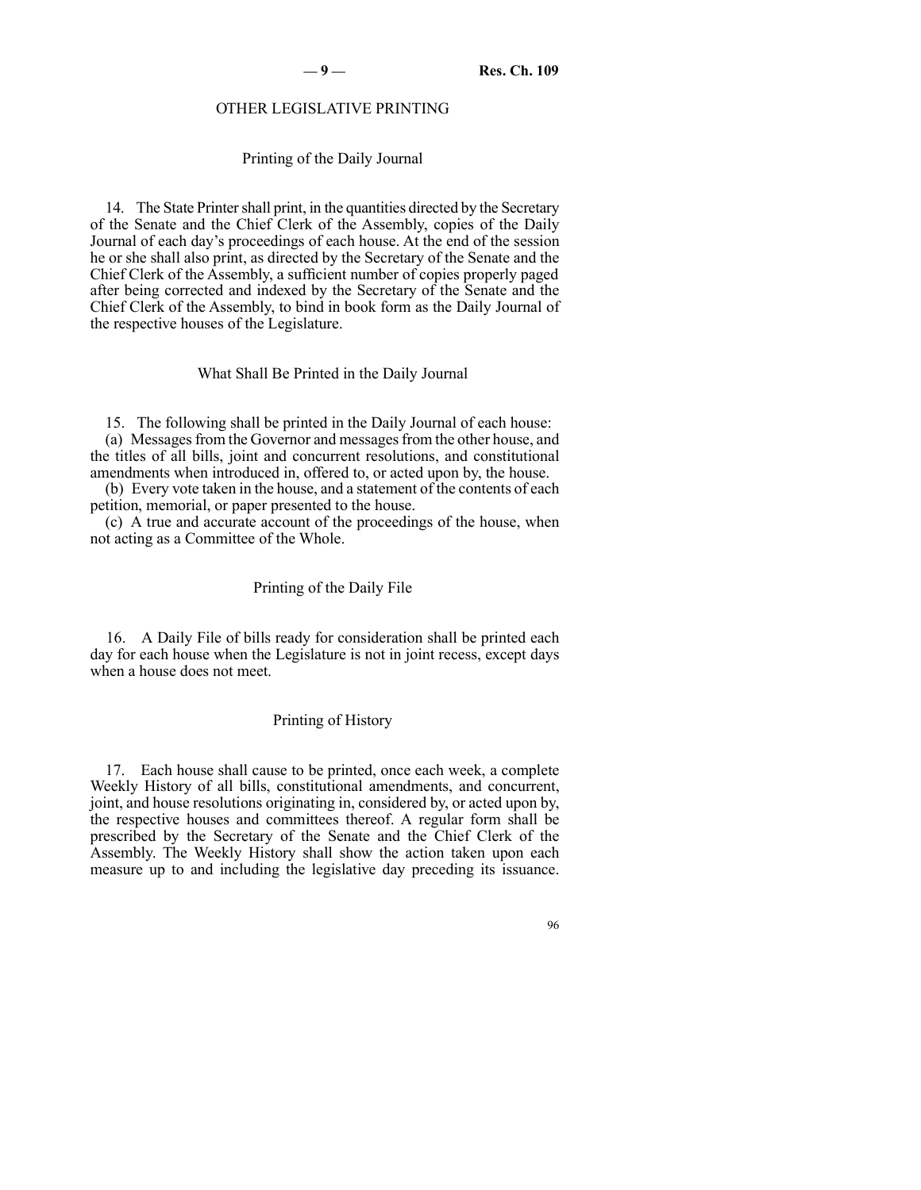## OTHER LEGISLATIVE PRINTING

### Printing of the Daily Journal

14. The State Printer shall print, in the quantities directed by the Secretary of the Senate and the Chief Clerk of the Assembly, copies of the Daily Journal of each day's proceedings of each house. At the end of the session he or she shall also print, as directed by the Secretary of the Senate and the Chief Clerk of the Assembly, a sufficient number of copies properly paged after being corrected and indexed by the Secretary of the Senate and the Chief Clerk of the Assembly, to bind in book form as the Daily Journal of the respective houses of the Legislature.

### What Shall Be Printed in the Daily Journal

15. The following shall be printed in the Daily Journal of each house:

(a) Messages from the Governor and messages from the other house, and the titles of all bills, joint and concurrent resolutions, and constitutional amendments when introduced in, offered to, or acted upon by, the house.

(b) Every vote taken in the house, and a statement of the contents of each petition, memorial, or paper presented to the house.

(c) A true and accurate account of the proceedings of the house, when not acting as a Committee of the Whole.

### Printing of the Daily File

16. A Daily File of bills ready for consideration shall be printed each day for each house when the Legislature is not in joint recess, except days when a house does not meet.

### Printing of History

17. Each house shall cause to be printed, once each week, a complete Weekly History of all bills, constitutional amendments, and concurrent, joint, and house resolutions originating in, considered by, or acted upon by, the respective houses and committees thereof. A regular form shall be prescribed by the Secretary of the Senate and the Chief Clerk of the Assembly. The Weekly History shall show the action taken upon each measure up to and including the legislative day preceding its issuance.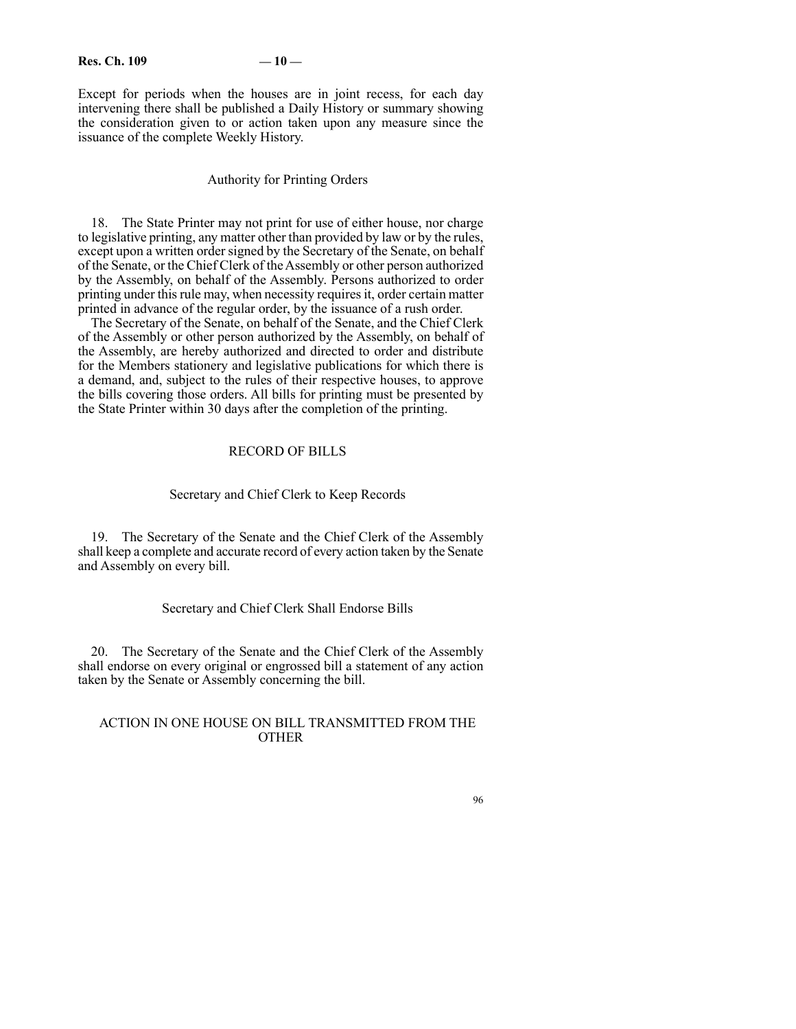Except for periods when the houses are in joint recess, for each day intervening there shall be published a Daily History or summary showing the consideration given to or action taken upon any measure since the issuance of the complete Weekly History.

### Authority for Printing Orders

18. The State Printer may not print for use of either house, nor charge to legislative printing, any matter other than provided by law or by the rules, except upon a written order signed by the Secretary of the Senate, on behalf of the Senate, or the Chief Clerk of the Assembly or other person authorized by the Assembly, on behalf of the Assembly. Persons authorized to order printing under this rule may, when necessity requires it, order certain matter printed in advance of the regular order, by the issuance of a rush order.

The Secretary of the Senate, on behalf of the Senate, and the Chief Clerk of the Assembly or other person authorized by the Assembly, on behalf of the Assembly, are hereby authorized and directed to order and distribute for the Members stationery and legislative publications for which there is a demand, and, subject to the rules of their respective houses, to approve the bills covering those orders. All bills for printing must be presented by the State Printer within 30 days after the completion of the printing.

## RECORD OF BILLS

### Secretary and Chief Clerk to Keep Records

19. The Secretary of the Senate and the Chief Clerk of the Assembly shall keep a complete and accurate record of every action taken by the Senate and Assembly on every bill.

### Secretary and Chief Clerk Shall Endorse Bills

20. The Secretary of the Senate and the Chief Clerk of the Assembly shall endorse on every original or engrossed bill a statement of any action taken by the Senate or Assembly concerning the bill.

## ACTION IN ONE HOUSE ON BILL TRANSMITTED FROM THE OTHER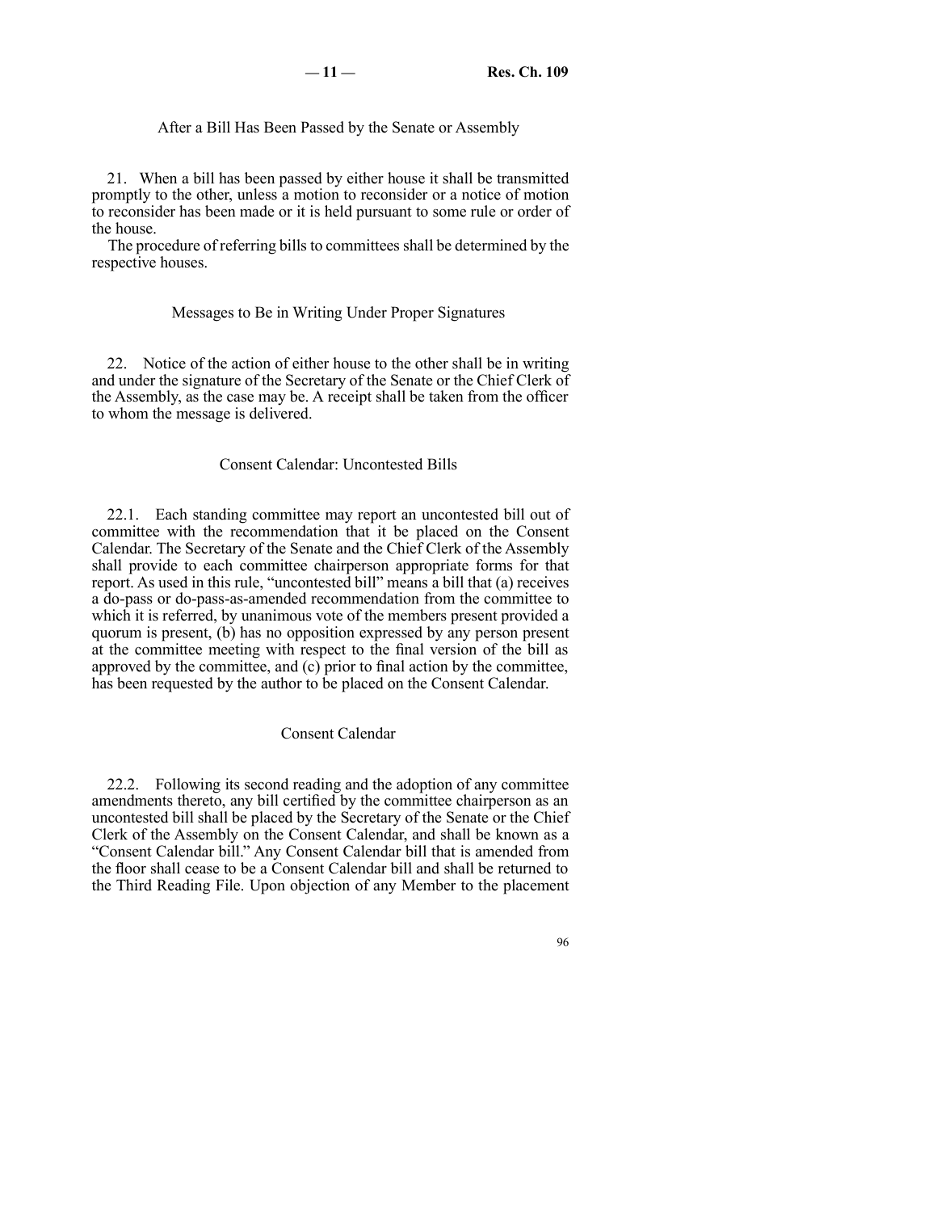### After a Bill Has Been Passed by the Senate or Assembly

21. When a bill has been passed by either house it shall be transmitted promptly to the other, unless a motion to reconsider or a notice of motion to reconsider has been made or it is held pursuant to some rule or order of the house.

The procedure of referring bills to committees shall be determined by the respective houses.

### Messages to Be in Writing Under Proper Signatures

22. Notice of the action of either house to the other shall be in writing and under the signature of the Secretary of the Senate or the Chief Clerk of the Assembly, as the case may be. A receipt shall be taken from the officer to whom the message is delivered.

### Consent Calendar: Uncontested Bills

22.1. Each standing committee may report an uncontested bill out of committee with the recommendation that it be placed on the Consent Calendar. The Secretary of the Senate and the Chief Clerk of the Assembly shall provide to each committee chairperson appropriate forms for that report. As used in this rule, "uncontested bill" means a bill that (a) receives a do-pass or do-pass-as-amended recommendation from the committee to which it is referred, by unanimous vote of the members present provided a quorum is present, (b) has no opposition expressed by any person present at the committee meeting with respect to the final version of the bill as approved by the committee, and (c) prior to final action by the committee, has been requested by the author to be placed on the Consent Calendar.

### Consent Calendar

22.2. Following its second reading and the adoption of any committee amendments thereto, any bill certified by the committee chairperson as an uncontested bill shall be placed by the Secretary of the Senate or the Chief Clerk of the Assembly on the Consent Calendar, and shall be known as a "Consent Calendar bill." Any Consent Calendar bill that is amended from the floor shall cease to be a Consent Calendar bill and shall be returned to the Third Reading File. Upon objection of any Member to the placement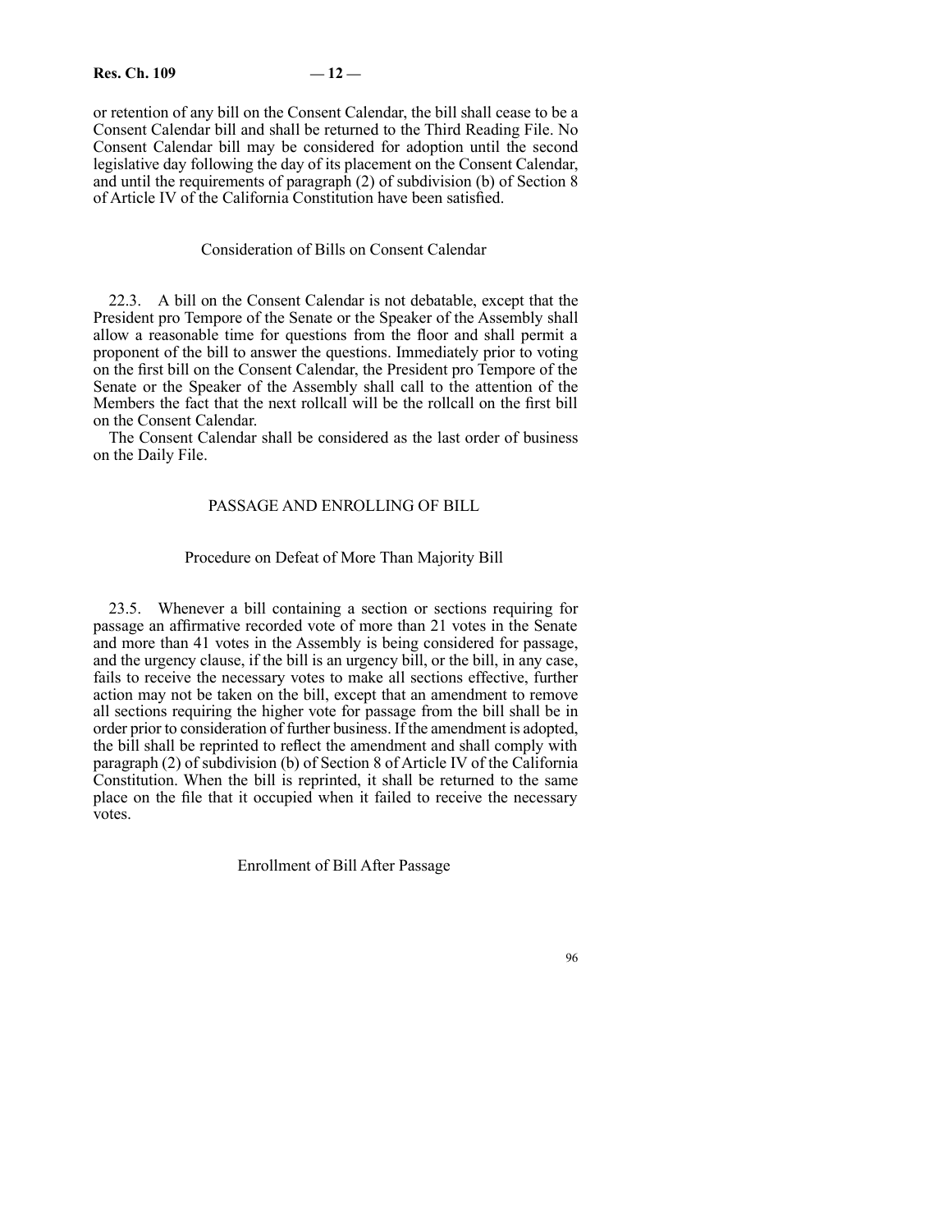or retention of any bill on the Consent Calendar, the bill shall cease to be a Consent Calendar bill and shall be returned to the Third Reading File. No Consent Calendar bill may be considered for adoption until the second legislative day following the day of its placement on the Consent Calendar, and until the requirements of paragraph (2) of subdivision (b) of Section 8 of Article IV of the California Constitution have been satisfied.

### Consideration of Bills on Consent Calendar

22.3. A bill on the Consent Calendar is not debatable, except that the President pro Tempore of the Senate or the Speaker of the Assembly shall allow a reasonable time for questions from the floor and shall permit a proponent of the bill to answer the questions. Immediately prior to voting on the first bill on the Consent Calendar, the President pro Tempore of the Senate or the Speaker of the Assembly shall call to the attention of the Members the fact that the next rollcall will be the rollcall on the first bill on the Consent Calendar.

The Consent Calendar shall be considered as the last order of business on the Daily File.

## PASSAGE AND ENROLLING OF BILL

### Procedure on Defeat of More Than Majority Bill

23.5. Whenever a bill containing a section or sections requiring for passage an affirmative recorded vote of more than 21 votes in the Senate and more than 41 votes in the Assembly is being considered for passage, and the urgency clause, if the bill is an urgency bill, or the bill, in any case, fails to receive the necessary votes to make all sections effective, further action may not be taken on the bill, except that an amendment to remove all sections requiring the higher vote for passage from the bill shall be in order prior to consideration of further business. If the amendment is adopted, the bill shall be reprinted to reflect the amendment and shall comply with paragraph (2) of subdivision (b) of Section 8 of Article IV of the California Constitution. When the bill is reprinted, it shall be returned to the same place on the file that it occupied when it failed to receive the necessary votes.

### Enrollment of Bill After Passage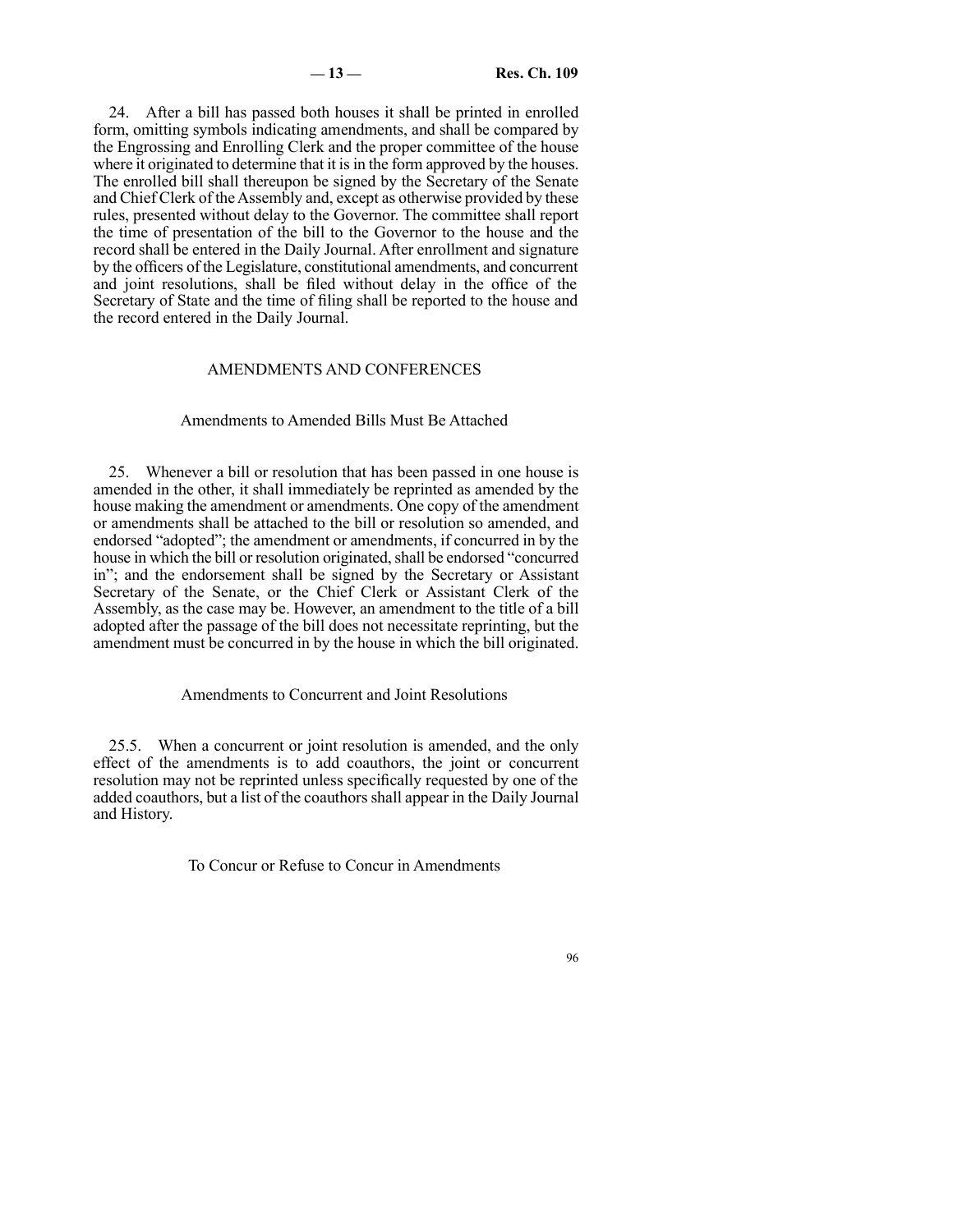24. After a bill has passed both houses it shall be printed in enrolled form, omitting symbols indicating amendments, and shall be compared by the Engrossing and Enrolling Clerk and the proper committee of the house where it originated to determine that it is in the form approved by the houses. The enrolled bill shall thereupon be signed by the Secretary of the Senate and Chief Clerk of the Assembly and, except as otherwise provided by these rules, presented without delay to the Governor. The committee shall report the time of presentation of the bill to the Governor to the house and the record shall be entered in the Daily Journal. After enrollment and signature by the officers of the Legislature, constitutional amendments, and concurrent and joint resolutions, shall be filed without delay in the office of the Secretary of State and the time of filing shall be reported to the house and the record entered in the Daily Journal.

## AMENDMENTS AND CONFERENCES

### Amendments to Amended Bills Must Be Attached

25. Whenever a bill or resolution that has been passed in one house is amended in the other, it shall immediately be reprinted as amended by the house making the amendment or amendments. One copy of the amendment or amendments shall be attached to the bill or resolution so amended, and endorsed "adopted"; the amendment or amendments, if concurred in by the house in which the bill or resolution originated, shall be endorsed "concurred in"; and the endorsement shall be signed by the Secretary or Assistant Secretary of the Senate, or the Chief Clerk or Assistant Clerk of the Assembly, as the case may be. However, an amendment to the title of a bill adopted after the passage of the bill does not necessitate reprinting, but the amendment must be concurred in by the house in which the bill originated.

### Amendments to Concurrent and Joint Resolutions

25.5. When a concurrent or joint resolution is amended, and the only effect of the amendments is to add coauthors, the joint or concurrent resolution may not be reprinted unless specifically requested by one of the added coauthors, but a list of the coauthors shall appear in the Daily Journal and History.

### To Concur or Refuse to Concur in Amendments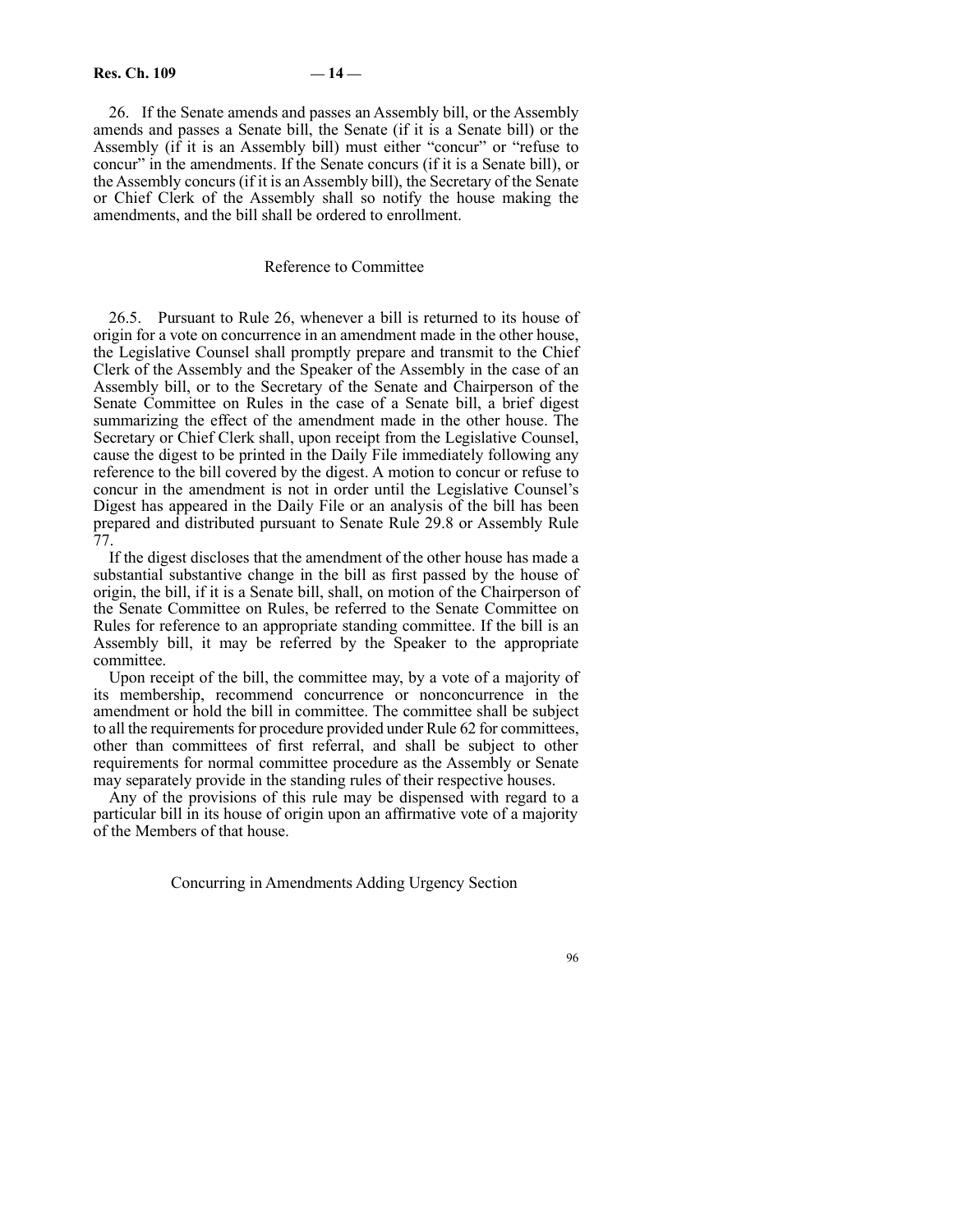26. If the Senate amends and passes an Assembly bill, or the Assembly amends and passes a Senate bill, the Senate (if it is a Senate bill) or the Assembly (if it is an Assembly bill) must either "concur" or "refuse to concur" in the amendments. If the Senate concurs (if it is a Senate bill), or the Assembly concurs (if it is an Assembly bill), the Secretary of the Senate or Chief Clerk of the Assembly shall so notify the house making the amendments, and the bill shall be ordered to enrollment.

## Reference to Committee

26.5. Pursuant to Rule 26, whenever a bill is returned to its house of origin for a vote on concurrence in an amendment made in the other house, the Legislative Counsel shall promptly prepare and transmit to the Chief Clerk of the Assembly and the Speaker of the Assembly in the case of an Assembly bill, or to the Secretary of the Senate and Chairperson of the Senate Committee on Rules in the case of a Senate bill, a brief digest summarizing the effect of the amendment made in the other house. The Secretary or Chief Clerk shall, upon receipt from the Legislative Counsel, cause the digest to be printed in the Daily File immediately following any reference to the bill covered by the digest. A motion to concur or refuse to concur in the amendment is not in order until the Legislative Counsel's Digest has appeared in the Daily File or an analysis of the bill has been prepared and distributed pursuant to Senate Rule 29.8 or Assembly Rule 77.

If the digest discloses that the amendment of the other house has made a substantial substantive change in the bill as first passed by the house of origin, the bill, if it is a Senate bill, shall, on motion of the Chairperson of the Senate Committee on Rules, be referred to the Senate Committee on Rules for reference to an appropriate standing committee. If the bill is an Assembly bill, it may be referred by the Speaker to the appropriate committee.

Upon receipt of the bill, the committee may, by a vote of a majority of its membership, recommend concurrence or nonconcurrence in the amendment or hold the bill in committee. The committee shall be subject to all the requirements for procedure provided under Rule 62 for committees, other than committees of first referral, and shall be subject to other requirements for normal committee procedure as the Assembly or Senate may separately provide in the standing rules of their respective houses.

Any of the provisions of this rule may be dispensed with regard to a particular bill in its house of origin upon an affirmative vote of a majority of the Members of that house.

## Concurring in Amendments Adding Urgency Section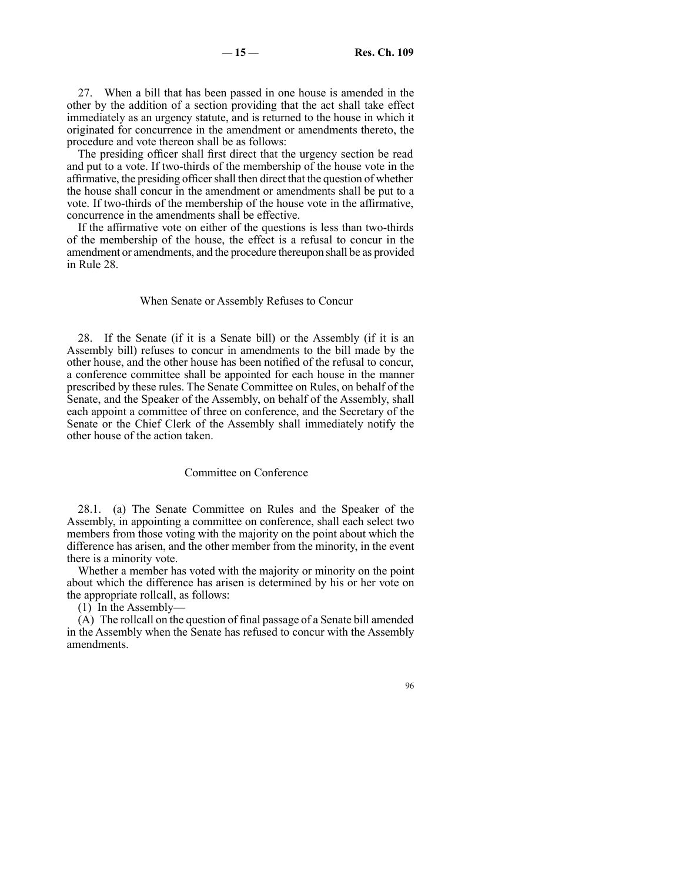27. When a bill that has been passed in one house is amended in the other by the addition of a section providing that the act shall take effect immediately as an urgency statute, and is returned to the house in which it originated for concurrence in the amendment or amendments thereto, the procedure and vote thereon shall be as follows:

The presiding officer shall first direct that the urgency section be read and put to a vote. If two-thirds of the membership of the house vote in the affirmative, the presiding officer shall then direct that the question of whether the house shall concur in the amendment or amendments shall be put to a vote. If two-thirds of the membership of the house vote in the affirmative, concurrence in the amendments shall be effective.

If the affirmative vote on either of the questions is less than two-thirds of the membership of the house, the effect is a refusal to concur in the amendment or amendments, and the procedure thereupon shall be as provided in Rule 28.

## When Senate or Assembly Refuses to Concur

28. If the Senate (if it is a Senate bill) or the Assembly (if it is an Assembly bill) refuses to concur in amendments to the bill made by the other house, and the other house has been notified of the refusal to concur, a conference committee shall be appointed for each house in the manner prescribed by these rules. The Senate Committee on Rules, on behalf of the Senate, and the Speaker of the Assembly, on behalf of the Assembly, shall each appoint a committee of three on conference, and the Secretary of the Senate or the Chief Clerk of the Assembly shall immediately notify the other house of the action taken.

## Committee on Conference

28.1. (a) The Senate Committee on Rules and the Speaker of the Assembly, in appointing a committee on conference, shall each select two members from those voting with the majority on the point about which the difference has arisen, and the other member from the minority, in the event there is a minority vote.

Whether a member has voted with the majority or minority on the point about which the difference has arisen is determined by his or her vote on the appropriate rollcall, as follows:

(1) In the Assembly—

(A) The rollcall on the question of final passage of a Senate bill amended in the Assembly when the Senate has refused to concur with the Assembly amendments.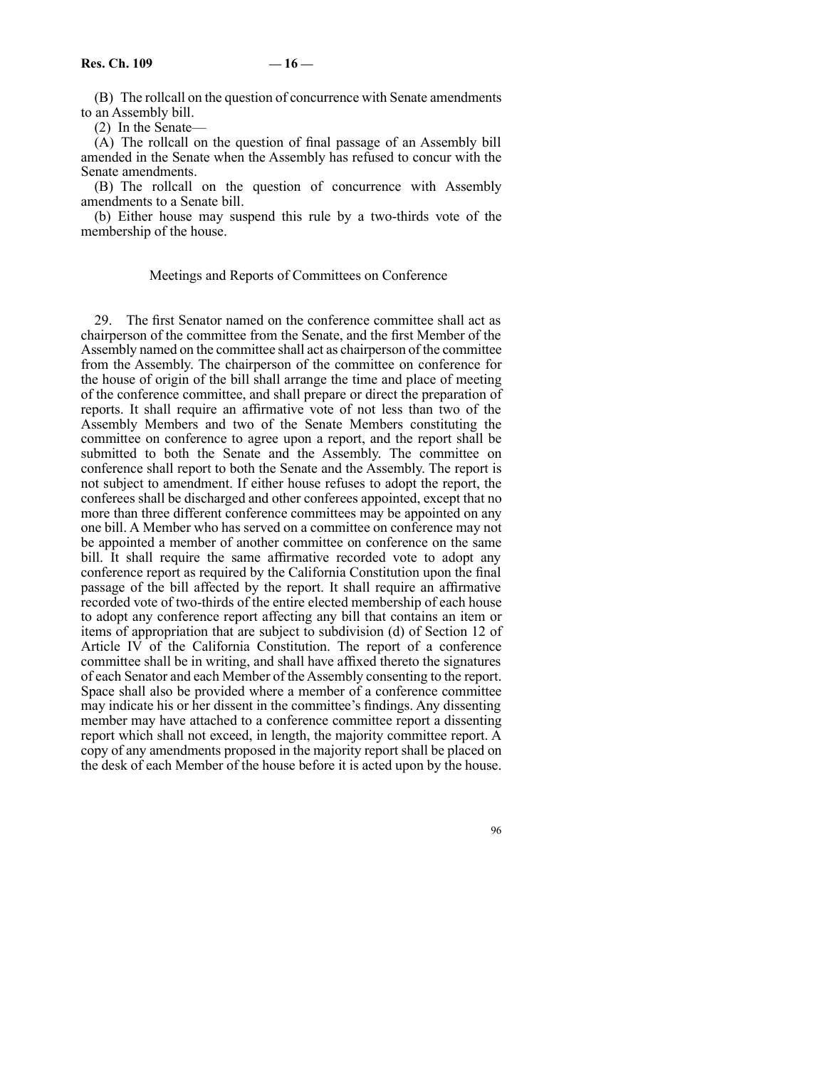(B) The rollcall on the question of concurrence with Senate amendments to an Assembly bill.

(2) In the Senate—

(A) The rollcall on the question of final passage of an Assembly bill amended in the Senate when the Assembly has refused to concur with the Senate amendments.

(B) The rollcall on the question of concurrence with Assembly amendments to a Senate bill.

(b) Either house may suspend this rule by a two-thirds vote of the membership of the house.

## Meetings and Reports of Committees on Conference

29. The first Senator named on the conference committee shall act as chairperson of the committee from the Senate, and the first Member of the Assembly named on the committee shall act as chairperson of the committee from the Assembly. The chairperson of the committee on conference for the house of origin of the bill shall arrange the time and place of meeting of the conference committee, and shall prepare or direct the preparation of reports. It shall require an affirmative vote of not less than two of the Assembly Members and two of the Senate Members constituting the committee on conference to agree upon a report, and the report shall be submitted to both the Senate and the Assembly. The committee on conference shall report to both the Senate and the Assembly. The report is not subject to amendment. If either house refuses to adopt the report, the conferees shall be discharged and other conferees appointed, except that no more than three different conference committees may be appointed on any one bill. A Member who has served on a committee on conference may not be appointed a member of another committee on conference on the same bill. It shall require the same affirmative recorded vote to adopt any conference report as required by the California Constitution upon the final passage of the bill affected by the report. It shall require an affirmative recorded vote of two-thirds of the entire elected membership of each house to adopt any conference report affecting any bill that contains an item or items of appropriation that are subject to subdivision (d) of Section 12 of Article IV of the California Constitution. The report of a conference committee shall be in writing, and shall have affixed thereto the signatures of each Senator and each Member of the Assembly consenting to the report. Space shall also be provided where a member of a conference committee may indicate his or her dissent in the committee's findings. Any dissenting member may have attached to a conference committee report a dissenting report which shall not exceed, in length, the majority committee report. A copy of any amendments proposed in the majority report shall be placed on the desk of each Member of the house before it is acted upon by the house.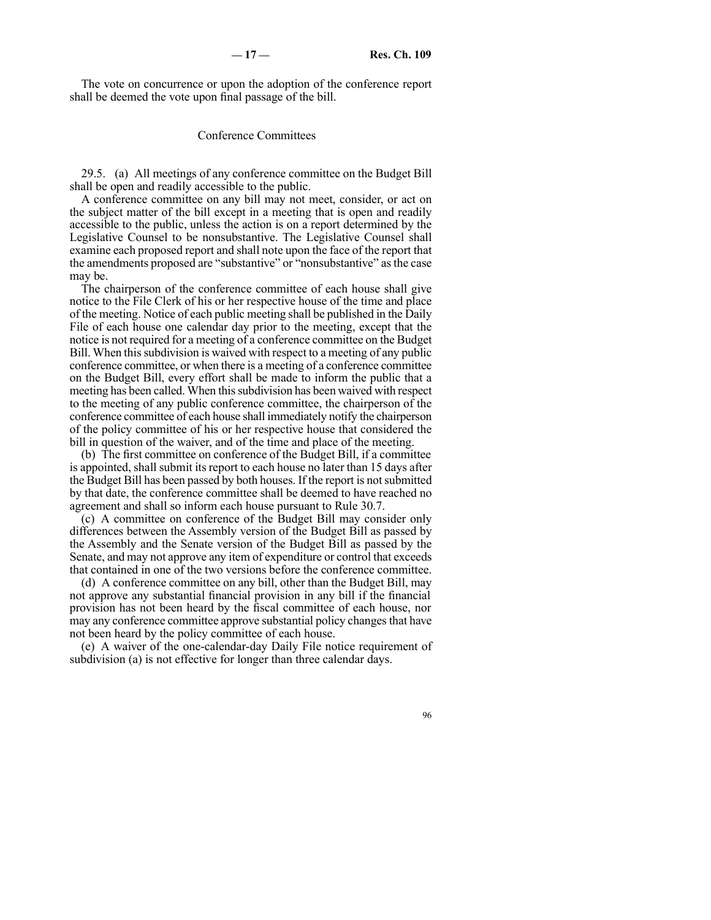The vote on concurrence or upon the adoption of the conference report shall be deemed the vote upon final passage of the bill.

## Conference Committees

29.5. (a) All meetings of any conference committee on the Budget Bill shall be open and readily accessible to the public.

A conference committee on any bill may not meet, consider, or act on the subject matter of the bill except in a meeting that is open and readily accessible to the public, unless the action is on a report determined by the Legislative Counsel to be nonsubstantive. The Legislative Counsel shall examine each proposed report and shall note upon the face of the report that the amendments proposed are "substantive" or "nonsubstantive" as the case may be.

The chairperson of the conference committee of each house shall give notice to the File Clerk of his or her respective house of the time and place of the meeting. Notice of each public meeting shall be published in the Daily File of each house one calendar day prior to the meeting, except that the notice is not required for a meeting of a conference committee on the Budget Bill. When this subdivision is waived with respect to a meeting of any public conference committee, or when there is a meeting of a conference committee on the Budget Bill, every effort shall be made to inform the public that a meeting has been called. When this subdivision has been waived with respect to the meeting of any public conference committee, the chairperson of the conference committee of each house shall immediately notify the chairperson of the policy committee of his or her respective house that considered the bill in question of the waiver, and of the time and place of the meeting.

(b) The first committee on conference of the Budget Bill, if a committee is appointed, shall submit its report to each house no later than 15 days after the Budget Bill has been passed by both houses. If the report is not submitted by that date, the conference committee shall be deemed to have reached no agreement and shall so inform each house pursuant to Rule 30.7.

(c) A committee on conference of the Budget Bill may consider only differences between the Assembly version of the Budget Bill as passed by the Assembly and the Senate version of the Budget Bill as passed by the Senate, and may not approve any item of expenditure or control that exceeds that contained in one of the two versions before the conference committee.

(d) A conference committee on any bill, other than the Budget Bill, may not approve any substantial financial provision in any bill if the financial provision has not been heard by the fiscal committee of each house, nor may any conference committee approve substantial policy changes that have not been heard by the policy committee of each house.

(e) A waiver of the one-calendar-day Daily File notice requirement of subdivision (a) is not effective for longer than three calendar days.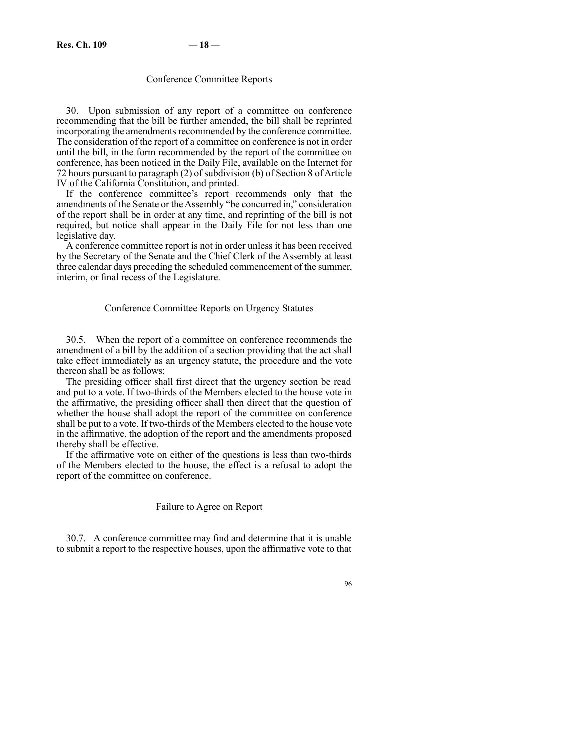## Conference Committee Reports

30. Upon submission of any report of a committee on conference recommending that the bill be further amended, the bill shall be reprinted incorporating the amendments recommended by the conference committee. The consideration of the report of a committee on conference is not in order until the bill, in the form recommended by the report of the committee on conference, has been noticed in the Daily File, available on the Internet for 72 hours pursuant to paragraph (2) of subdivision (b) of Section 8 of Article IV of the California Constitution, and printed.

If the conference committee's report recommends only that the amendments of the Senate or the Assembly "be concurred in," consideration of the report shall be in order at any time, and reprinting of the bill is not required, but notice shall appear in the Daily File for not less than one legislative day.

A conference committee report is not in order unless it has been received by the Secretary of the Senate and the Chief Clerk of the Assembly at least three calendar days preceding the scheduled commencement of the summer, interim, or final recess of the Legislature.

## Conference Committee Reports on Urgency Statutes

30.5. When the report of a committee on conference recommends the amendment of a bill by the addition of a section providing that the act shall take effect immediately as an urgency statute, the procedure and the vote thereon shall be as follows:

The presiding officer shall first direct that the urgency section be read and put to a vote. If two-thirds of the Members elected to the house vote in the affirmative, the presiding officer shall then direct that the question of whether the house shall adopt the report of the committee on conference shall be put to a vote. If two-thirds of the Members elected to the house vote in the affirmative, the adoption of the report and the amendments proposed thereby shall be effective.

If the affirmative vote on either of the questions is less than two-thirds of the Members elected to the house, the effect is a refusal to adopt the report of the committee on conference.

## Failure to Agree on Report

30.7. A conference committee may find and determine that it is unable to submit a report to the respective houses, upon the affirmative vote to that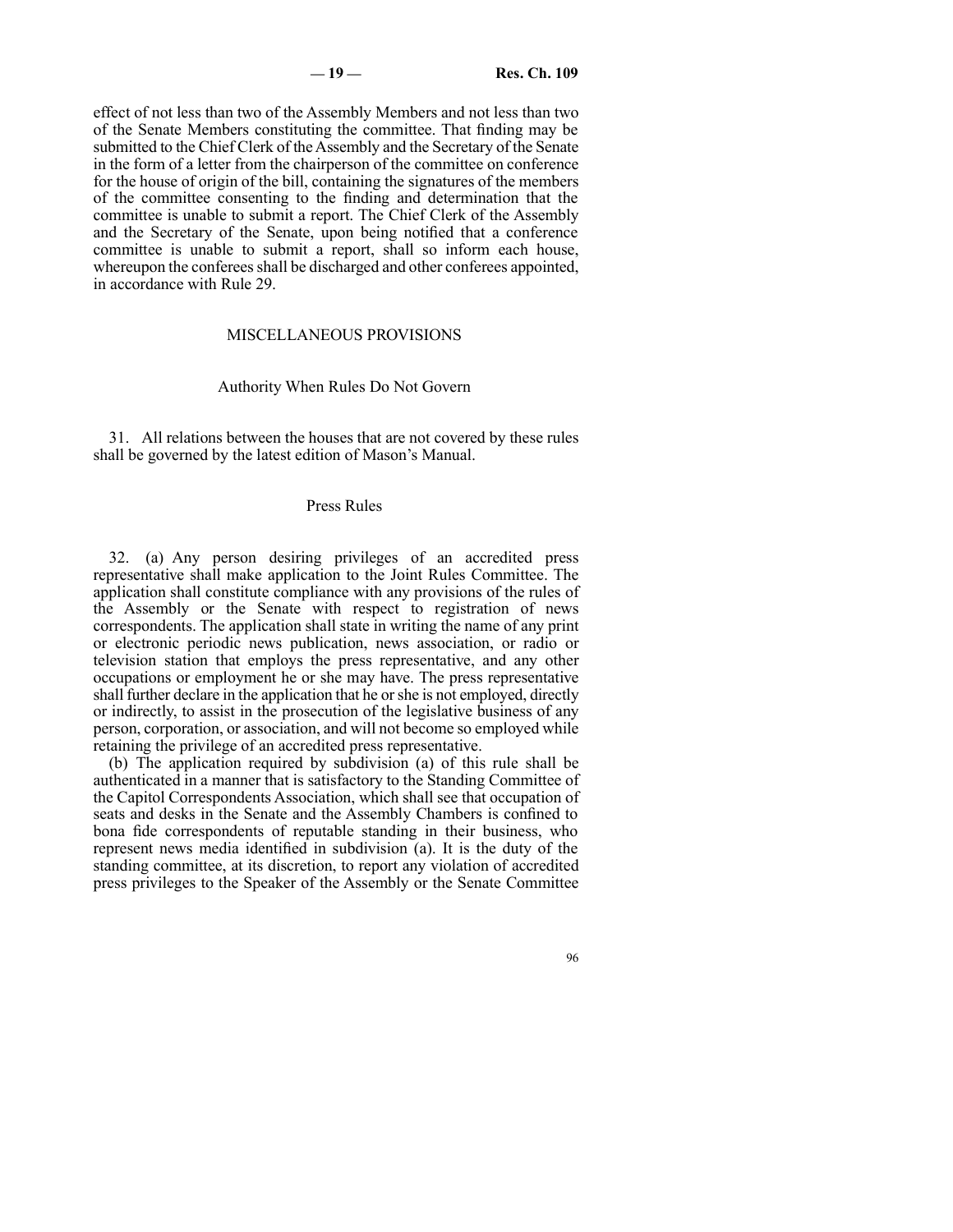effect of not less than two of the Assembly Members and not less than two of the Senate Members constituting the committee. That finding may be submitted to the Chief Clerk of the Assembly and the Secretary of the Senate in the form of a letter from the chairperson of the committee on conference for the house of origin of the bill, containing the signatures of the members of the committee consenting to the finding and determination that the committee is unable to submit a report. The Chief Clerk of the Assembly and the Secretary of the Senate, upon being notified that a conference committee is unable to submit a report, shall so inform each house, whereupon the conferees shall be discharged and other conferees appointed, in accordance with Rule 29.

## MISCELLANEOUS PROVISIONS

### Authority When Rules Do Not Govern

31. All relations between the houses that are not covered by these rules shall be governed by the latest edition of Mason's Manual.

### Press Rules

32. (a) Any person desiring privileges of an accredited press representative shall make application to the Joint Rules Committee. The application shall constitute compliance with any provisions of the rules of the Assembly or the Senate with respect to registration of news correspondents. The application shall state in writing the name of any print or electronic periodic news publication, news association, or radio or television station that employs the press representative, and any other occupations or employment he or she may have. The press representative shall further declare in the application that he or she is not employed, directly or indirectly, to assist in the prosecution of the legislative business of any person, corporation, or association, and will not become so employed while retaining the privilege of an accredited press representative.

(b) The application required by subdivision (a) of this rule shall be authenticated in a manner that is satisfactory to the Standing Committee of the Capitol Correspondents Association, which shall see that occupation of seats and desks in the Senate and the Assembly Chambers is confined to bona fide correspondents of reputable standing in their business, who represent news media identified in subdivision (a). It is the duty of the standing committee, at its discretion, to report any violation of accredited press privileges to the Speaker of the Assembly or the Senate Committee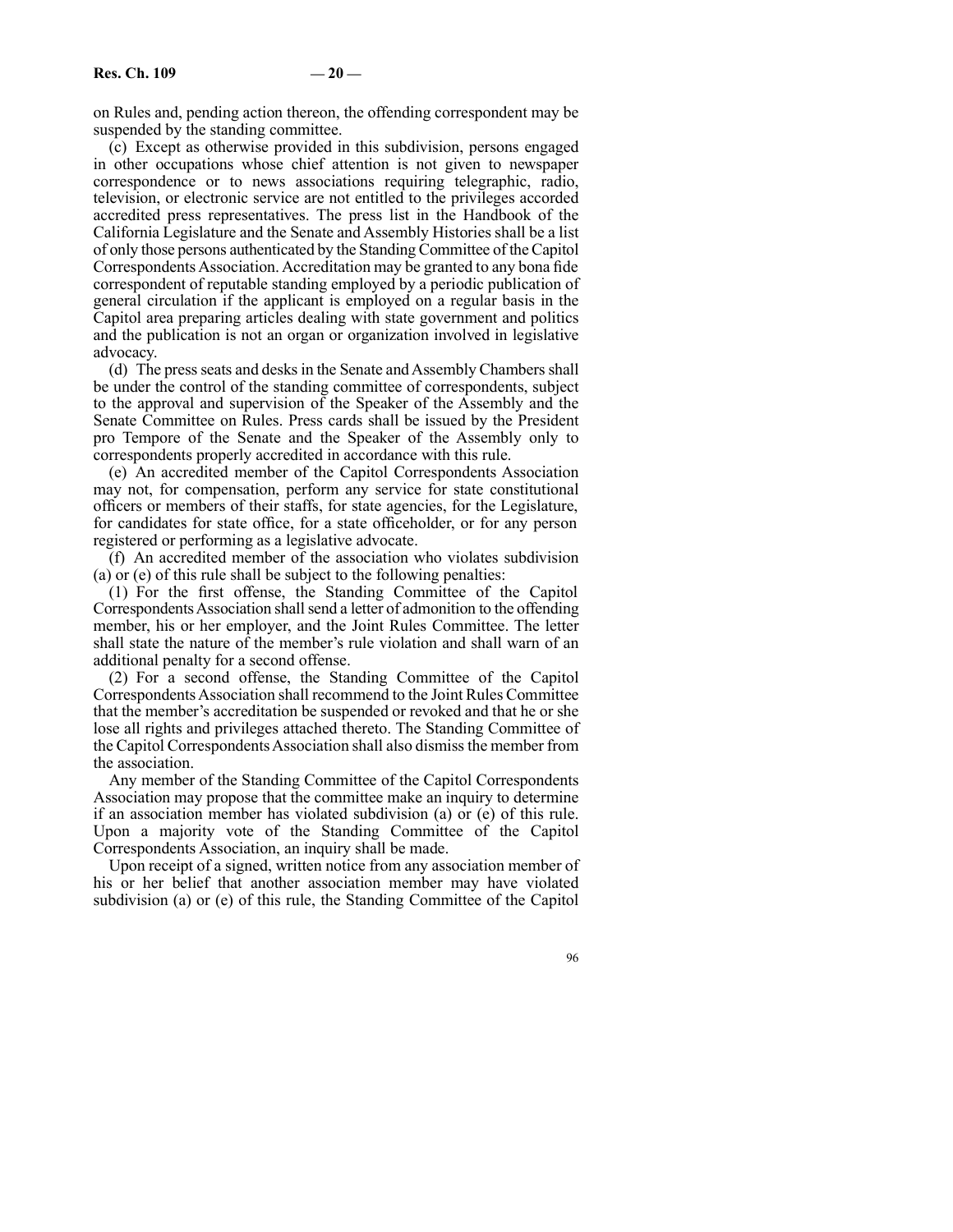on Rules and, pending action thereon, the offending correspondent may be suspended by the standing committee.

(c) Except as otherwise provided in this subdivision, persons engaged in other occupations whose chief attention is not given to newspaper correspondence or to news associations requiring telegraphic, radio, television, or electronic service are not entitled to the privileges accorded accredited press representatives. The press list in the Handbook of the California Legislature and the Senate and Assembly Histories shall be a list of only those persons authenticated by the Standing Committee of the Capitol Correspondents Association. Accreditation may be granted to any bona fide correspondent of reputable standing employed by a periodic publication of general circulation if the applicant is employed on a regular basis in the Capitol area preparing articles dealing with state government and politics and the publication is not an organ or organization involved in legislative advocacy.

(d) The press seats and desks in the Senate and Assembly Chambers shall be under the control of the standing committee of correspondents, subject to the approval and supervision of the Speaker of the Assembly and the Senate Committee on Rules. Press cards shall be issued by the President pro Tempore of the Senate and the Speaker of the Assembly only to correspondents properly accredited in accordance with this rule.

(e) An accredited member of the Capitol Correspondents Association may not, for compensation, perform any service for state constitutional officers or members of their staffs, for state agencies, for the Legislature, for candidates for state office, for a state officeholder, or for any person registered or performing as a legislative advocate.

(f) An accredited member of the association who violates subdivision (a) or (e) of this rule shall be subject to the following penalties:

(1) For the first offense, the Standing Committee of the Capitol Correspondents Association shall send a letter of admonition to the offending member, his or her employer, and the Joint Rules Committee. The letter shall state the nature of the member's rule violation and shall warn of an additional penalty for a second offense.

(2) For a second offense, the Standing Committee of the Capitol Correspondents Association shall recommend to the Joint Rules Committee that the member's accreditation be suspended or revoked and that he or she lose all rights and privileges attached thereto. The Standing Committee of the Capitol Correspondents Association shall also dismiss the member from the association.

Any member of the Standing Committee of the Capitol Correspondents Association may propose that the committee make an inquiry to determine if an association member has violated subdivision (a) or (e) of this rule. Upon a majority vote of the Standing Committee of the Capitol Correspondents Association, an inquiry shall be made.

Upon receipt of a signed, written notice from any association member of his or her belief that another association member may have violated subdivision (a) or (e) of this rule, the Standing Committee of the Capitol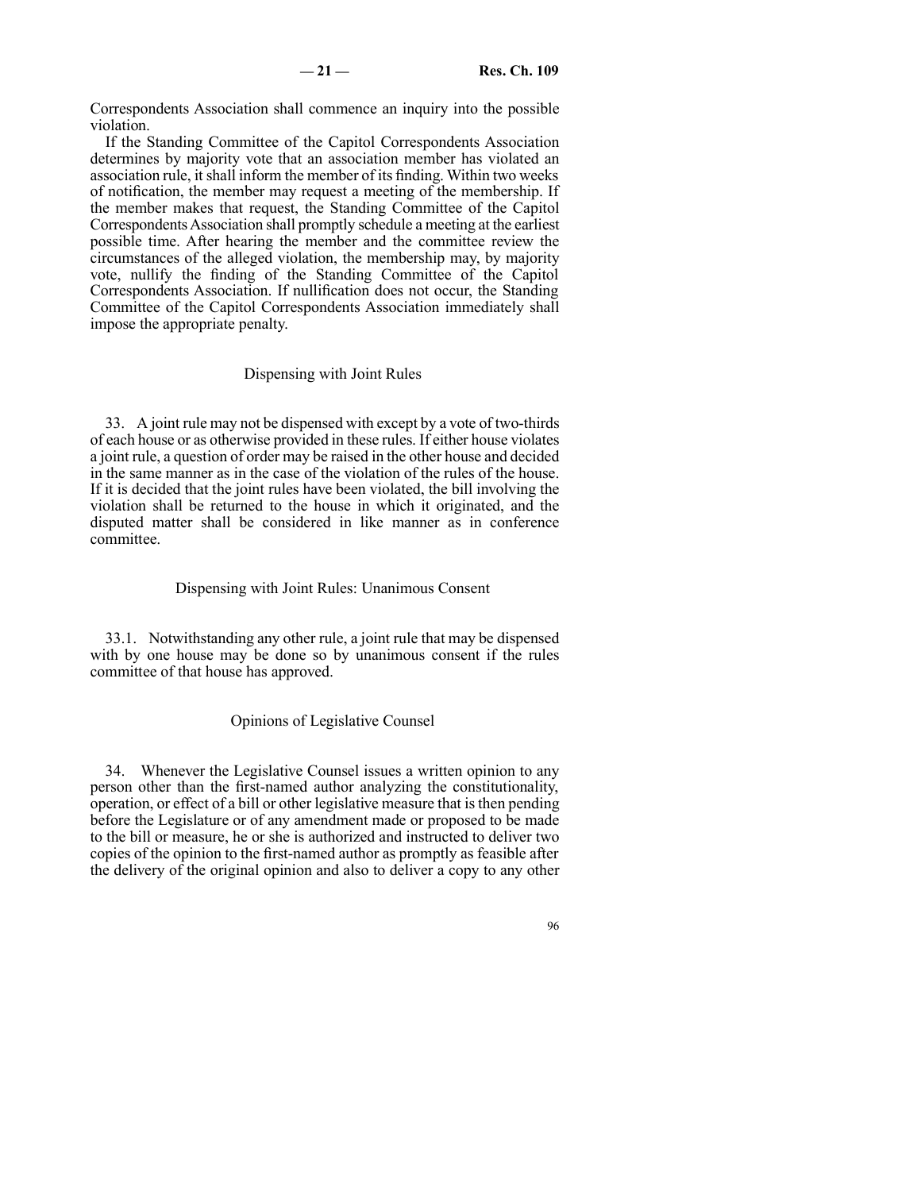Correspondents Association shall commence an inquiry into the possible violation.

If the Standing Committee of the Capitol Correspondents Association determines by majority vote that an association member has violated an association rule, it shall inform the member of its finding. Within two weeks of notification, the member may request a meeting of the membership. If the member makes that request, the Standing Committee of the Capitol Correspondents Association shall promptly schedule a meeting at the earliest possible time. After hearing the member and the committee review the circumstances of the alleged violation, the membership may, by majority vote, nullify the finding of the Standing Committee of the Capitol Correspondents Association. If nullification does not occur, the Standing Committee of the Capitol Correspondents Association immediately shall impose the appropriate penalty.

### Dispensing with Joint Rules

33. A joint rule may not be dispensed with except by a vote of two-thirds of each house or as otherwise provided in these rules. If either house violates a joint rule, a question of order may be raised in the other house and decided in the same manner as in the case of the violation of the rules of the house. If it is decided that the joint rules have been violated, the bill involving the violation shall be returned to the house in which it originated, and the disputed matter shall be considered in like manner as in conference committee.

### Dispensing with Joint Rules: Unanimous Consent

33.1. Notwithstanding any other rule, a joint rule that may be dispensed with by one house may be done so by unanimous consent if the rules committee of that house has approved.

### Opinions of Legislative Counsel

34. Whenever the Legislative Counsel issues a written opinion to any person other than the first-named author analyzing the constitutionality, operation, or effect of a bill or other legislative measure that is then pending before the Legislature or of any amendment made or proposed to be made to the bill or measure, he or she is authorized and instructed to deliver two copies of the opinion to the first-named author as promptly as feasible after the delivery of the original opinion and also to deliver a copy to any other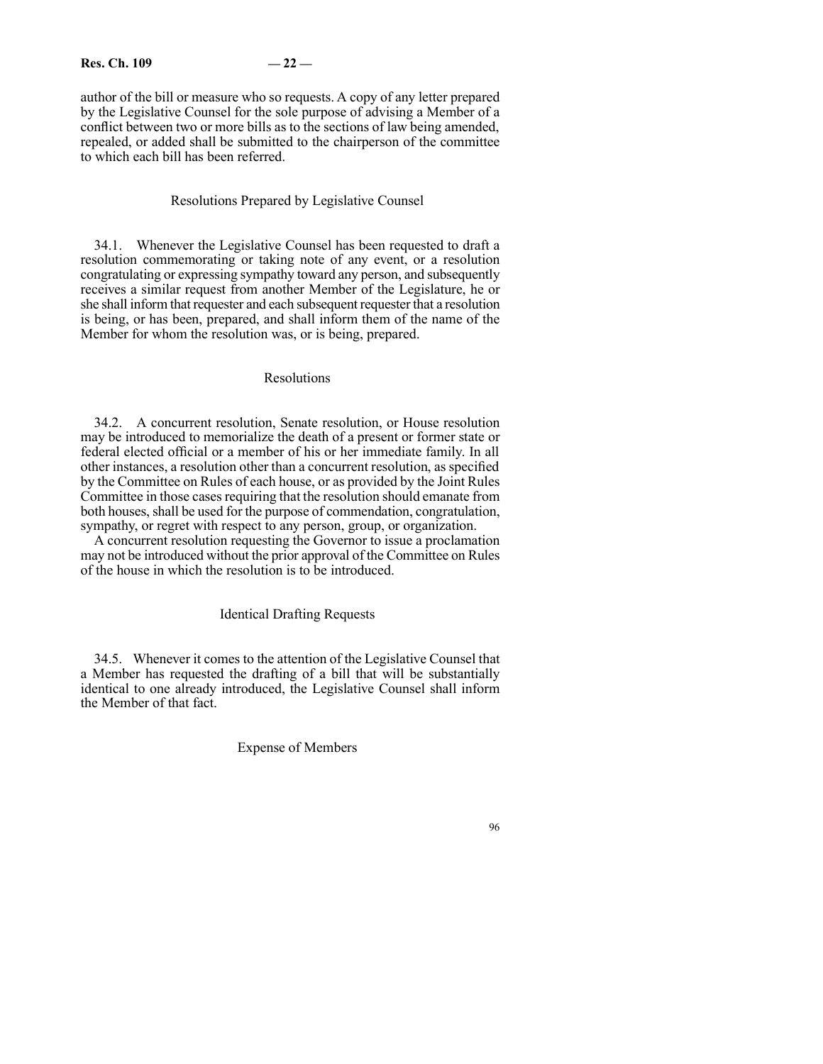author of the bill or measure who so requests. A copy of any letter prepared by the Legislative Counsel for the sole purpose of advising a Member of a conflict between two or more bills as to the sections of law being amended, repealed, or added shall be submitted to the chairperson of the committee to which each bill has been referred.

### Resolutions Prepared by Legislative Counsel

34.1. Whenever the Legislative Counsel has been requested to draft a resolution commemorating or taking note of any event, or a resolution congratulating or expressing sympathy toward any person, and subsequently receives a similar request from another Member of the Legislature, he or she shall inform that requester and each subsequent requester that a resolution is being, or has been, prepared, and shall inform them of the name of the Member for whom the resolution was, or is being, prepared.

### Resolutions

34.2. A concurrent resolution, Senate resolution, or House resolution may be introduced to memorialize the death of a present or former state or federal elected official or a member of his or her immediate family. In all other instances, a resolution other than a concurrent resolution, as specified by the Committee on Rules of each house, or as provided by the Joint Rules Committee in those cases requiring that the resolution should emanate from both houses, shall be used for the purpose of commendation, congratulation, sympathy, or regret with respect to any person, group, or organization.

A concurrent resolution requesting the Governor to issue a proclamation may not be introduced without the prior approval of the Committee on Rules of the house in which the resolution is to be introduced.

### Identical Drafting Requests

34.5. Whenever it comes to the attention of the Legislative Counsel that a Member has requested the drafting of a bill that will be substantially identical to one already introduced, the Legislative Counsel shall inform the Member of that fact.

### Expense of Members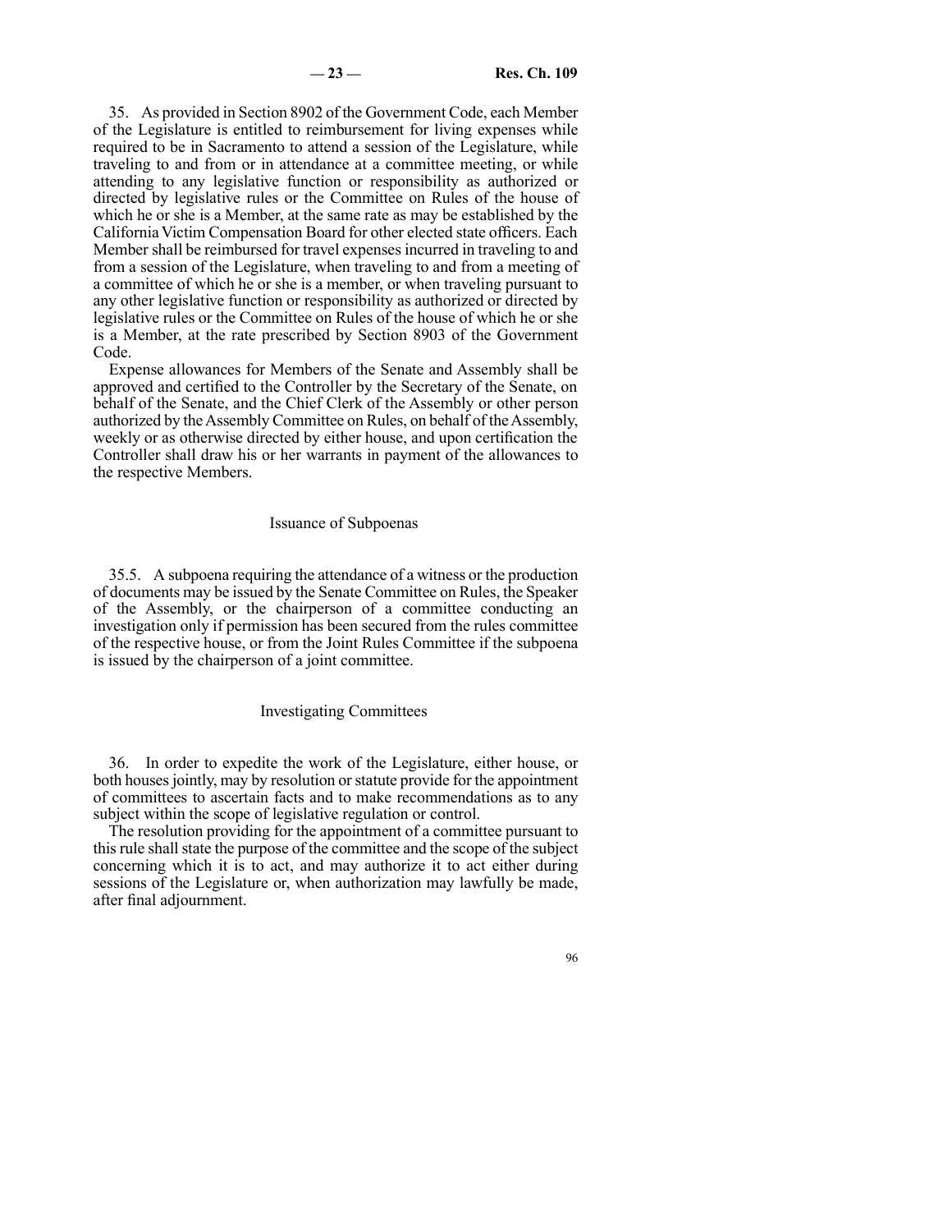35. As provided in Section 8902 of the Government Code, each Member of the Legislature is entitled to reimbursement for living expenses while required to be in Sacramento to attend a session of the Legislature, while traveling to and from or in attendance at a committee meeting, or while attending to any legislative function or responsibility as authorized or directed by legislative rules or the Committee on Rules of the house of which he or she is a Member, at the same rate as may be established by the California Victim Compensation Board for other elected state officers. Each Member shall be reimbursed for travel expenses incurred in traveling to and from a session of the Legislature, when traveling to and from a meeting of a committee of which he or she is a member, or when traveling pursuant to any other legislative function or responsibility as authorized or directed by legislative rules or the Committee on Rules of the house of which he or she is a Member, at the rate prescribed by Section 8903 of the Government Code.

Expense allowances for Members of the Senate and Assembly shall be approved and certified to the Controller by the Secretary of the Senate, on behalf of the Senate, and the Chief Clerk of the Assembly or other person authorized by the Assembly Committee on Rules, on behalf of the Assembly, weekly or as otherwise directed by either house, and upon certification the Controller shall draw his or her warrants in payment of the allowances to the respective Members.

## Issuance of Subpoenas

35.5. A subpoena requiring the attendance of a witness or the production of documents may be issued by the Senate Committee on Rules, the Speaker of the Assembly, or the chairperson of a committee conducting an investigation only if permission has been secured from the rules committee of the respective house, or from the Joint Rules Committee if the subpoena is issued by the chairperson of a joint committee.

## Investigating Committees

36. In order to expedite the work of the Legislature, either house, or both houses jointly, may by resolution or statute provide for the appointment of committees to ascertain facts and to make recommendations as to any subject within the scope of legislative regulation or control.

The resolution providing for the appointment of a committee pursuant to this rule shall state the purpose of the committee and the scope of the subject concerning which it is to act, and may authorize it to act either during sessions of the Legislature or, when authorization may lawfully be made, after final adjournment.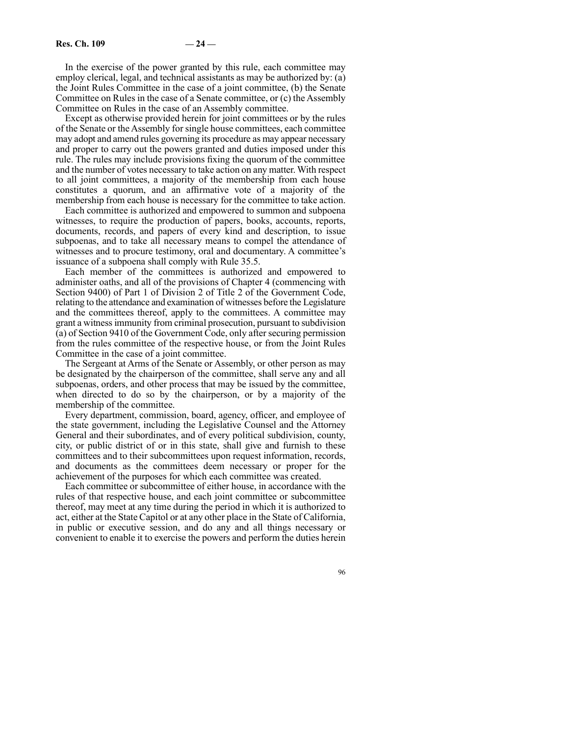In the exercise of the power granted by this rule, each committee may employ clerical, legal, and technical assistants as may be authorized by: (a) the Joint Rules Committee in the case of a joint committee, (b) the Senate Committee on Rules in the case of a Senate committee, or (c) the Assembly Committee on Rules in the case of an Assembly committee.

Except as otherwise provided herein for joint committees or by the rules of the Senate or the Assembly for single house committees, each committee may adopt and amend rules governing its procedure as may appear necessary and proper to carry out the powers granted and duties imposed under this rule. The rules may include provisions fixing the quorum of the committee and the number of votes necessary to take action on any matter. With respect to all joint committees, a majority of the membership from each house constitutes a quorum, and an affirmative vote of a majority of the membership from each house is necessary for the committee to take action.

Each committee is authorized and empowered to summon and subpoena witnesses, to require the production of papers, books, accounts, reports, documents, records, and papers of every kind and description, to issue subpoenas, and to take all necessary means to compel the attendance of witnesses and to procure testimony, oral and documentary. A committee's issuance of a subpoena shall comply with Rule 35.5.

Each member of the committees is authorized and empowered to administer oaths, and all of the provisions of Chapter 4 (commencing with Section 9400) of Part 1 of Division 2 of Title 2 of the Government Code, relating to the attendance and examination of witnesses before the Legislature and the committees thereof, apply to the committees. A committee may grant a witness immunity from criminal prosecution, pursuant to subdivision (a) of Section 9410 of the Government Code, only after securing permission from the rules committee of the respective house, or from the Joint Rules Committee in the case of a joint committee.

The Sergeant at Arms of the Senate or Assembly, or other person as may be designated by the chairperson of the committee, shall serve any and all subpoenas, orders, and other process that may be issued by the committee, when directed to do so by the chairperson, or by a majority of the membership of the committee.

Every department, commission, board, agency, officer, and employee of the state government, including the Legislative Counsel and the Attorney General and their subordinates, and of every political subdivision, county, city, or public district of or in this state, shall give and furnish to these committees and to their subcommittees upon request information, records, and documents as the committees deem necessary or proper for the achievement of the purposes for which each committee was created.

Each committee or subcommittee of either house, in accordance with the rules of that respective house, and each joint committee or subcommittee thereof, may meet at any time during the period in which it is authorized to act, either at the State Capitol or at any other place in the State of California, in public or executive session, and do any and all things necessary or convenient to enable it to exercise the powers and perform the duties herein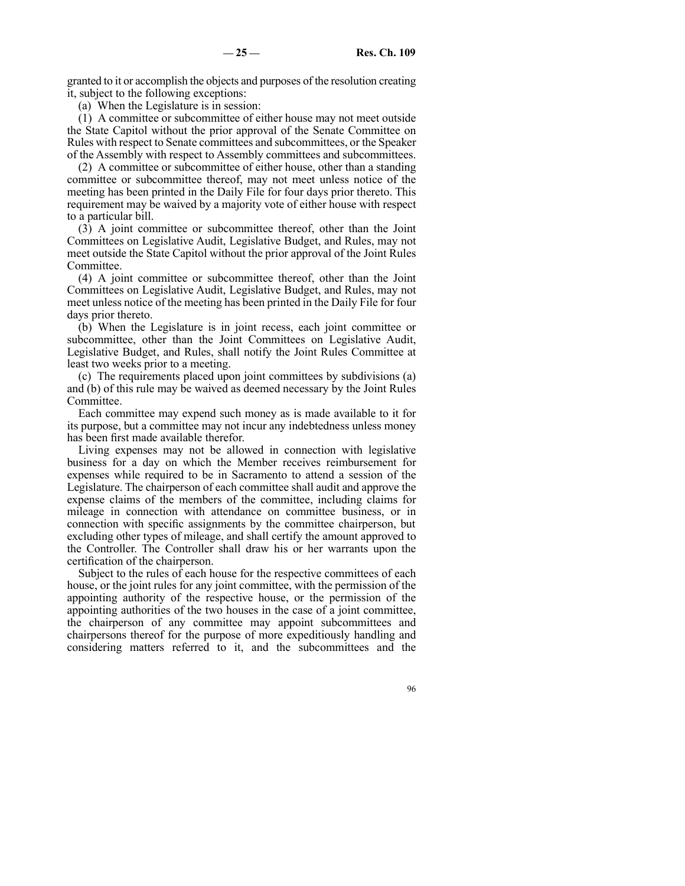granted to it or accomplish the objects and purposes of the resolution creating it, subject to the following exceptions:

(a) When the Legislature is in session:

(1) A committee or subcommittee of either house may not meet outside the State Capitol without the prior approval of the Senate Committee on Rules with respect to Senate committees and subcommittees, or the Speaker of the Assembly with respect to Assembly committees and subcommittees.

(2) A committee or subcommittee of either house, other than a standing committee or subcommittee thereof, may not meet unless notice of the meeting has been printed in the Daily File for four days prior thereto. This requirement may be waived by a majority vote of either house with respect to a particular bill.

(3) A joint committee or subcommittee thereof, other than the Joint Committees on Legislative Audit, Legislative Budget, and Rules, may not meet outside the State Capitol without the prior approval of the Joint Rules Committee.

(4) A joint committee or subcommittee thereof, other than the Joint Committees on Legislative Audit, Legislative Budget, and Rules, may not meet unless notice of the meeting has been printed in the Daily File for four days prior thereto.

(b) When the Legislature is in joint recess, each joint committee or subcommittee, other than the Joint Committees on Legislative Audit, Legislative Budget, and Rules, shall notify the Joint Rules Committee at least two weeks prior to a meeting.

(c) The requirements placed upon joint committees by subdivisions (a) and (b) of this rule may be waived as deemed necessary by the Joint Rules Committee.

Each committee may expend such money as is made available to it for its purpose, but a committee may not incur any indebtedness unless money has been first made available therefor.

Living expenses may not be allowed in connection with legislative business for a day on which the Member receives reimbursement for expenses while required to be in Sacramento to attend a session of the Legislature. The chairperson of each committee shall audit and approve the expense claims of the members of the committee, including claims for mileage in connection with attendance on committee business, or in connection with specific assignments by the committee chairperson, but excluding other types of mileage, and shall certify the amount approved to the Controller. The Controller shall draw his or her warrants upon the certification of the chairperson.

Subject to the rules of each house for the respective committees of each house, or the joint rules for any joint committee, with the permission of the appointing authority of the respective house, or the permission of the appointing authorities of the two houses in the case of a joint committee, the chairperson of any committee may appoint subcommittees and chairpersons thereof for the purpose of more expeditiously handling and considering matters referred to it, and the subcommittees and the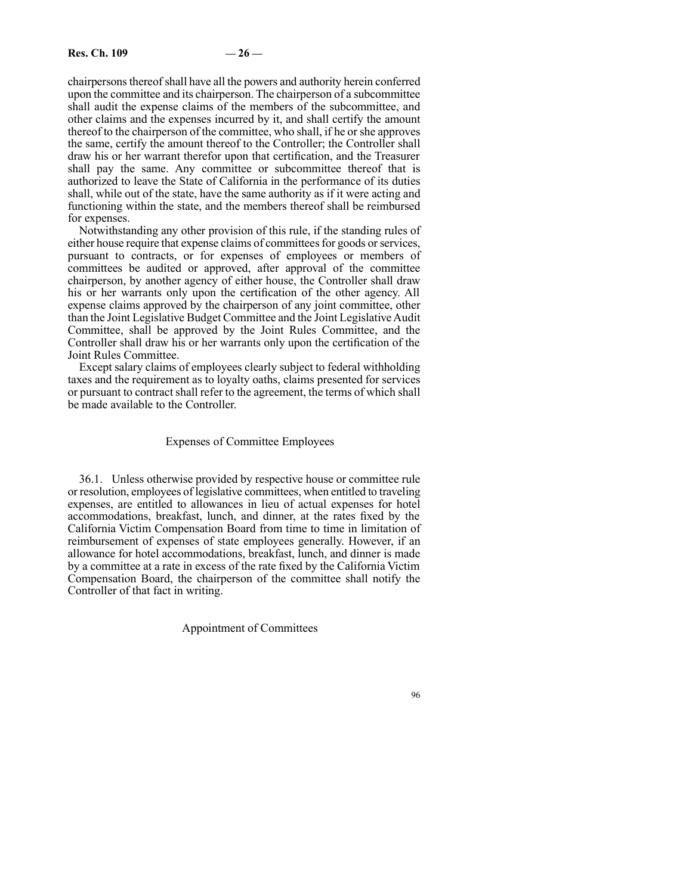chairpersons thereof shall have all the powers and authority herein conferred upon the committee and its chairperson. The chairperson of a subcommittee shall audit the expense claims of the members of the subcommittee, and other claims and the expenses incurred by it, and shall certify the amount thereof to the chairperson of the committee, who shall, if he or she approves the same, certify the amount thereof to the Controller; the Controller shall draw his or her warrant therefor upon that certification, and the Treasurer shall pay the same. Any committee or subcommittee thereof that is authorized to leave the State of California in the performance of its duties shall, while out of the state, have the same authority as if it were acting and functioning within the state, and the members thereof shall be reimbursed for expenses.

Notwithstanding any other provision of this rule, if the standing rules of either house require that expense claims of committees for goods or services, pursuant to contracts, or for expenses of employees or members of committees be audited or approved, after approval of the committee chairperson, by another agency of either house, the Controller shall draw his or her warrants only upon the certification of the other agency. All expense claims approved by the chairperson of any joint committee, other than the Joint Legislative Budget Committee and the Joint Legislative Audit Committee, shall be approved by the Joint Rules Committee, and the Controller shall draw his or her warrants only upon the certification of the Joint Rules Committee.

Except salary claims of employees clearly subject to federal withholding taxes and the requirement as to loyalty oaths, claims presented for services or pursuant to contract shall refer to the agreement, the terms of which shall be made available to the Controller.

## Expenses of Committee Employees

36.1. Unless otherwise provided by respective house or committee rule or resolution, employees of legislative committees, when entitled to traveling expenses, are entitled to allowances in lieu of actual expenses for hotel accommodations, breakfast, lunch, and dinner, at the rates fixed by the California Victim Compensation Board from time to time in limitation of reimbursement of expenses of state employees generally. However, if an allowance for hotel accommodations, breakfast, lunch, and dinner is made by a committee at a rate in excess of the rate fixed by the California Victim Compensation Board, the chairperson of the committee shall notify the Controller of that fact in writing.

## Appointment of Committees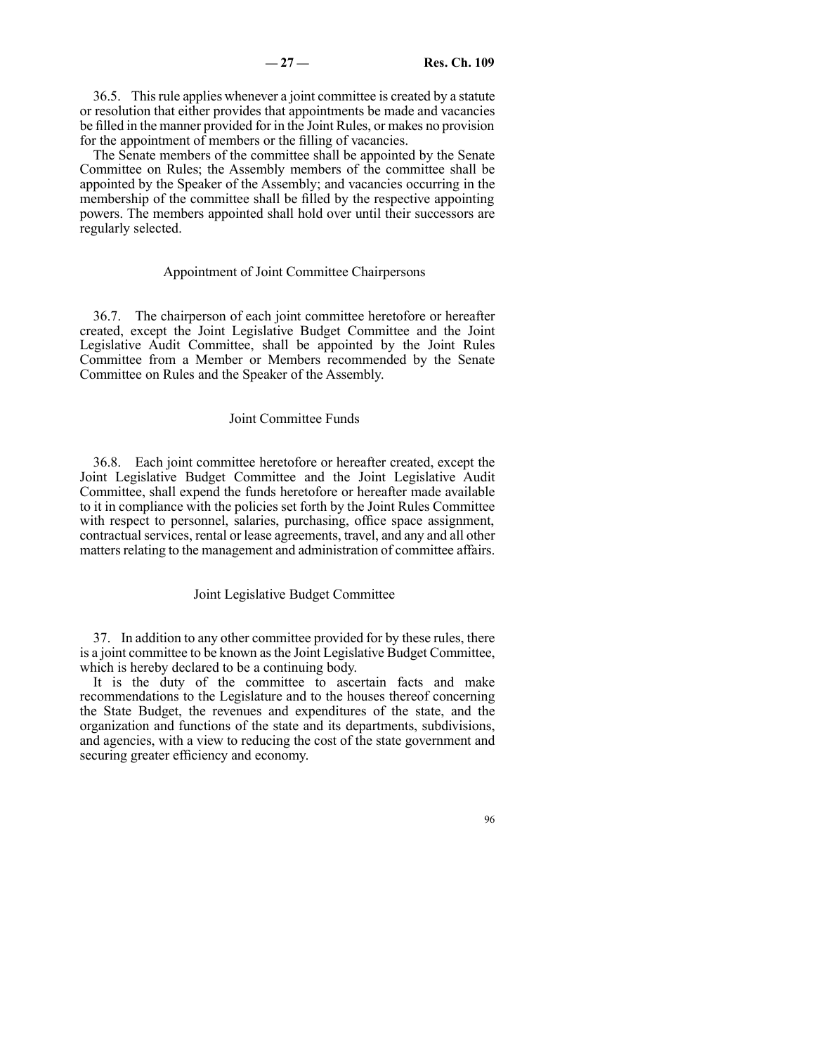36.5. This rule applies whenever a joint committee is created by a statute or resolution that either provides that appointments be made and vacancies be filled in the manner provided for in the Joint Rules, or makes no provision for the appointment of members or the filling of vacancies.

The Senate members of the committee shall be appointed by the Senate Committee on Rules; the Assembly members of the committee shall be appointed by the Speaker of the Assembly; and vacancies occurring in the membership of the committee shall be filled by the respective appointing powers. The members appointed shall hold over until their successors are regularly selected.

### Appointment of Joint Committee Chairpersons

36.7. The chairperson of each joint committee heretofore or hereafter created, except the Joint Legislative Budget Committee and the Joint Legislative Audit Committee, shall be appointed by the Joint Rules Committee from a Member or Members recommended by the Senate Committee on Rules and the Speaker of the Assembly.

### Joint Committee Funds

36.8. Each joint committee heretofore or hereafter created, except the Joint Legislative Budget Committee and the Joint Legislative Audit Committee, shall expend the funds heretofore or hereafter made available to it in compliance with the policies set forth by the Joint Rules Committee with respect to personnel, salaries, purchasing, office space assignment, contractual services, rental or lease agreements, travel, and any and all other matters relating to the management and administration of committee affairs.

### Joint Legislative Budget Committee

37. In addition to any other committee provided for by these rules, there is a joint committee to be known as the Joint Legislative Budget Committee, which is hereby declared to be a continuing body.

It is the duty of the committee to ascertain facts and make recommendations to the Legislature and to the houses thereof concerning the State Budget, the revenues and expenditures of the state, and the organization and functions of the state and its departments, subdivisions, and agencies, with a view to reducing the cost of the state government and securing greater efficiency and economy.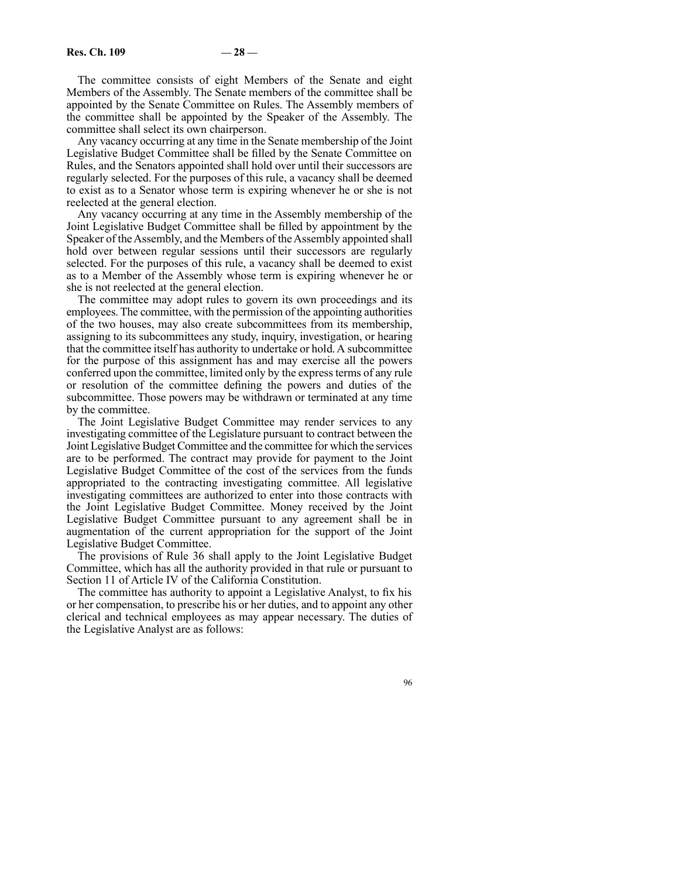The committee consists of eight Members of the Senate and eight Members of the Assembly. The Senate members of the committee shall be appointed by the Senate Committee on Rules. The Assembly members of the committee shall be appointed by the Speaker of the Assembly. The committee shall select its own chairperson.

Any vacancy occurring at any time in the Senate membership of the Joint Legislative Budget Committee shall be filled by the Senate Committee on Rules, and the Senators appointed shall hold over until their successors are regularly selected. For the purposes of this rule, a vacancy shall be deemed to exist as to a Senator whose term is expiring whenever he or she is not reelected at the general election.

Any vacancy occurring at any time in the Assembly membership of the Joint Legislative Budget Committee shall be filled by appointment by the Speaker of the Assembly, and the Members of the Assembly appointed shall hold over between regular sessions until their successors are regularly selected. For the purposes of this rule, a vacancy shall be deemed to exist as to a Member of the Assembly whose term is expiring whenever he or she is not reelected at the general election.

The committee may adopt rules to govern its own proceedings and its employees. The committee, with the permission of the appointing authorities of the two houses, may also create subcommittees from its membership, assigning to its subcommittees any study, inquiry, investigation, or hearing that the committee itself has authority to undertake or hold. A subcommittee for the purpose of this assignment has and may exercise all the powers conferred upon the committee, limited only by the express terms of any rule or resolution of the committee defining the powers and duties of the subcommittee. Those powers may be withdrawn or terminated at any time by the committee.

The Joint Legislative Budget Committee may render services to any investigating committee of the Legislature pursuant to contract between the Joint Legislative Budget Committee and the committee for which the services are to be performed. The contract may provide for payment to the Joint Legislative Budget Committee of the cost of the services from the funds appropriated to the contracting investigating committee. All legislative investigating committees are authorized to enter into those contracts with the Joint Legislative Budget Committee. Money received by the Joint Legislative Budget Committee pursuant to any agreement shall be in augmentation of the current appropriation for the support of the Joint Legislative Budget Committee.

The provisions of Rule 36 shall apply to the Joint Legislative Budget Committee, which has all the authority provided in that rule or pursuant to Section 11 of Article IV of the California Constitution.

The committee has authority to appoint a Legislative Analyst, to fix his or her compensation, to prescribe his or her duties, and to appoint any other clerical and technical employees as may appear necessary. The duties of the Legislative Analyst are as follows: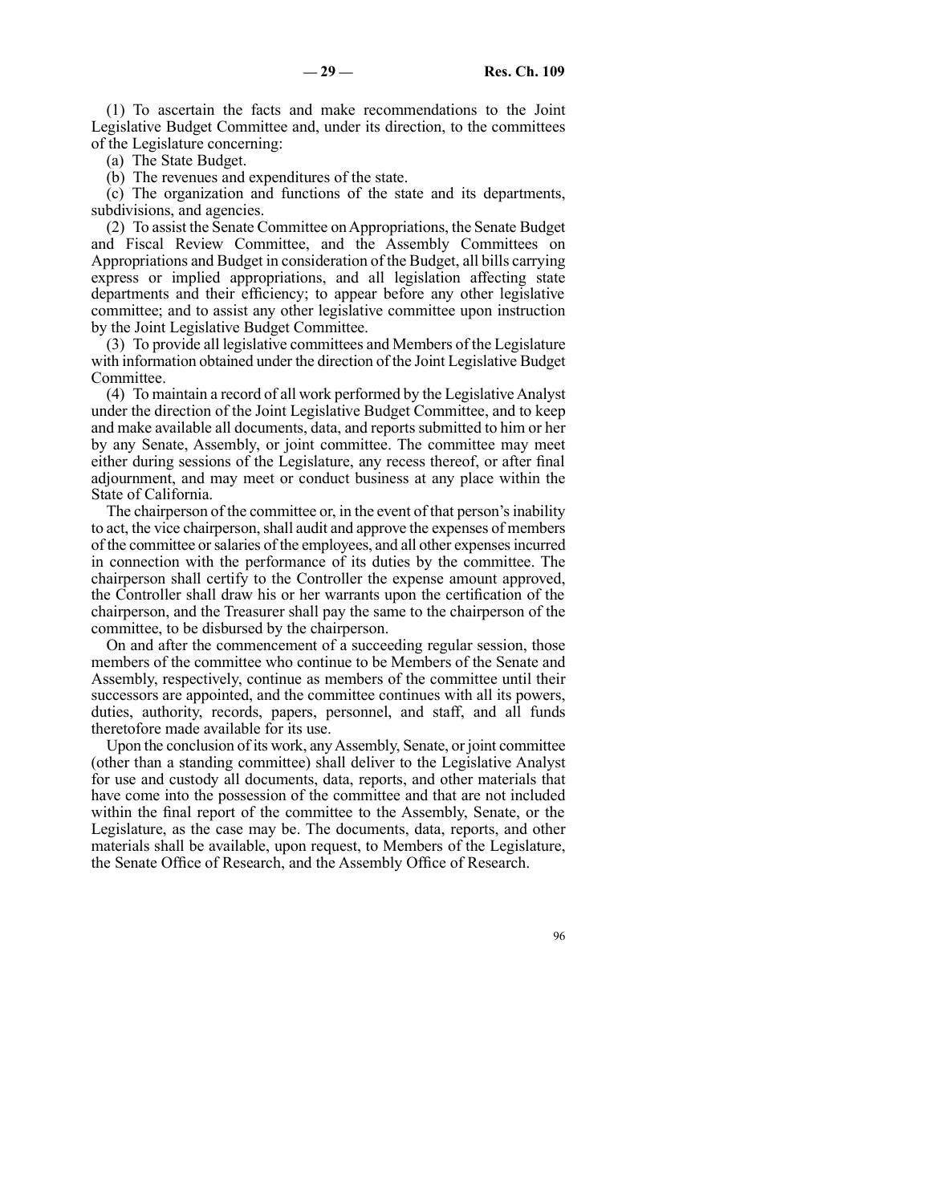(1) To ascertain the facts and make recommendations to the Joint Legislative Budget Committee and, under its direction, to the committees of the Legislature concerning:

(a) The State Budget.

(b) The revenues and expenditures of the state.

(c) The organization and functions of the state and its departments, subdivisions, and agencies.

(2) To assist the Senate Committee on Appropriations, the Senate Budget and Fiscal Review Committee, and the Assembly Committees on Appropriations and Budget in consideration of the Budget, all bills carrying express or implied appropriations, and all legislation affecting state departments and their efficiency; to appear before any other legislative committee; and to assist any other legislative committee upon instruction by the Joint Legislative Budget Committee.

(3) To provide all legislative committees and Members of the Legislature with information obtained under the direction of the Joint Legislative Budget Committee.

(4) To maintain a record of all work performed by the Legislative Analyst under the direction of the Joint Legislative Budget Committee, and to keep and make available all documents, data, and reports submitted to him or her by any Senate, Assembly, or joint committee. The committee may meet either during sessions of the Legislature, any recess thereof, or after final adjournment, and may meet or conduct business at any place within the State of California.

The chairperson of the committee or, in the event of that person's inability to act, the vice chairperson, shall audit and approve the expenses of members of the committee or salaries of the employees, and all other expenses incurred in connection with the performance of its duties by the committee. The chairperson shall certify to the Controller the expense amount approved, the Controller shall draw his or her warrants upon the certification of the chairperson, and the Treasurer shall pay the same to the chairperson of the committee, to be disbursed by the chairperson.

On and after the commencement of a succeeding regular session, those members of the committee who continue to be Members of the Senate and Assembly, respectively, continue as members of the committee until their successors are appointed, and the committee continues with all its powers, duties, authority, records, papers, personnel, and staff, and all funds theretofore made available for its use.

Upon the conclusion of its work, any Assembly, Senate, or joint committee (other than a standing committee) shall deliver to the Legislative Analyst for use and custody all documents, data, reports, and other materials that have come into the possession of the committee and that are not included within the final report of the committee to the Assembly, Senate, or the Legislature, as the case may be. The documents, data, reports, and other materials shall be available, upon request, to Members of the Legislature, the Senate Office of Research, and the Assembly Office of Research.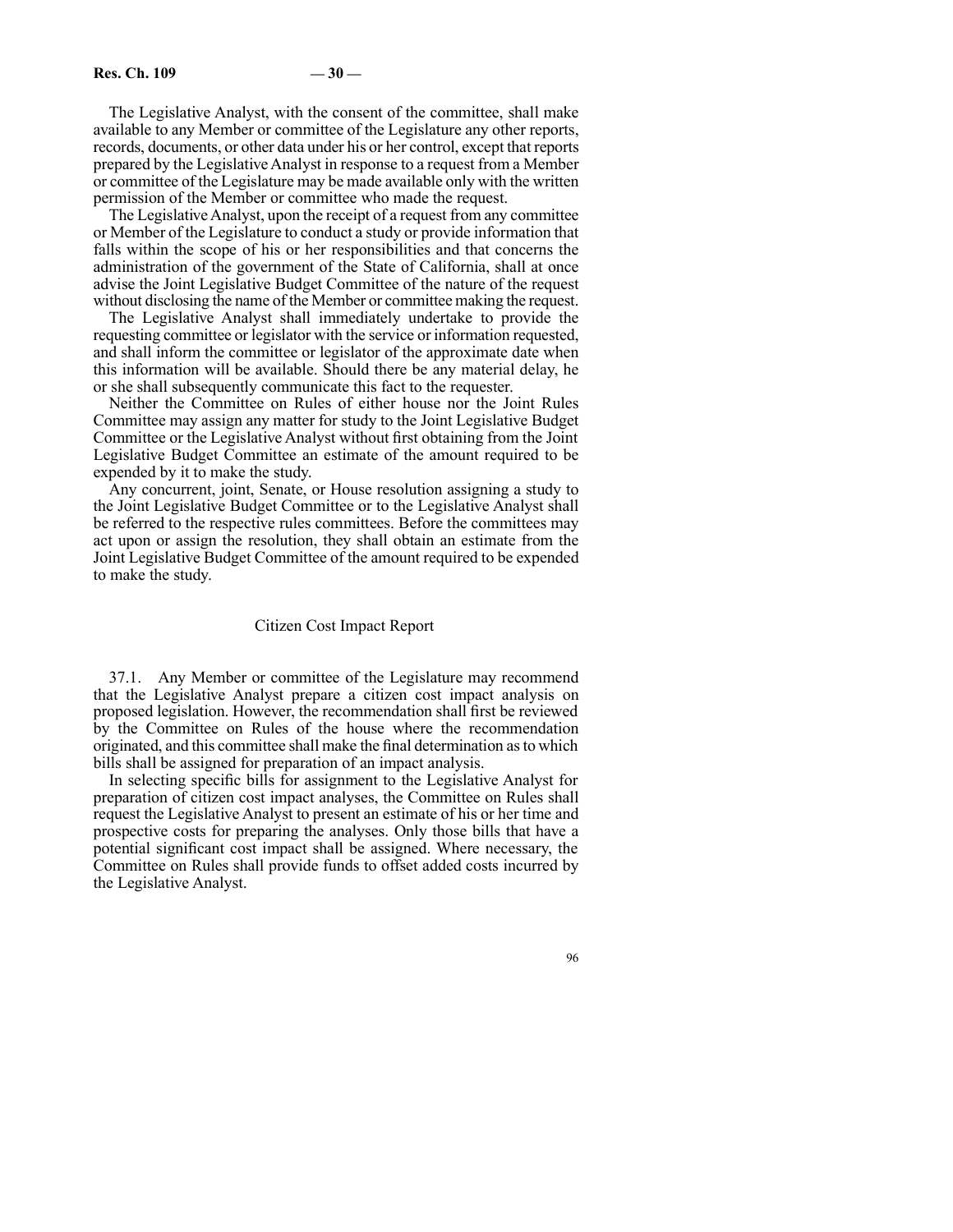The Legislative Analyst, with the consent of the committee, shall make available to any Member or committee of the Legislature any other reports, records, documents, or other data under his or her control, except that reports prepared by the Legislative Analyst in response to a request from a Member or committee of the Legislature may be made available only with the written permission of the Member or committee who made the request.

The Legislative Analyst, upon the receipt of a request from any committee or Member of the Legislature to conduct a study or provide information that falls within the scope of his or her responsibilities and that concerns the administration of the government of the State of California, shall at once advise the Joint Legislative Budget Committee of the nature of the request without disclosing the name of the Member or committee making the request.

The Legislative Analyst shall immediately undertake to provide the requesting committee or legislator with the service or information requested, and shall inform the committee or legislator of the approximate date when this information will be available. Should there be any material delay, he or she shall subsequently communicate this fact to the requester.

Neither the Committee on Rules of either house nor the Joint Rules Committee may assign any matter for study to the Joint Legislative Budget Committee or the Legislative Analyst without first obtaining from the Joint Legislative Budget Committee an estimate of the amount required to be expended by it to make the study.

Any concurrent, joint, Senate, or House resolution assigning a study to the Joint Legislative Budget Committee or to the Legislative Analyst shall be referred to the respective rules committees. Before the committees may act upon or assign the resolution, they shall obtain an estimate from the Joint Legislative Budget Committee of the amount required to be expended to make the study.

## Citizen Cost Impact Report

37.1. Any Member or committee of the Legislature may recommend that the Legislative Analyst prepare a citizen cost impact analysis on proposed legislation. However, the recommendation shall first be reviewed by the Committee on Rules of the house where the recommendation originated, and this committee shall make the final determination as to which bills shall be assigned for preparation of an impact analysis.

In selecting specific bills for assignment to the Legislative Analyst for preparation of citizen cost impact analyses, the Committee on Rules shall request the Legislative Analyst to present an estimate of his or her time and prospective costs for preparing the analyses. Only those bills that have a potential significant cost impact shall be assigned. Where necessary, the Committee on Rules shall provide funds to offset added costs incurred by the Legislative Analyst.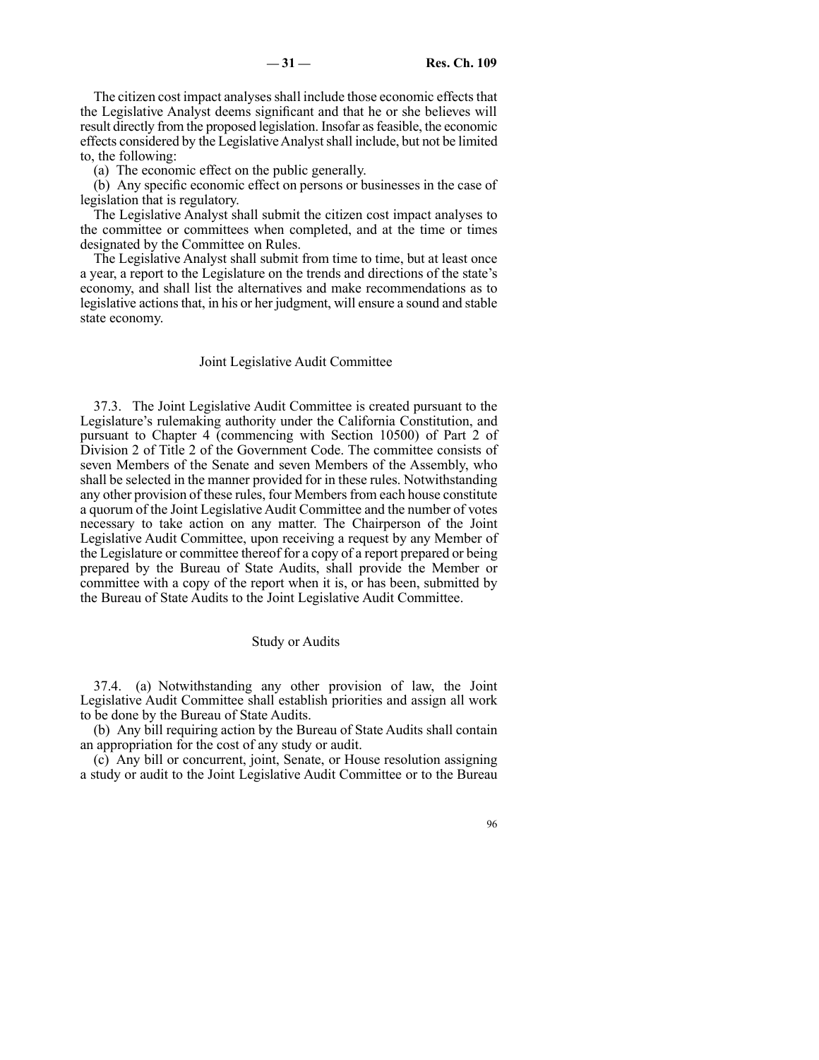The citizen cost impact analyses shall include those economic effects that the Legislative Analyst deems significant and that he or she believes will result directly from the proposed legislation. Insofar as feasible, the economic effects considered by the Legislative Analyst shall include, but not be limited to, the following:

(a) The economic effect on the public generally.

(b) Any specific economic effect on persons or businesses in the case of legislation that is regulatory.

The Legislative Analyst shall submit the citizen cost impact analyses to the committee or committees when completed, and at the time or times designated by the Committee on Rules.

The Legislative Analyst shall submit from time to time, but at least once a year, a report to the Legislature on the trends and directions of the state's economy, and shall list the alternatives and make recommendations as to legislative actions that, in his or her judgment, will ensure a sound and stable state economy.

### Joint Legislative Audit Committee

37.3. The Joint Legislative Audit Committee is created pursuant to the Legislature's rulemaking authority under the California Constitution, and pursuant to Chapter 4 (commencing with Section 10500) of Part 2 of Division 2 of Title 2 of the Government Code. The committee consists of seven Members of the Senate and seven Members of the Assembly, who shall be selected in the manner provided for in these rules. Notwithstanding any other provision of these rules, four Members from each house constitute a quorum of the Joint Legislative Audit Committee and the number of votes necessary to take action on any matter. The Chairperson of the Joint Legislative Audit Committee, upon receiving a request by any Member of the Legislature or committee thereof for a copy of a report prepared or being prepared by the Bureau of State Audits, shall provide the Member or committee with a copy of the report when it is, or has been, submitted by the Bureau of State Audits to the Joint Legislative Audit Committee.

### Study or Audits

37.4. (a) Notwithstanding any other provision of law, the Joint Legislative Audit Committee shall establish priorities and assign all work to be done by the Bureau of State Audits.

(b) Any bill requiring action by the Bureau of State Audits shall contain an appropriation for the cost of any study or audit.

(c) Any bill or concurrent, joint, Senate, or House resolution assigning a study or audit to the Joint Legislative Audit Committee or to the Bureau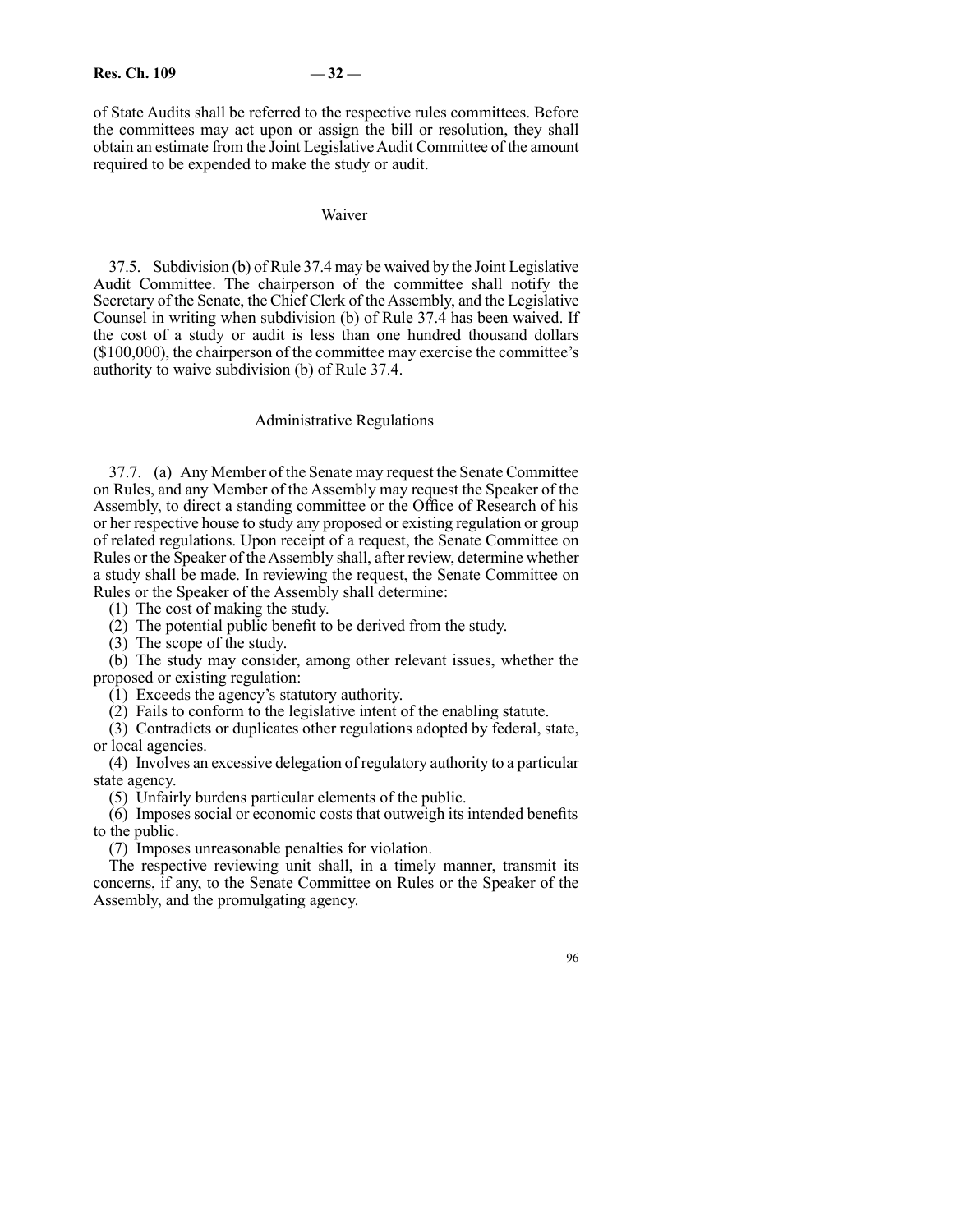of State Audits shall be referred to the respective rules committees. Before the committees may act upon or assign the bill or resolution, they shall obtain an estimate from the Joint Legislative Audit Committee of the amount required to be expended to make the study or audit.

### Waiver

37.5. Subdivision (b) of Rule 37.4 may be waived by the Joint Legislative Audit Committee. The chairperson of the committee shall notify the Secretary of the Senate, the Chief Clerk of the Assembly, and the Legislative Counsel in writing when subdivision (b) of Rule 37.4 has been waived. If the cost of a study or audit is less than one hundred thousand dollars ($100,000), the chairperson of the committee may exercise the committee's authority to waive subdivision (b) of Rule 37.4.

### Administrative Regulations

37.7. (a) Any Member of the Senate may request the Senate Committee on Rules, and any Member of the Assembly may request the Speaker of the Assembly, to direct a standing committee or the Office of Research of his or her respective house to study any proposed or existing regulation or group of related regulations. Upon receipt of a request, the Senate Committee on Rules or the Speaker of the Assembly shall, after review, determine whether a study shall be made. In reviewing the request, the Senate Committee on Rules or the Speaker of the Assembly shall determine:

(1) The cost of making the study.

(2) The potential public benefit to be derived from the study.

(3) The scope of the study.

(b) The study may consider, among other relevant issues, whether the proposed or existing regulation:

(1) Exceeds the agency's statutory authority.

(2) Fails to conform to the legislative intent of the enabling statute.

(3) Contradicts or duplicates other regulations adopted by federal, state, or local agencies.

(4) Involves an excessive delegation of regulatory authority to a particular state agency.

(5) Unfairly burdens particular elements of the public.

(6) Imposes social or economic costs that outweigh its intended benefits to the public.

(7) Imposes unreasonable penalties for violation.

The respective reviewing unit shall, in a timely manner, transmit its concerns, if any, to the Senate Committee on Rules or the Speaker of the Assembly, and the promulgating agency.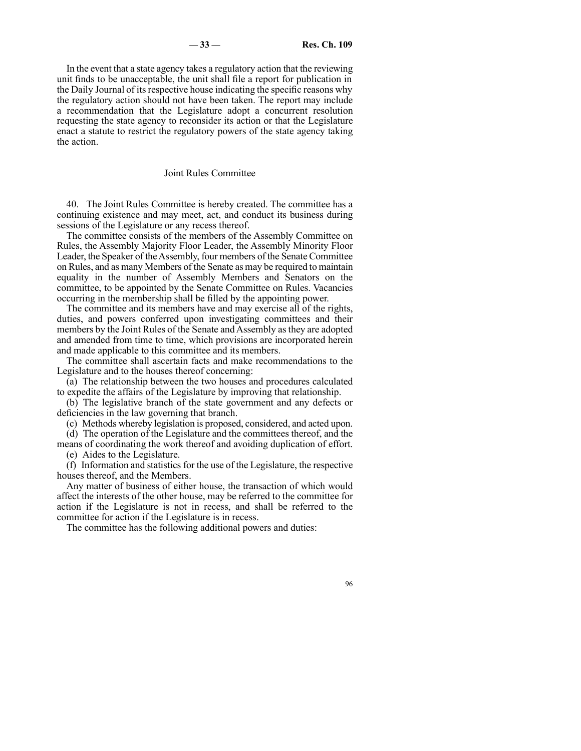In the event that a state agency takes a regulatory action that the reviewing unit finds to be unacceptable, the unit shall file a report for publication in the Daily Journal of its respective house indicating the specific reasons why the regulatory action should not have been taken. The report may include a recommendation that the Legislature adopt a concurrent resolution requesting the state agency to reconsider its action or that the Legislature enact a statute to restrict the regulatory powers of the state agency taking the action.

## Joint Rules Committee

40. The Joint Rules Committee is hereby created. The committee has a continuing existence and may meet, act, and conduct its business during sessions of the Legislature or any recess thereof.

The committee consists of the members of the Assembly Committee on Rules, the Assembly Majority Floor Leader, the Assembly Minority Floor Leader, the Speaker of the Assembly, four members of the Senate Committee on Rules, and as many Members of the Senate as may be required to maintain equality in the number of Assembly Members and Senators on the committee, to be appointed by the Senate Committee on Rules. Vacancies occurring in the membership shall be filled by the appointing power.

The committee and its members have and may exercise all of the rights, duties, and powers conferred upon investigating committees and their members by the Joint Rules of the Senate and Assembly as they are adopted and amended from time to time, which provisions are incorporated herein and made applicable to this committee and its members.

The committee shall ascertain facts and make recommendations to the Legislature and to the houses thereof concerning:

(a) The relationship between the two houses and procedures calculated to expedite the affairs of the Legislature by improving that relationship.

(b) The legislative branch of the state government and any defects or deficiencies in the law governing that branch.

(c) Methods whereby legislation is proposed, considered, and acted upon.

(d) The operation of the Legislature and the committees thereof, and the means of coordinating the work thereof and avoiding duplication of effort.

(e) Aides to the Legislature.

(f) Information and statistics for the use of the Legislature, the respective houses thereof, and the Members.

Any matter of business of either house, the transaction of which would affect the interests of the other house, may be referred to the committee for action if the Legislature is not in recess, and shall be referred to the committee for action if the Legislature is in recess.

The committee has the following additional powers and duties: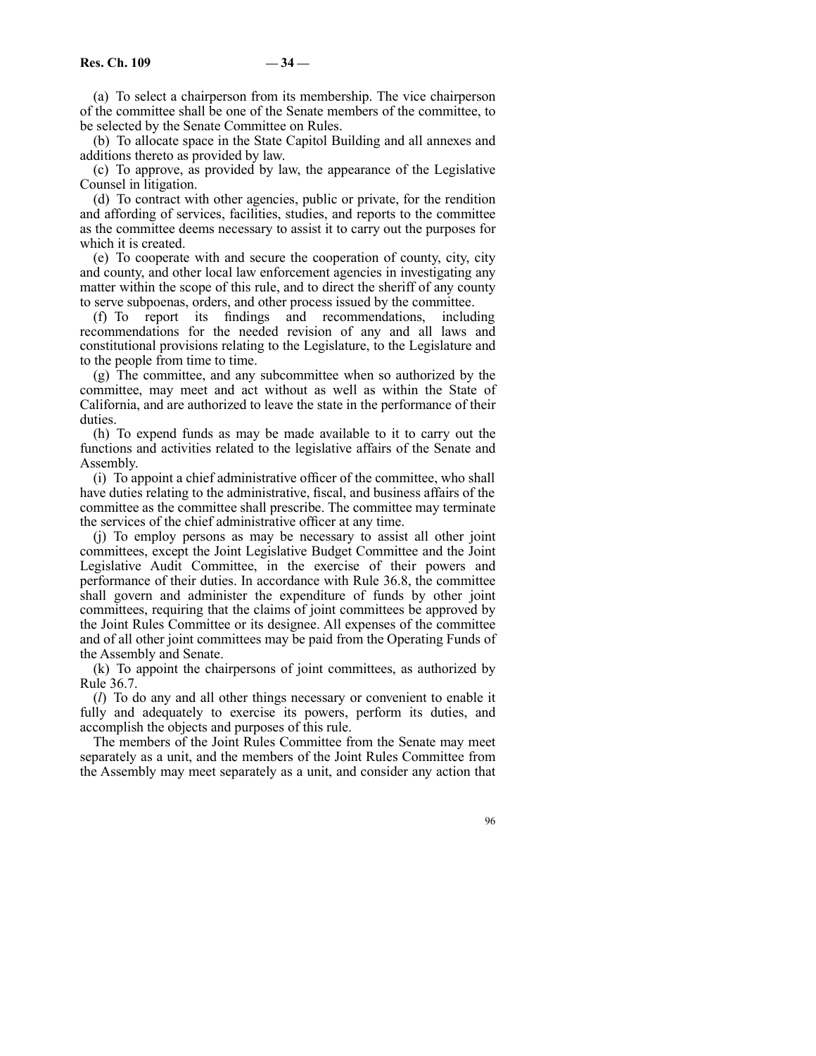(a) To select a chairperson from its membership. The vice chairperson of the committee shall be one of the Senate members of the committee, to be selected by the Senate Committee on Rules.

(b) To allocate space in the State Capitol Building and all annexes and additions thereto as provided by law.

(c) To approve, as provided by law, the appearance of the Legislative Counsel in litigation.

(d) To contract with other agencies, public or private, for the rendition and affording of services, facilities, studies, and reports to the committee as the committee deems necessary to assist it to carry out the purposes for which it is created.

(e) To cooperate with and secure the cooperation of county, city, city and county, and other local law enforcement agencies in investigating any matter within the scope of this rule, and to direct the sheriff of any county to serve subpoenas, orders, and other process issued by the committee.

(f) To report its findings and recommendations, including recommendations for the needed revision of any and all laws and constitutional provisions relating to the Legislature, to the Legislature and to the people from time to time.

(g) The committee, and any subcommittee when so authorized by the committee, may meet and act without as well as within the State of California, and are authorized to leave the state in the performance of their duties.

(h) To expend funds as may be made available to it to carry out the functions and activities related to the legislative affairs of the Senate and Assembly.

(i) To appoint a chief administrative officer of the committee, who shall have duties relating to the administrative, fiscal, and business affairs of the committee as the committee shall prescribe. The committee may terminate the services of the chief administrative officer at any time.

(j) To employ persons as may be necessary to assist all other joint committees, except the Joint Legislative Budget Committee and the Joint Legislative Audit Committee, in the exercise of their powers and performance of their duties. In accordance with Rule 36.8, the committee shall govern and administer the expenditure of funds by other joint committees, requiring that the claims of joint committees be approved by the Joint Rules Committee or its designee. All expenses of the committee and of all other joint committees may be paid from the Operating Funds of the Assembly and Senate.

(k) To appoint the chairpersons of joint committees, as authorized by Rule 36.7.

(*l*) To do any and all other things necessary or convenient to enable it fully and adequately to exercise its powers, perform its duties, and accomplish the objects and purposes of this rule.

The members of the Joint Rules Committee from the Senate may meet separately as a unit, and the members of the Joint Rules Committee from the Assembly may meet separately as a unit, and consider any action that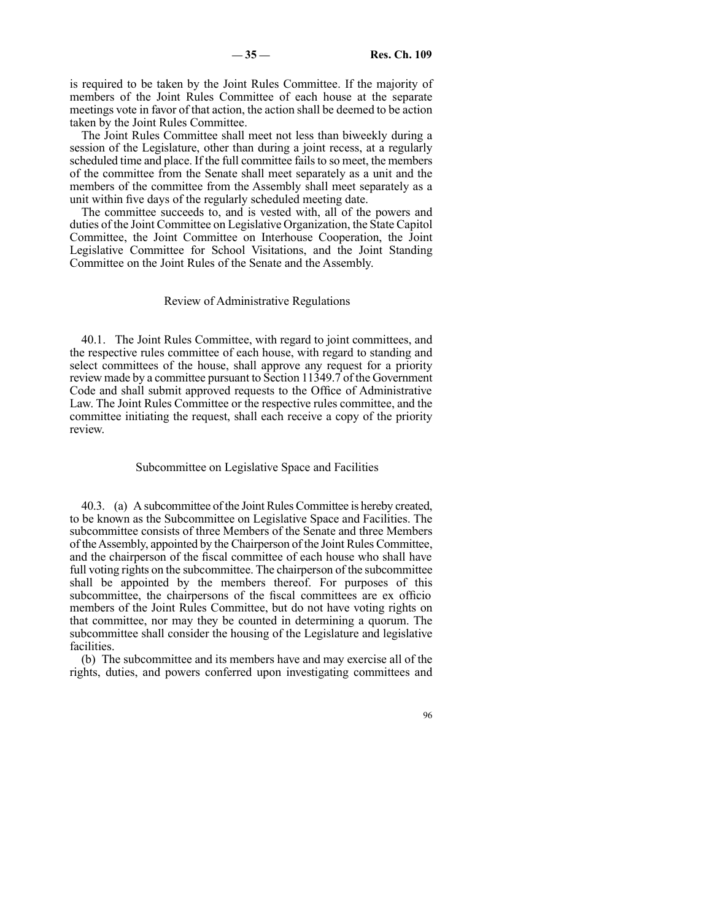is required to be taken by the Joint Rules Committee. If the majority of members of the Joint Rules Committee of each house at the separate meetings vote in favor of that action, the action shall be deemed to be action taken by the Joint Rules Committee.

The Joint Rules Committee shall meet not less than biweekly during a session of the Legislature, other than during a joint recess, at a regularly scheduled time and place. If the full committee fails to so meet, the members of the committee from the Senate shall meet separately as a unit and the members of the committee from the Assembly shall meet separately as a unit within five days of the regularly scheduled meeting date.

The committee succeeds to, and is vested with, all of the powers and duties of the Joint Committee on Legislative Organization, the State Capitol Committee, the Joint Committee on Interhouse Cooperation, the Joint Legislative Committee for School Visitations, and the Joint Standing Committee on the Joint Rules of the Senate and the Assembly.

## Review of Administrative Regulations

40.1. The Joint Rules Committee, with regard to joint committees, and the respective rules committee of each house, with regard to standing and select committees of the house, shall approve any request for a priority review made by a committee pursuant to Section 11349.7 of the Government Code and shall submit approved requests to the Office of Administrative Law. The Joint Rules Committee or the respective rules committee, and the committee initiating the request, shall each receive a copy of the priority review.

## Subcommittee on Legislative Space and Facilities

40.3. (a) A subcommittee of the Joint Rules Committee is hereby created, to be known as the Subcommittee on Legislative Space and Facilities. The subcommittee consists of three Members of the Senate and three Members of the Assembly, appointed by the Chairperson of the Joint Rules Committee, and the chairperson of the fiscal committee of each house who shall have full voting rights on the subcommittee. The chairperson of the subcommittee shall be appointed by the members thereof. For purposes of this subcommittee, the chairpersons of the fiscal committees are ex officio members of the Joint Rules Committee, but do not have voting rights on that committee, nor may they be counted in determining a quorum. The subcommittee shall consider the housing of the Legislature and legislative facilities.

(b) The subcommittee and its members have and may exercise all of the rights, duties, and powers conferred upon investigating committees and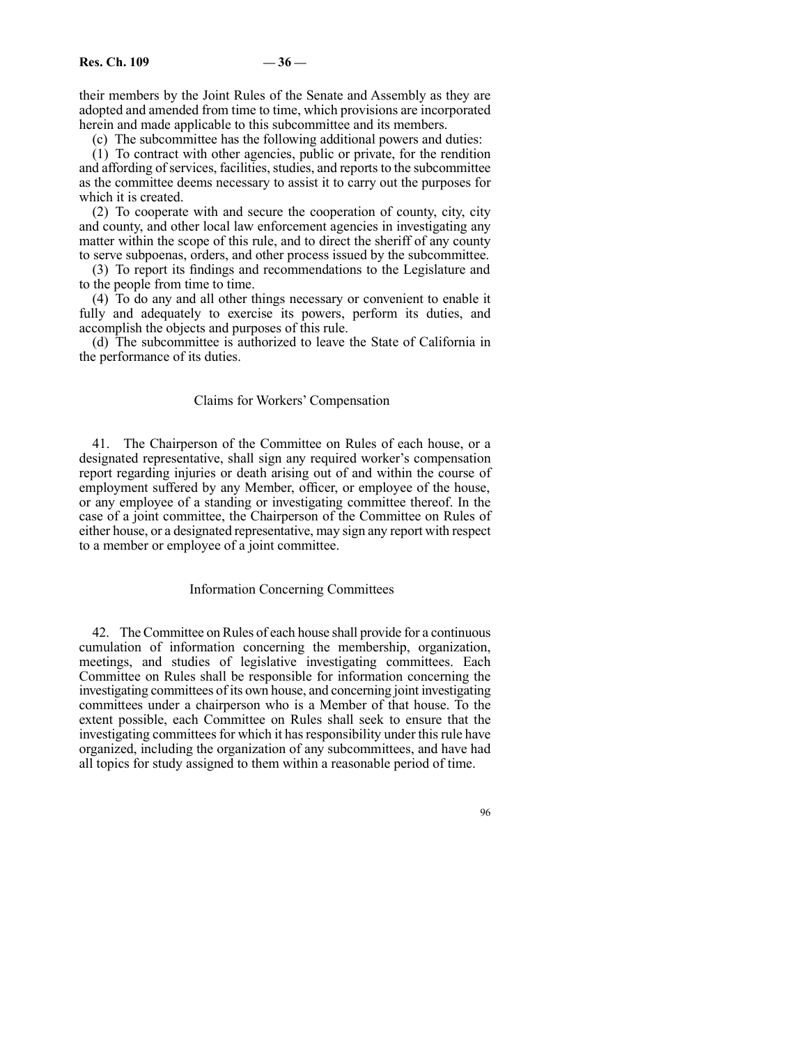their members by the Joint Rules of the Senate and Assembly as they are adopted and amended from time to time, which provisions are incorporated herein and made applicable to this subcommittee and its members.

(c) The subcommittee has the following additional powers and duties:

(1) To contract with other agencies, public or private, for the rendition and affording of services, facilities, studies, and reports to the subcommittee as the committee deems necessary to assist it to carry out the purposes for which it is created.

(2) To cooperate with and secure the cooperation of county, city, city and county, and other local law enforcement agencies in investigating any matter within the scope of this rule, and to direct the sheriff of any county to serve subpoenas, orders, and other process issued by the subcommittee.

(3) To report its findings and recommendations to the Legislature and to the people from time to time.

(4) To do any and all other things necessary or convenient to enable it fully and adequately to exercise its powers, perform its duties, and accomplish the objects and purposes of this rule.

(d) The subcommittee is authorized to leave the State of California in the performance of its duties.

## Claims for Workers' Compensation

41. The Chairperson of the Committee on Rules of each house, or a designated representative, shall sign any required worker's compensation report regarding injuries or death arising out of and within the course of employment suffered by any Member, officer, or employee of the house, or any employee of a standing or investigating committee thereof. In the case of a joint committee, the Chairperson of the Committee on Rules of either house, or a designated representative, may sign any report with respect to a member or employee of a joint committee.

## Information Concerning Committees

42. The Committee on Rules of each house shall provide for a continuous cumulation of information concerning the membership, organization, meetings, and studies of legislative investigating committees. Each Committee on Rules shall be responsible for information concerning the investigating committees of its own house, and concerning joint investigating committees under a chairperson who is a Member of that house. To the extent possible, each Committee on Rules shall seek to ensure that the investigating committees for which it has responsibility under this rule have organized, including the organization of any subcommittees, and have had all topics for study assigned to them within a reasonable period of time.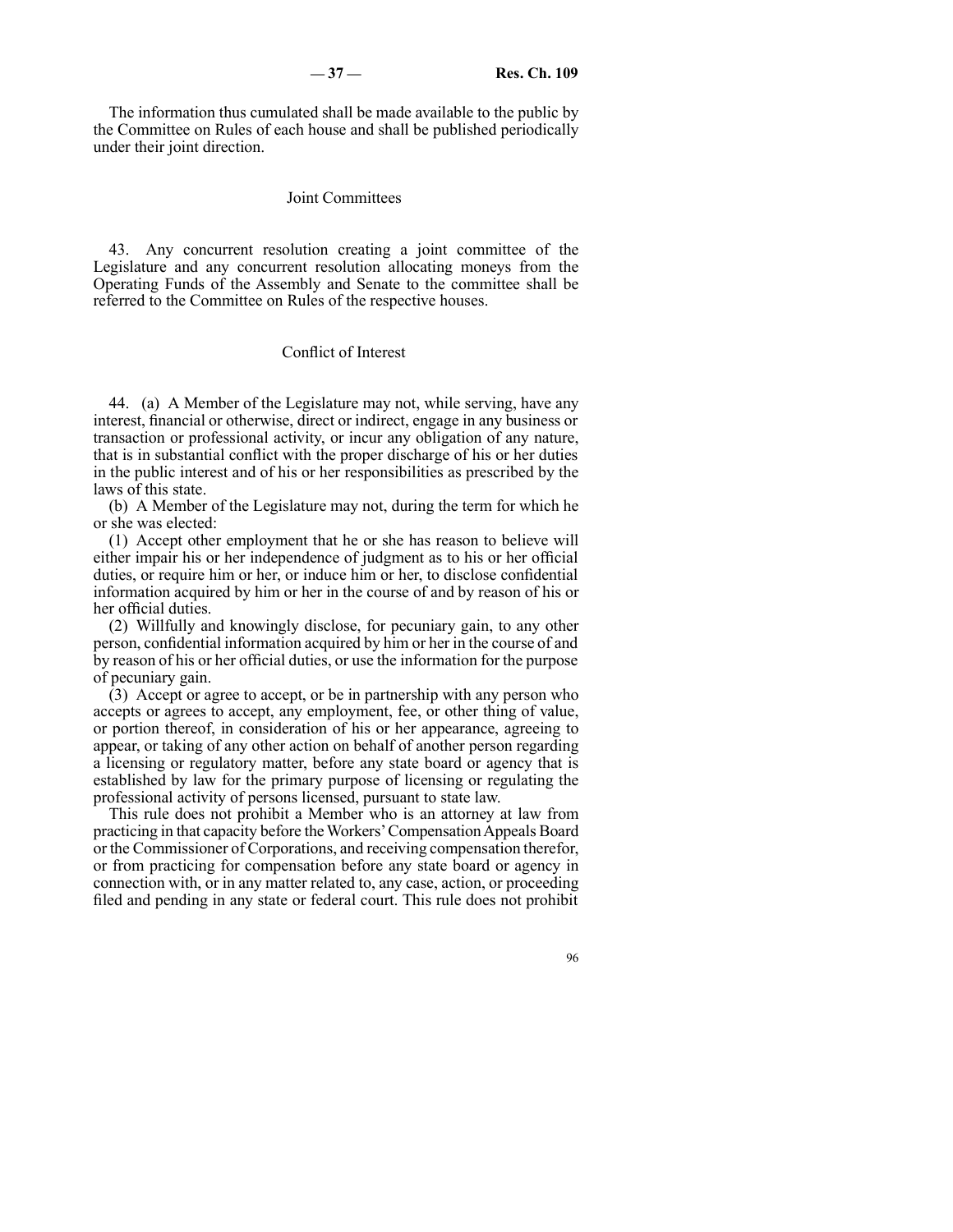The information thus cumulated shall be made available to the public by the Committee on Rules of each house and shall be published periodically under their joint direction.

## Joint Committees

43. Any concurrent resolution creating a joint committee of the Legislature and any concurrent resolution allocating moneys from the Operating Funds of the Assembly and Senate to the committee shall be referred to the Committee on Rules of the respective houses.

## Conflict of Interest

44. (a) A Member of the Legislature may not, while serving, have any interest, financial or otherwise, direct or indirect, engage in any business or transaction or professional activity, or incur any obligation of any nature, that is in substantial conflict with the proper discharge of his or her duties in the public interest and of his or her responsibilities as prescribed by the laws of this state.

(b) A Member of the Legislature may not, during the term for which he or she was elected:

(1) Accept other employment that he or she has reason to believe will either impair his or her independence of judgment as to his or her official duties, or require him or her, or induce him or her, to disclose confidential information acquired by him or her in the course of and by reason of his or her official duties.

(2) Willfully and knowingly disclose, for pecuniary gain, to any other person, confidential information acquired by him or her in the course of and by reason of his or her official duties, or use the information for the purpose of pecuniary gain.

(3) Accept or agree to accept, or be in partnership with any person who accepts or agrees to accept, any employment, fee, or other thing of value, or portion thereof, in consideration of his or her appearance, agreeing to appear, or taking of any other action on behalf of another person regarding a licensing or regulatory matter, before any state board or agency that is established by law for the primary purpose of licensing or regulating the professional activity of persons licensed, pursuant to state law.

This rule does not prohibit a Member who is an attorney at law from practicing in that capacity before the Workers' Compensation Appeals Board or the Commissioner of Corporations, and receiving compensation therefor, or from practicing for compensation before any state board or agency in connection with, or in any matter related to, any case, action, or proceeding filed and pending in any state or federal court. This rule does not prohibit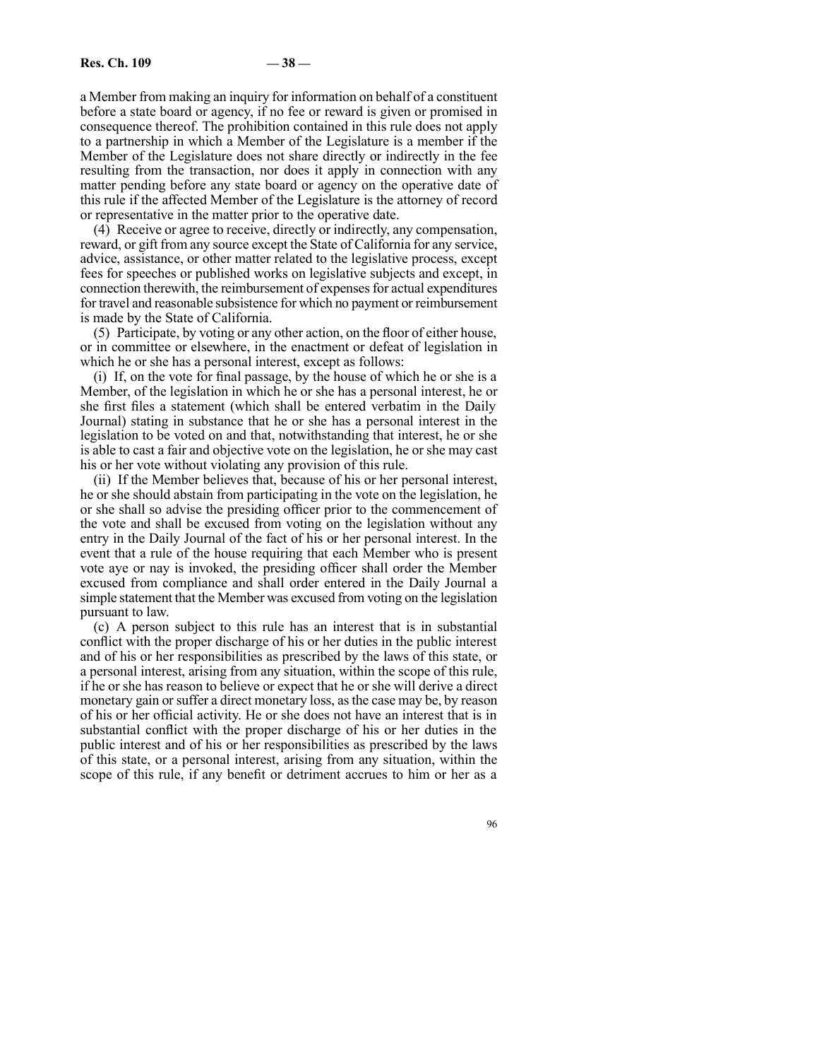a Member from making an inquiry for information on behalf of a constituent before a state board or agency, if no fee or reward is given or promised in consequence thereof. The prohibition contained in this rule does not apply to a partnership in which a Member of the Legislature is a member if the Member of the Legislature does not share directly or indirectly in the fee resulting from the transaction, nor does it apply in connection with any matter pending before any state board or agency on the operative date of this rule if the affected Member of the Legislature is the attorney of record or representative in the matter prior to the operative date.

(4) Receive or agree to receive, directly or indirectly, any compensation, reward, or gift from any source except the State of California for any service, advice, assistance, or other matter related to the legislative process, except fees for speeches or published works on legislative subjects and except, in connection therewith, the reimbursement of expenses for actual expenditures for travel and reasonable subsistence for which no payment or reimbursement is made by the State of California.

(5) Participate, by voting or any other action, on the floor of either house, or in committee or elsewhere, in the enactment or defeat of legislation in which he or she has a personal interest, except as follows:

(i) If, on the vote for final passage, by the house of which he or she is a Member, of the legislation in which he or she has a personal interest, he or she first files a statement (which shall be entered verbatim in the Daily Journal) stating in substance that he or she has a personal interest in the legislation to be voted on and that, notwithstanding that interest, he or she is able to cast a fair and objective vote on the legislation, he or she may cast his or her vote without violating any provision of this rule.

(ii) If the Member believes that, because of his or her personal interest, he or she should abstain from participating in the vote on the legislation, he or she shall so advise the presiding officer prior to the commencement of the vote and shall be excused from voting on the legislation without any entry in the Daily Journal of the fact of his or her personal interest. In the event that a rule of the house requiring that each Member who is present vote aye or nay is invoked, the presiding officer shall order the Member excused from compliance and shall order entered in the Daily Journal a simple statement that the Member was excused from voting on the legislation pursuant to law.

(c) A person subject to this rule has an interest that is in substantial conflict with the proper discharge of his or her duties in the public interest and of his or her responsibilities as prescribed by the laws of this state, or a personal interest, arising from any situation, within the scope of this rule, if he or she has reason to believe or expect that he or she will derive a direct monetary gain or suffer a direct monetary loss, as the case may be, by reason of his or her official activity. He or she does not have an interest that is in substantial conflict with the proper discharge of his or her duties in the public interest and of his or her responsibilities as prescribed by the laws of this state, or a personal interest, arising from any situation, within the scope of this rule, if any benefit or detriment accrues to him or her as a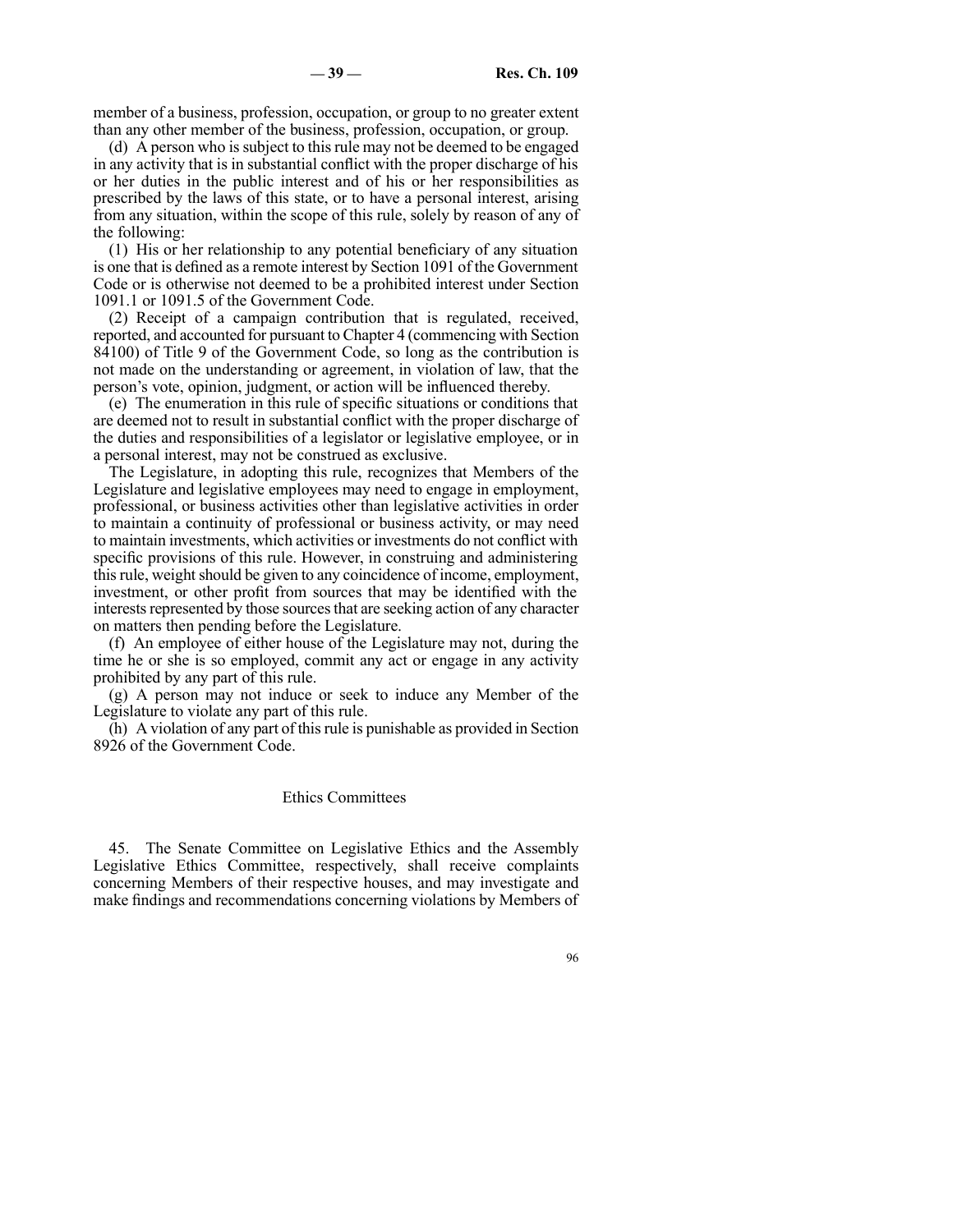member of a business, profession, occupation, or group to no greater extent than any other member of the business, profession, occupation, or group.

(d) A person who is subject to this rule may not be deemed to be engaged in any activity that is in substantial conflict with the proper discharge of his or her duties in the public interest and of his or her responsibilities as prescribed by the laws of this state, or to have a personal interest, arising from any situation, within the scope of this rule, solely by reason of any of the following:

(1) His or her relationship to any potential beneficiary of any situation is one that is defined as a remote interest by Section 1091 of the Government Code or is otherwise not deemed to be a prohibited interest under Section 1091.1 or 1091.5 of the Government Code.

(2) Receipt of a campaign contribution that is regulated, received, reported, and accounted for pursuant to Chapter 4 (commencing with Section 84100) of Title 9 of the Government Code, so long as the contribution is not made on the understanding or agreement, in violation of law, that the person's vote, opinion, judgment, or action will be influenced thereby.

(e) The enumeration in this rule of specific situations or conditions that are deemed not to result in substantial conflict with the proper discharge of the duties and responsibilities of a legislator or legislative employee, or in a personal interest, may not be construed as exclusive.

The Legislature, in adopting this rule, recognizes that Members of the Legislature and legislative employees may need to engage in employment, professional, or business activities other than legislative activities in order to maintain a continuity of professional or business activity, or may need to maintain investments, which activities or investments do not conflict with specific provisions of this rule. However, in construing and administering this rule, weight should be given to any coincidence of income, employment, investment, or other profit from sources that may be identified with the interests represented by those sources that are seeking action of any character on matters then pending before the Legislature.

(f) An employee of either house of the Legislature may not, during the time he or she is so employed, commit any act or engage in any activity prohibited by any part of this rule.

(g) A person may not induce or seek to induce any Member of the Legislature to violate any part of this rule.

(h) A violation of any part of this rule is punishable as provided in Section 8926 of the Government Code.

## Ethics Committees

45. The Senate Committee on Legislative Ethics and the Assembly Legislative Ethics Committee, respectively, shall receive complaints concerning Members of their respective houses, and may investigate and make findings and recommendations concerning violations by Members of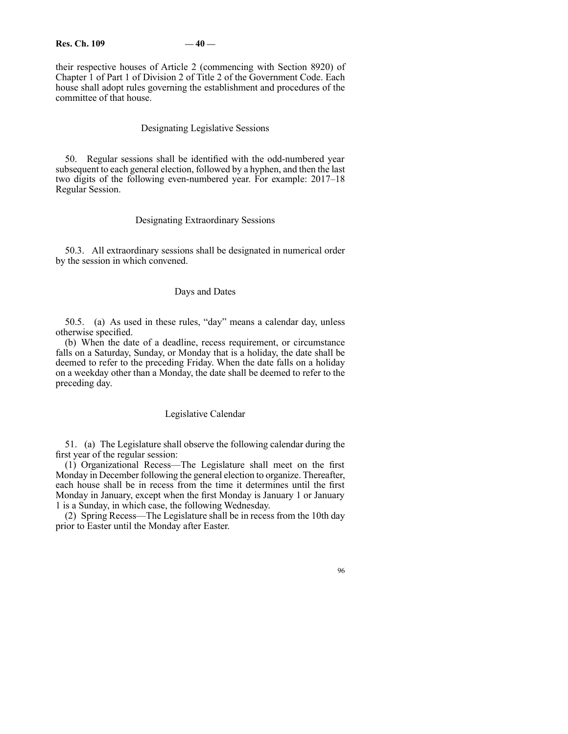their respective houses of Article 2 (commencing with Section 8920) of Chapter 1 of Part 1 of Division 2 of Title 2 of the Government Code. Each house shall adopt rules governing the establishment and procedures of the committee of that house.

## Designating Legislative Sessions

50. Regular sessions shall be identified with the odd-numbered year subsequent to each general election, followed by a hyphen, and then the last two digits of the following even-numbered year. For example: 2017–18 Regular Session.

## Designating Extraordinary Sessions

50.3. All extraordinary sessions shall be designated in numerical order by the session in which convened.

## Days and Dates

50.5. (a) As used in these rules, "day" means a calendar day, unless otherwise specified.

(b) When the date of a deadline, recess requirement, or circumstance falls on a Saturday, Sunday, or Monday that is a holiday, the date shall be deemed to refer to the preceding Friday. When the date falls on a holiday on a weekday other than a Monday, the date shall be deemed to refer to the preceding day.

## Legislative Calendar

51. (a) The Legislature shall observe the following calendar during the first year of the regular session:

(1) Organizational Recess—The Legislature shall meet on the first Monday in December following the general election to organize. Thereafter, each house shall be in recess from the time it determines until the first Monday in January, except when the first Monday is January 1 or January 1 is a Sunday, in which case, the following Wednesday.

(2) Spring Recess—The Legislature shall be in recess from the 10th day prior to Easter until the Monday after Easter.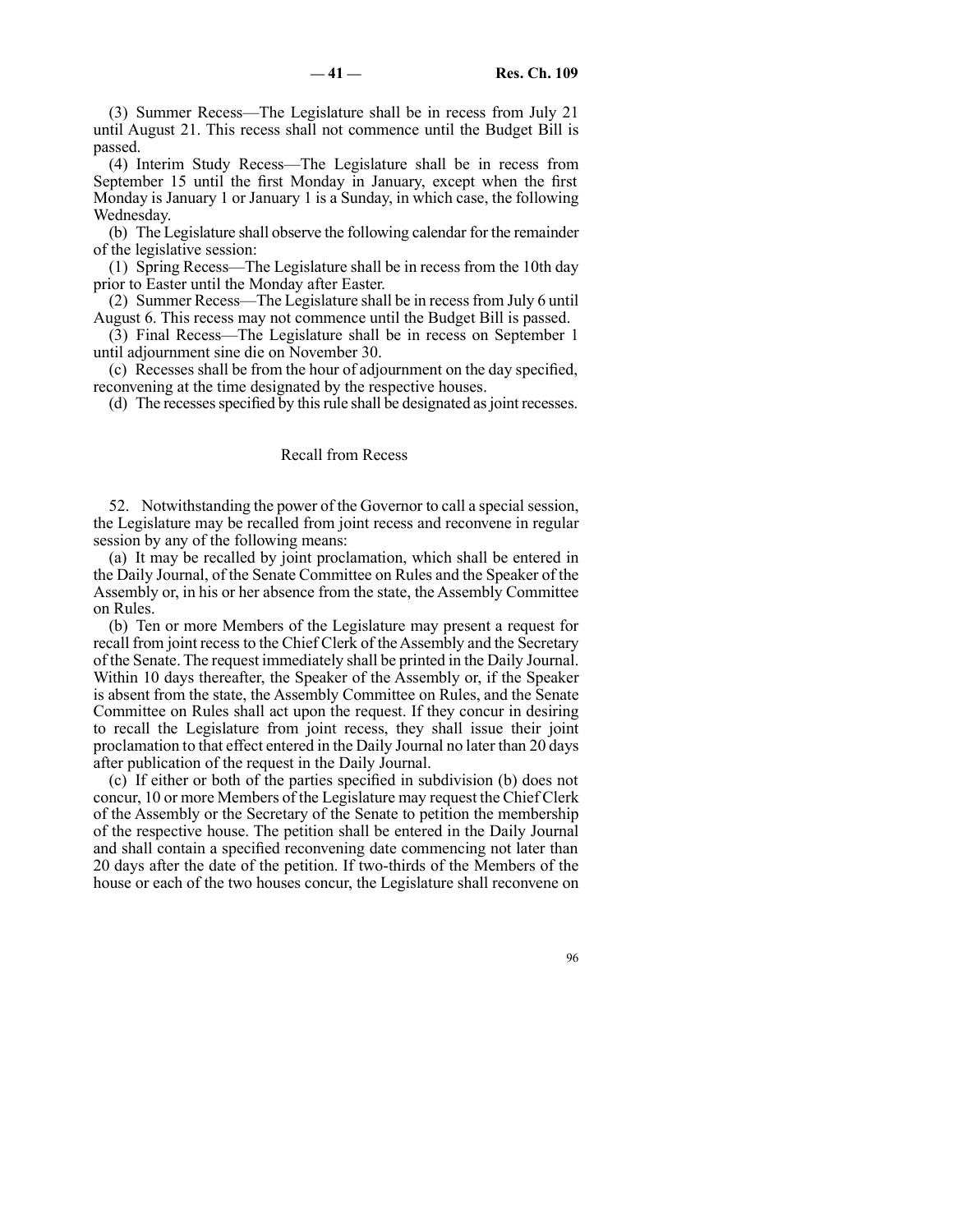(3) Summer Recess—The Legislature shall be in recess from July 21 until August 21. This recess shall not commence until the Budget Bill is passed.

(4) Interim Study Recess—The Legislature shall be in recess from September 15 until the first Monday in January, except when the first Monday is January 1 or January 1 is a Sunday, in which case, the following Wednesday.

(b) The Legislature shall observe the following calendar for the remainder of the legislative session:

(1) Spring Recess—The Legislature shall be in recess from the 10th day prior to Easter until the Monday after Easter.

(2) Summer Recess—The Legislature shall be in recess from July 6 until August 6. This recess may not commence until the Budget Bill is passed.

(3) Final Recess—The Legislature shall be in recess on September 1 until adjournment sine die on November 30.

(c) Recesses shall be from the hour of adjournment on the day specified, reconvening at the time designated by the respective houses.

(d) The recesses specified by this rule shall be designated as joint recesses.

## Recall from Recess

52. Notwithstanding the power of the Governor to call a special session, the Legislature may be recalled from joint recess and reconvene in regular session by any of the following means:

(a) It may be recalled by joint proclamation, which shall be entered in the Daily Journal, of the Senate Committee on Rules and the Speaker of the Assembly or, in his or her absence from the state, the Assembly Committee on Rules.

(b) Ten or more Members of the Legislature may present a request for recall from joint recess to the Chief Clerk of the Assembly and the Secretary of the Senate. The request immediately shall be printed in the Daily Journal. Within 10 days thereafter, the Speaker of the Assembly or, if the Speaker is absent from the state, the Assembly Committee on Rules, and the Senate Committee on Rules shall act upon the request. If they concur in desiring to recall the Legislature from joint recess, they shall issue their joint proclamation to that effect entered in the Daily Journal no later than 20 days after publication of the request in the Daily Journal.

(c) If either or both of the parties specified in subdivision (b) does not concur, 10 or more Members of the Legislature may request the Chief Clerk of the Assembly or the Secretary of the Senate to petition the membership of the respective house. The petition shall be entered in the Daily Journal and shall contain a specified reconvening date commencing not later than 20 days after the date of the petition. If two-thirds of the Members of the house or each of the two houses concur, the Legislature shall reconvene on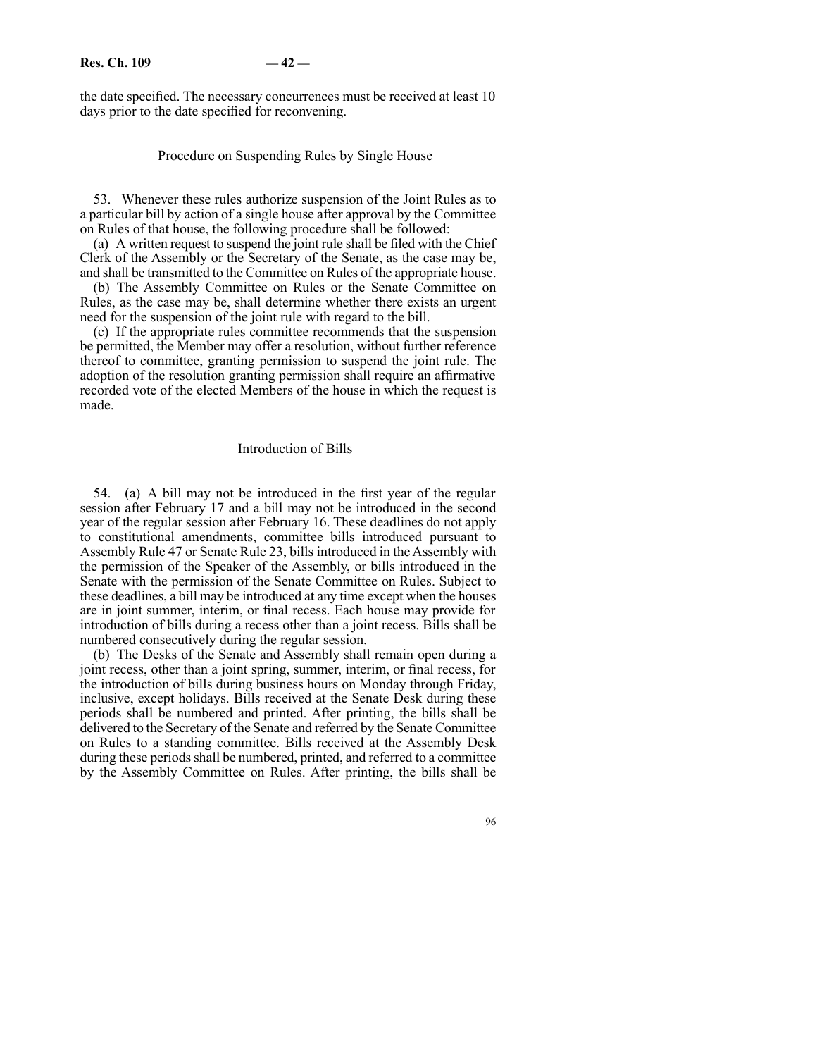the date specified. The necessary concurrences must be received at least 10 days prior to the date specified for reconvening.

### Procedure on Suspending Rules by Single House

53. Whenever these rules authorize suspension of the Joint Rules as to a particular bill by action of a single house after approval by the Committee on Rules of that house, the following procedure shall be followed:

(a) A written request to suspend the joint rule shall be filed with the Chief Clerk of the Assembly or the Secretary of the Senate, as the case may be, and shall be transmitted to the Committee on Rules of the appropriate house.

(b) The Assembly Committee on Rules or the Senate Committee on Rules, as the case may be, shall determine whether there exists an urgent need for the suspension of the joint rule with regard to the bill.

(c) If the appropriate rules committee recommends that the suspension be permitted, the Member may offer a resolution, without further reference thereof to committee, granting permission to suspend the joint rule. The adoption of the resolution granting permission shall require an affirmative recorded vote of the elected Members of the house in which the request is made.

### Introduction of Bills

54. (a) A bill may not be introduced in the first year of the regular session after February 17 and a bill may not be introduced in the second year of the regular session after February 16. These deadlines do not apply to constitutional amendments, committee bills introduced pursuant to Assembly Rule 47 or Senate Rule 23, bills introduced in the Assembly with the permission of the Speaker of the Assembly, or bills introduced in the Senate with the permission of the Senate Committee on Rules. Subject to these deadlines, a bill may be introduced at any time except when the houses are in joint summer, interim, or final recess. Each house may provide for introduction of bills during a recess other than a joint recess. Bills shall be numbered consecutively during the regular session.

(b) The Desks of the Senate and Assembly shall remain open during a joint recess, other than a joint spring, summer, interim, or final recess, for the introduction of bills during business hours on Monday through Friday, inclusive, except holidays. Bills received at the Senate Desk during these periods shall be numbered and printed. After printing, the bills shall be delivered to the Secretary of the Senate and referred by the Senate Committee on Rules to a standing committee. Bills received at the Assembly Desk during these periods shall be numbered, printed, and referred to a committee by the Assembly Committee on Rules. After printing, the bills shall be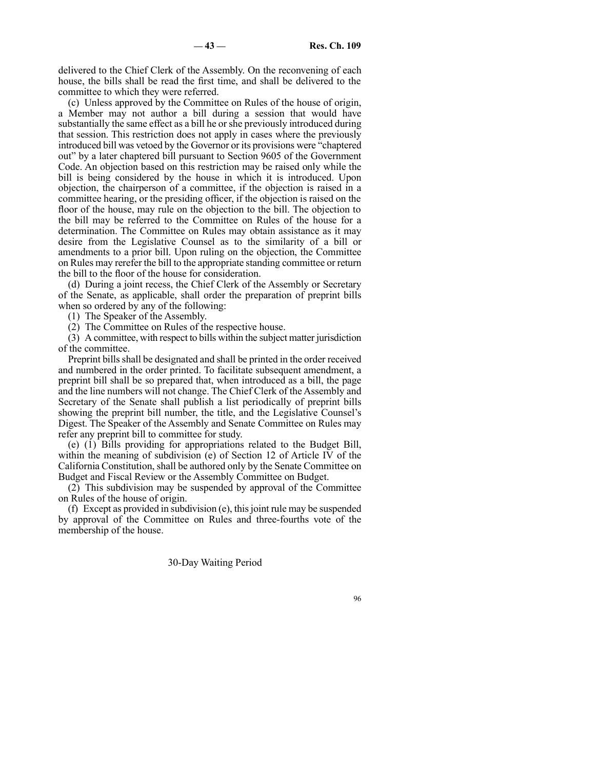delivered to the Chief Clerk of the Assembly. On the reconvening of each house, the bills shall be read the first time, and shall be delivered to the committee to which they were referred.

(c) Unless approved by the Committee on Rules of the house of origin, a Member may not author a bill during a session that would have substantially the same effect as a bill he or she previously introduced during that session. This restriction does not apply in cases where the previously introduced bill was vetoed by the Governor or its provisions were "chaptered out" by a later chaptered bill pursuant to Section 9605 of the Government Code. An objection based on this restriction may be raised only while the bill is being considered by the house in which it is introduced. Upon objection, the chairperson of a committee, if the objection is raised in a committee hearing, or the presiding officer, if the objection is raised on the floor of the house, may rule on the objection to the bill. The objection to the bill may be referred to the Committee on Rules of the house for a determination. The Committee on Rules may obtain assistance as it may desire from the Legislative Counsel as to the similarity of a bill or amendments to a prior bill. Upon ruling on the objection, the Committee on Rules may rerefer the bill to the appropriate standing committee or return the bill to the floor of the house for consideration.

(d) During a joint recess, the Chief Clerk of the Assembly or Secretary of the Senate, as applicable, shall order the preparation of preprint bills when so ordered by any of the following:

(1) The Speaker of the Assembly.

(2) The Committee on Rules of the respective house.

(3) A committee, with respect to bills within the subject matter jurisdiction of the committee.

Preprint bills shall be designated and shall be printed in the order received and numbered in the order printed. To facilitate subsequent amendment, a preprint bill shall be so prepared that, when introduced as a bill, the page and the line numbers will not change. The Chief Clerk of the Assembly and Secretary of the Senate shall publish a list periodically of preprint bills showing the preprint bill number, the title, and the Legislative Counsel's Digest. The Speaker of the Assembly and Senate Committee on Rules may refer any preprint bill to committee for study.

(e) (1) Bills providing for appropriations related to the Budget Bill, within the meaning of subdivision (e) of Section 12 of Article IV of the California Constitution, shall be authored only by the Senate Committee on Budget and Fiscal Review or the Assembly Committee on Budget.

(2) This subdivision may be suspended by approval of the Committee on Rules of the house of origin.

(f) Except as provided in subdivision (e), this joint rule may be suspended by approval of the Committee on Rules and three-fourths vote of the membership of the house.

### 30-Day Waiting Period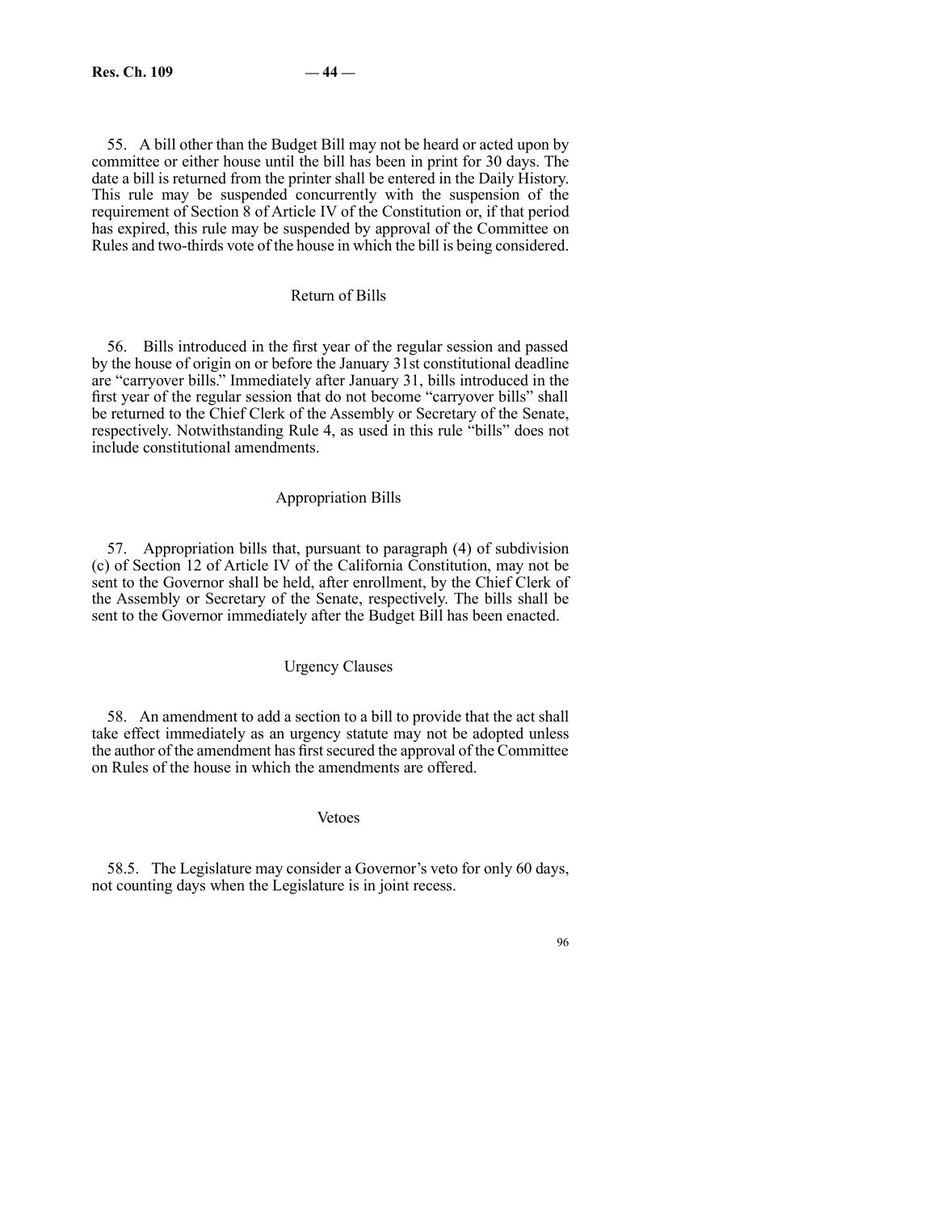55. A bill other than the Budget Bill may not be heard or acted upon by committee or either house until the bill has been in print for 30 days. The date a bill is returned from the printer shall be entered in the Daily History. This rule may be suspended concurrently with the suspension of the requirement of Section 8 of Article IV of the Constitution or, if that period has expired, this rule may be suspended by approval of the Committee on Rules and two-thirds vote of the house in which the bill is being considered.

### Return of Bills

56. Bills introduced in the first year of the regular session and passed by the house of origin on or before the January 31st constitutional deadline are "carryover bills." Immediately after January 31, bills introduced in the first year of the regular session that do not become "carryover bills" shall be returned to the Chief Clerk of the Assembly or Secretary of the Senate, respectively. Notwithstanding Rule 4, as used in this rule "bills" does not include constitutional amendments.

### Appropriation Bills

57. Appropriation bills that, pursuant to paragraph (4) of subdivision (c) of Section 12 of Article IV of the California Constitution, may not be sent to the Governor shall be held, after enrollment, by the Chief Clerk of the Assembly or Secretary of the Senate, respectively. The bills shall be sent to the Governor immediately after the Budget Bill has been enacted.

### Urgency Clauses

58. An amendment to add a section to a bill to provide that the act shall take effect immediately as an urgency statute may not be adopted unless the author of the amendment has first secured the approval of the Committee on Rules of the house in which the amendments are offered.

### Vetoes

58.5. The Legislature may consider a Governor's veto for only 60 days, not counting days when the Legislature is in joint recess.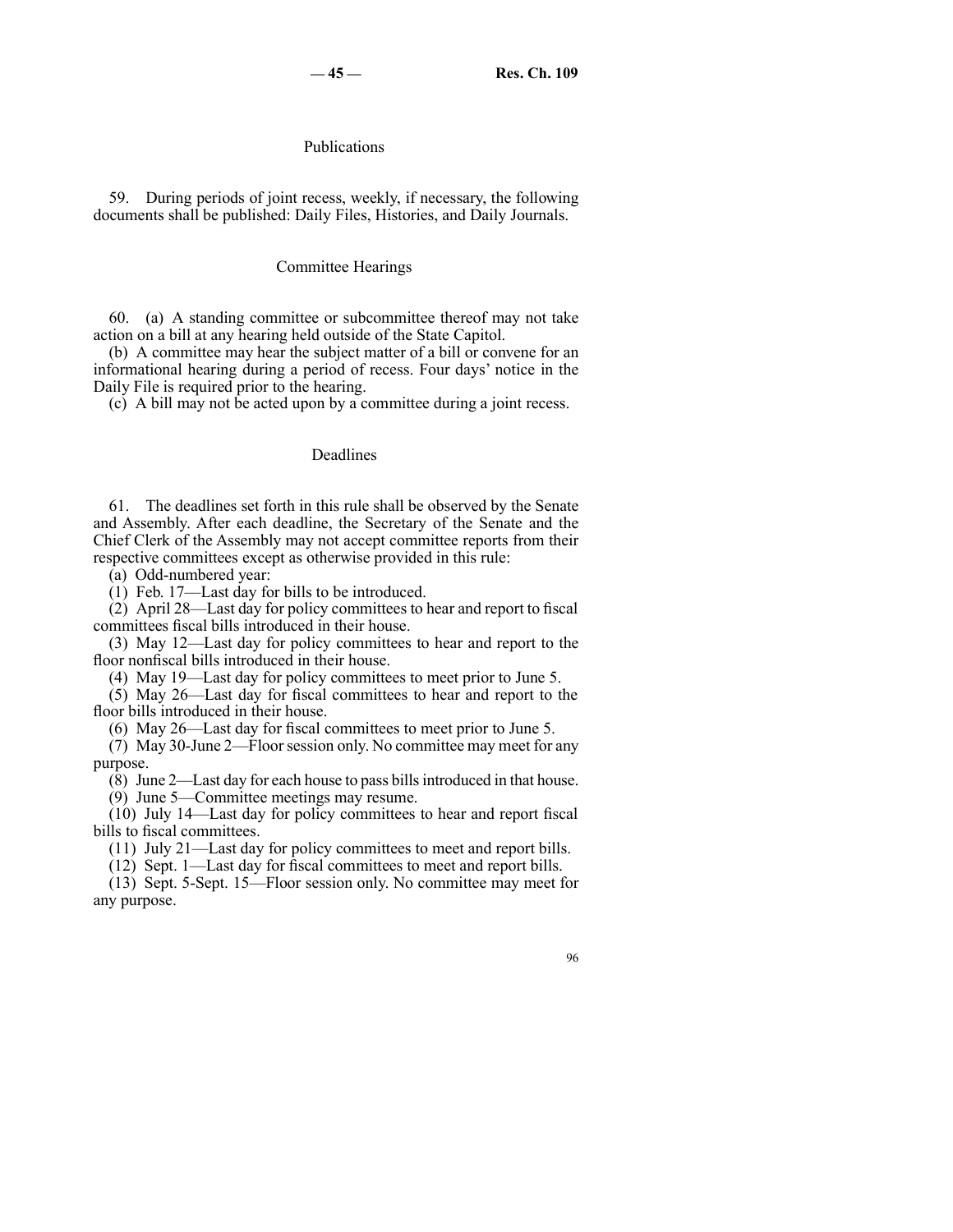## Publications

59. During periods of joint recess, weekly, if necessary, the following documents shall be published: Daily Files, Histories, and Daily Journals.

## Committee Hearings

60. (a) A standing committee or subcommittee thereof may not take action on a bill at any hearing held outside of the State Capitol.

(b) A committee may hear the subject matter of a bill or convene for an informational hearing during a period of recess. Four days' notice in the Daily File is required prior to the hearing.

(c) A bill may not be acted upon by a committee during a joint recess.

## Deadlines

61. The deadlines set forth in this rule shall be observed by the Senate and Assembly. After each deadline, the Secretary of the Senate and the Chief Clerk of the Assembly may not accept committee reports from their respective committees except as otherwise provided in this rule:

(a) Odd-numbered year:

(1) Feb. 17—Last day for bills to be introduced.

(2) April 28—Last day for policy committees to hear and report to fiscal committees fiscal bills introduced in their house.

(3) May 12—Last day for policy committees to hear and report to the floor nonfiscal bills introduced in their house.

(4) May 19—Last day for policy committees to meet prior to June 5.

(5) May 26—Last day for fiscal committees to hear and report to the floor bills introduced in their house.

(6) May 26—Last day for fiscal committees to meet prior to June 5.

(7) May 30-June 2—Floor session only. No committee may meet for any purpose.

(8) June 2—Last day for each house to pass bills introduced in that house.

(9) June 5—Committee meetings may resume.

(10) July 14—Last day for policy committees to hear and report fiscal bills to fiscal committees.

(11) July 21—Last day for policy committees to meet and report bills.

(12) Sept. 1—Last day for fiscal committees to meet and report bills.

(13) Sept. 5-Sept. 15—Floor session only. No committee may meet for any purpose.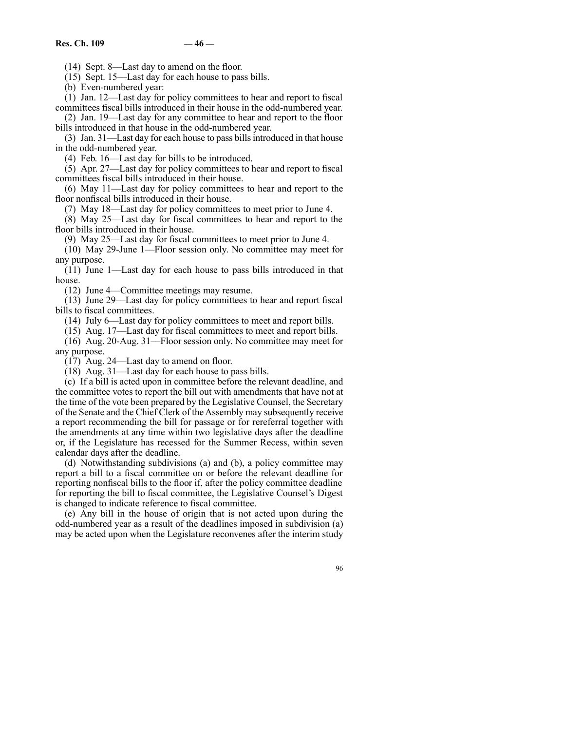(14) Sept. 8—Last day to amend on the floor.

(15) Sept. 15—Last day for each house to pass bills.

(b) Even-numbered year:

(1) Jan. 12—Last day for policy committees to hear and report to fiscal committees fiscal bills introduced in their house in the odd-numbered year.

(2) Jan. 19—Last day for any committee to hear and report to the floor bills introduced in that house in the odd-numbered year.

(3) Jan. 31—Last day for each house to pass bills introduced in that house in the odd-numbered year.

(4) Feb. 16—Last day for bills to be introduced.

(5) Apr. 27—Last day for policy committees to hear and report to fiscal committees fiscal bills introduced in their house.

(6) May 11—Last day for policy committees to hear and report to the floor nonfiscal bills introduced in their house.

(7) May 18—Last day for policy committees to meet prior to June 4.

(8) May 25—Last day for fiscal committees to hear and report to the floor bills introduced in their house.

(9) May 25—Last day for fiscal committees to meet prior to June 4.

(10) May 29-June 1—Floor session only. No committee may meet for any purpose.

(11) June 1—Last day for each house to pass bills introduced in that house.

(12) June 4—Committee meetings may resume.

(13) June 29—Last day for policy committees to hear and report fiscal bills to fiscal committees.

(14) July 6—Last day for policy committees to meet and report bills.

(15) Aug. 17—Last day for fiscal committees to meet and report bills.

(16) Aug. 20-Aug. 31—Floor session only. No committee may meet for any purpose.

(17) Aug. 24—Last day to amend on floor.

(18) Aug. 31—Last day for each house to pass bills.

(c) If a bill is acted upon in committee before the relevant deadline, and the committee votes to report the bill out with amendments that have not at the time of the vote been prepared by the Legislative Counsel, the Secretary of the Senate and the Chief Clerk of the Assembly may subsequently receive a report recommending the bill for passage or for rereferral together with the amendments at any time within two legislative days after the deadline or, if the Legislature has recessed for the Summer Recess, within seven calendar days after the deadline.

(d) Notwithstanding subdivisions (a) and (b), a policy committee may report a bill to a fiscal committee on or before the relevant deadline for reporting nonfiscal bills to the floor if, after the policy committee deadline for reporting the bill to fiscal committee, the Legislative Counsel's Digest is changed to indicate reference to fiscal committee.

(e) Any bill in the house of origin that is not acted upon during the odd-numbered year as a result of the deadlines imposed in subdivision (a) may be acted upon when the Legislature reconvenes after the interim study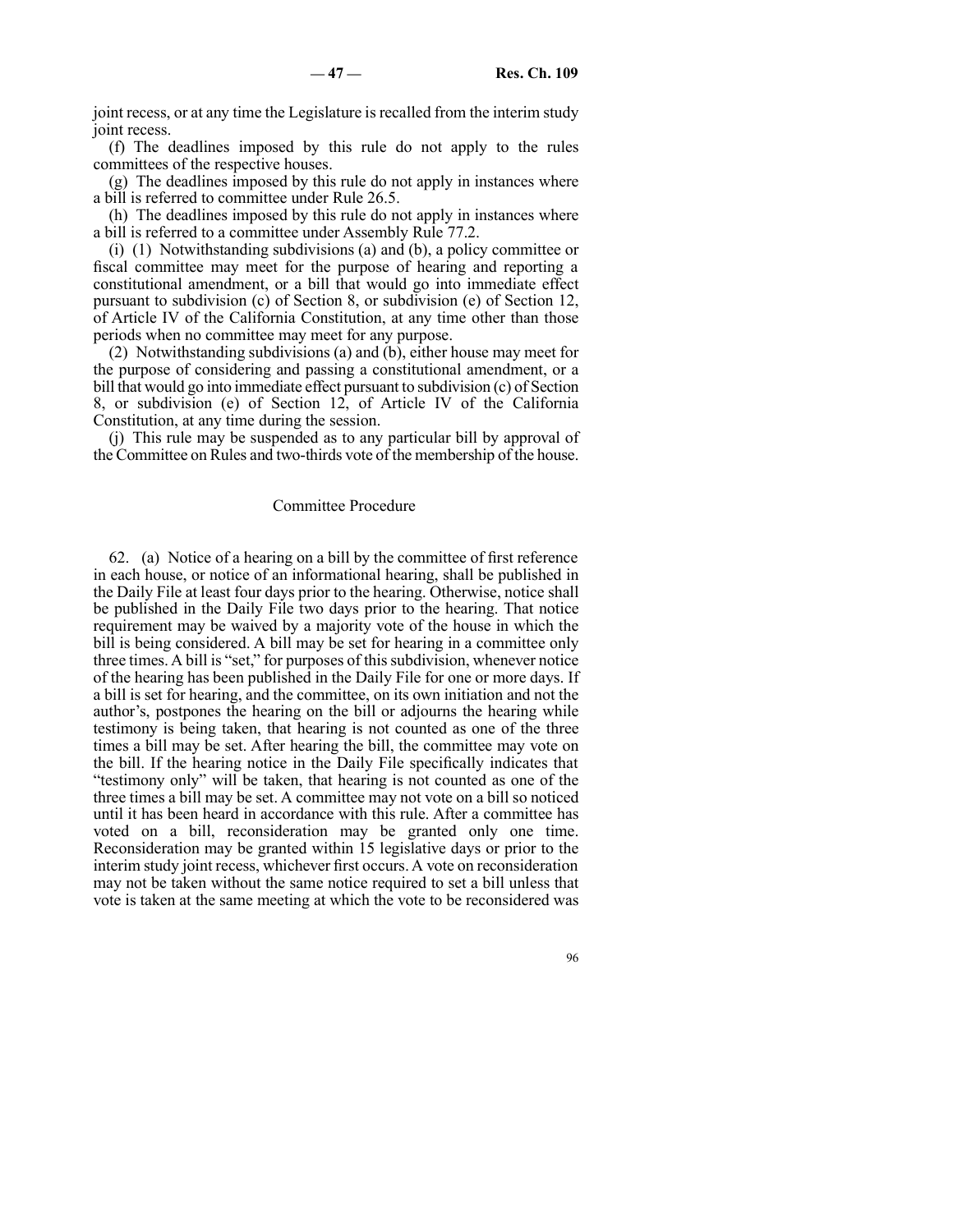joint recess, or at any time the Legislature is recalled from the interim study joint recess.

(f) The deadlines imposed by this rule do not apply to the rules committees of the respective houses.

(g) The deadlines imposed by this rule do not apply in instances where a bill is referred to committee under Rule 26.5.

(h) The deadlines imposed by this rule do not apply in instances where a bill is referred to a committee under Assembly Rule 77.2.

(i) (1) Notwithstanding subdivisions (a) and (b), a policy committee or fiscal committee may meet for the purpose of hearing and reporting a constitutional amendment, or a bill that would go into immediate effect pursuant to subdivision (c) of Section 8, or subdivision (e) of Section 12, of Article IV of the California Constitution, at any time other than those periods when no committee may meet for any purpose.

(2) Notwithstanding subdivisions (a) and (b), either house may meet for the purpose of considering and passing a constitutional amendment, or a bill that would go into immediate effect pursuant to subdivision (c) of Section 8, or subdivision (e) of Section 12, of Article IV of the California Constitution, at any time during the session.

(j) This rule may be suspended as to any particular bill by approval of the Committee on Rules and two-thirds vote of the membership of the house.

## Committee Procedure

62. (a) Notice of a hearing on a bill by the committee of first reference in each house, or notice of an informational hearing, shall be published in the Daily File at least four days prior to the hearing. Otherwise, notice shall be published in the Daily File two days prior to the hearing. That notice requirement may be waived by a majority vote of the house in which the bill is being considered. A bill may be set for hearing in a committee only three times. A bill is "set," for purposes of this subdivision, whenever notice of the hearing has been published in the Daily File for one or more days. If a bill is set for hearing, and the committee, on its own initiation and not the author's, postpones the hearing on the bill or adjourns the hearing while testimony is being taken, that hearing is not counted as one of the three times a bill may be set. After hearing the bill, the committee may vote on the bill. If the hearing notice in the Daily File specifically indicates that "testimony only" will be taken, that hearing is not counted as one of the three times a bill may be set. A committee may not vote on a bill so noticed until it has been heard in accordance with this rule. After a committee has voted on a bill, reconsideration may be granted only one time. Reconsideration may be granted within 15 legislative days or prior to the interim study joint recess, whichever first occurs. A vote on reconsideration may not be taken without the same notice required to set a bill unless that vote is taken at the same meeting at which the vote to be reconsidered was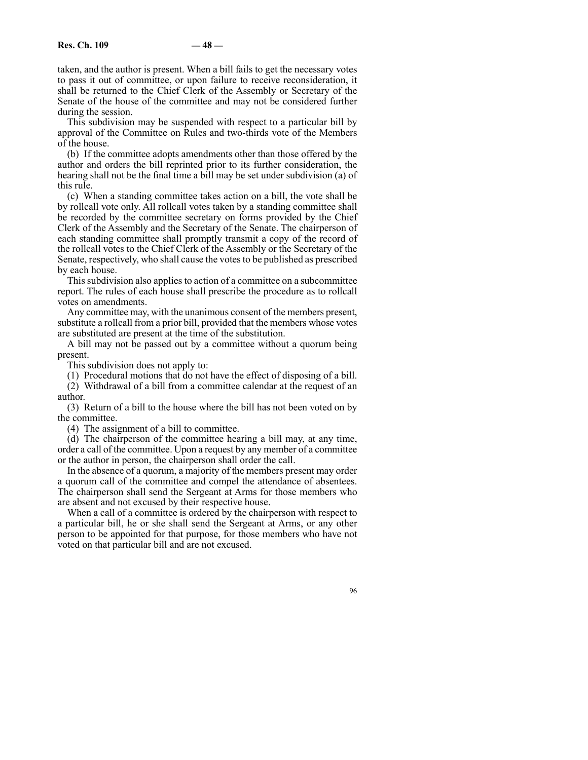taken, and the author is present. When a bill fails to get the necessary votes to pass it out of committee, or upon failure to receive reconsideration, it shall be returned to the Chief Clerk of the Assembly or Secretary of the Senate of the house of the committee and may not be considered further during the session.

This subdivision may be suspended with respect to a particular bill by approval of the Committee on Rules and two-thirds vote of the Members of the house.

(b) If the committee adopts amendments other than those offered by the author and orders the bill reprinted prior to its further consideration, the hearing shall not be the final time a bill may be set under subdivision (a) of this rule.

(c) When a standing committee takes action on a bill, the vote shall be by rollcall vote only. All rollcall votes taken by a standing committee shall be recorded by the committee secretary on forms provided by the Chief Clerk of the Assembly and the Secretary of the Senate. The chairperson of each standing committee shall promptly transmit a copy of the record of the rollcall votes to the Chief Clerk of the Assembly or the Secretary of the Senate, respectively, who shall cause the votes to be published as prescribed by each house.

This subdivision also applies to action of a committee on a subcommittee report. The rules of each house shall prescribe the procedure as to rollcall votes on amendments.

Any committee may, with the unanimous consent of the members present, substitute a rollcall from a prior bill, provided that the members whose votes are substituted are present at the time of the substitution.

A bill may not be passed out by a committee without a quorum being present.

This subdivision does not apply to:

(1) Procedural motions that do not have the effect of disposing of a bill.

(2) Withdrawal of a bill from a committee calendar at the request of an author.

(3) Return of a bill to the house where the bill has not been voted on by the committee.

(4) The assignment of a bill to committee.

(d) The chairperson of the committee hearing a bill may, at any time, order a call of the committee. Upon a request by any member of a committee or the author in person, the chairperson shall order the call.

In the absence of a quorum, a majority of the members present may order a quorum call of the committee and compel the attendance of absentees. The chairperson shall send the Sergeant at Arms for those members who are absent and not excused by their respective house.

When a call of a committee is ordered by the chairperson with respect to a particular bill, he or she shall send the Sergeant at Arms, or any other person to be appointed for that purpose, for those members who have not voted on that particular bill and are not excused.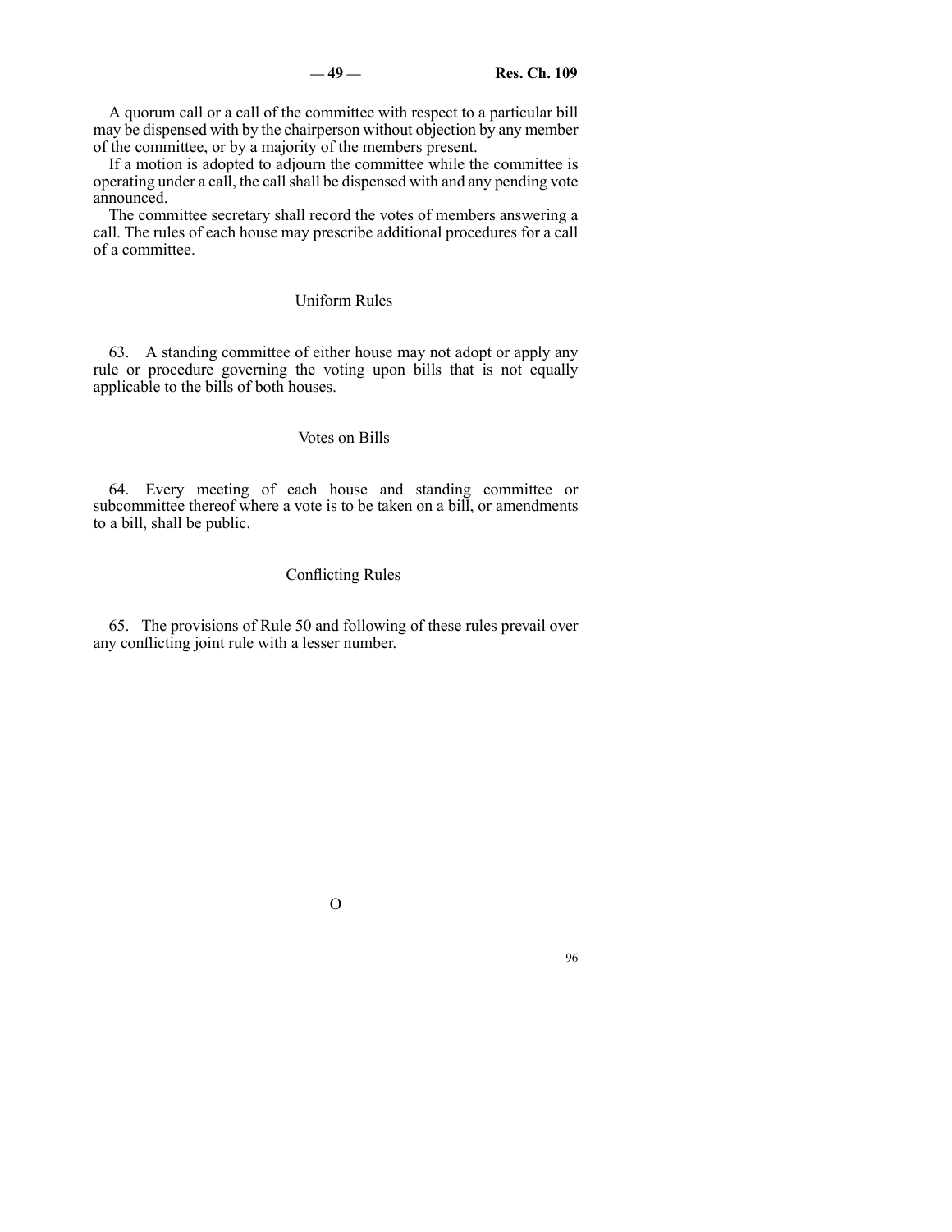A quorum call or a call of the committee with respect to a particular bill may be dispensed with by the chairperson without objection by any member of the committee, or by a majority of the members present.

If a motion is adopted to adjourn the committee while the committee is operating under a call, the call shall be dispensed with and any pending vote announced.

The committee secretary shall record the votes of members answering a call. The rules of each house may prescribe additional procedures for a call of a committee.

## Uniform Rules

63. A standing committee of either house may not adopt or apply any rule or procedure governing the voting upon bills that is not equally applicable to the bills of both houses.

## Votes on Bills

64. Every meeting of each house and standing committee or subcommittee thereof where a vote is to be taken on a bill, or amendments to a bill, shall be public.

## Conflicting Rules

65. The provisions of Rule 50 and following of these rules prevail over any conflicting joint rule with a lesser number.

O